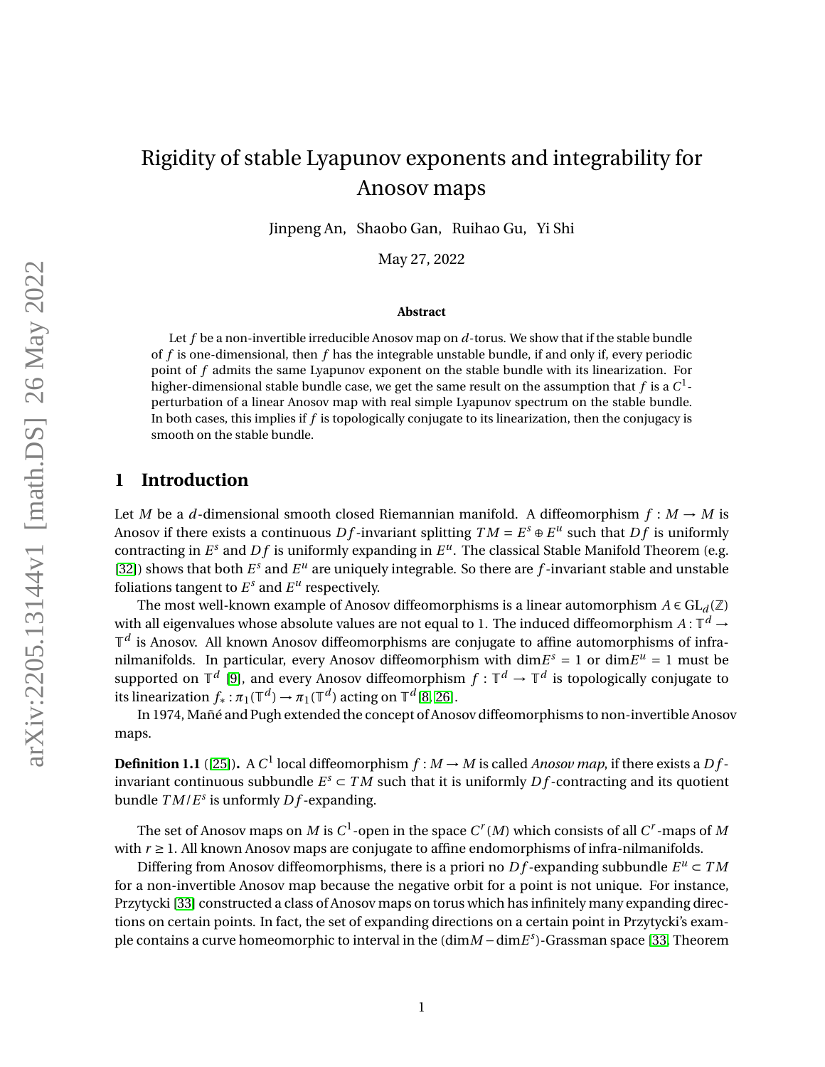# Rigidity of stable Lyapunov exponents and integrability for Anosov maps

Jinpeng An, Shaobo Gan, Ruihao Gu, Yi Shi

May 27, 2022

**Abstract**

Let $f$ be a non-invertible irreducible Anosov map on $d$-torus. We show that if the stable bundle of $f$ is one-dimensional, then $f$ has the integrable unstable bundle, if and only if, every periodic point of $f$ admits the same Lyapunov exponent on the stable bundle with its linearization. For higher-dimensional stable bundle case, we get the same result on the assumption that $f$ is a $C^1$-perturbation of a linear Anosov map with real simple Lyapunov spectrum on the stable bundle. In both cases, this implies if $f$ is topologically conjugate to its linearization, then the conjugacy is smooth on the stable bundle.

## 1 Introduction

Let $M$ be a $d$-dimensional smooth closed Riemannian manifold. A diffeomorphism $f : M \to M$ is Anosov if there exists a continuous $Df$-invariant splitting $TM = E^s \oplus E^u$ such that $Df$ is uniformly contracting in $E^s$ and $Df$ is uniformly expanding in $E^u$. The classical Stable Manifold Theorem (e.g. [32]) shows that both $E^s$ and $E^u$ are uniquely integrable. So there are $f$-invariant stable and unstable foliations tangent to $E^s$ and $E^u$ respectively.

The most well-known example of Anosov diffeomorphisms is a linear automorphism $A \in \mathrm{GL}_d(\mathbb{Z})$ with all eigenvalues whose absolute values are not equal to 1. The induced diffeomorphism $A : \mathbb{T}^d \to \mathbb{T}^d$ is Anosov. All known Anosov diffeomorphisms are conjugate to affine automorphisms of infra-nilmanifolds. In particular, every Anosov diffeomorphism with $\dim E^s = 1$ or $\dim E^u = 1$ must be supported on $\mathbb{T}^d$ [9], and every Anosov diffeomorphism $f : \mathbb{T}^d \to \mathbb{T}^d$ is topologically conjugate to its linearization $f_* : \pi_1(\mathbb{T}^d) \to \pi_1(\mathbb{T}^d)$ acting on $\mathbb{T}^d$ [8, 26].

In 1974, Mañé and Pugh extended the concept of Anosov diffeomorphisms to non-invertible Anosov maps.

**Definition 1.1** ([25])**.** A $C^1$ local diffeomorphism $f : M \to M$ is called *Anosov map*, if there exists a $Df$-invariant continuous subbundle $E^s \subset TM$ such that it is uniformly $Df$-contracting and its quotient bundle $TM/E^s$ is unformly $Df$-expanding.

The set of Anosov maps on $M$ is $C^1$-open in the space $C^r(M)$ which consists of all $C^r$-maps of $M$ with $r \geq 1$. All known Anosov maps are conjugate to affine endomorphisms of infra-nilmanifolds.

Differing from Anosov diffeomorphisms, there is a priori no $Df$-expanding subbundle $E^u \subset TM$ for a non-invertible Anosov map because the negative orbit for a point is not unique. For instance, Przytycki [33] constructed a class of Anosov maps on torus which has infinitely many expanding directions on certain points. In fact, the set of expanding directions on a certain point in Przytycki's example contains a curve homeomorphic to interval in the $(\dim M - \dim E^s)$-Grassman space [33, Theorem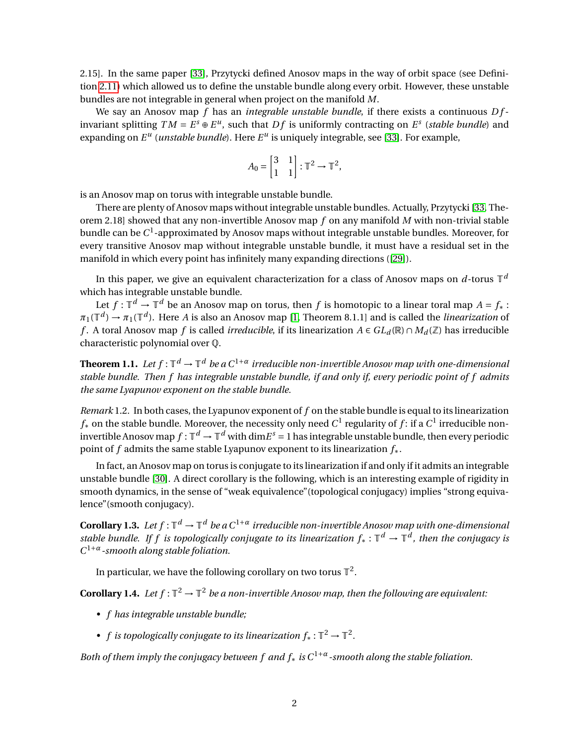2.15]. In the same paper [33], Przytycki defined Anosov maps in the way of orbit space (see Definition 2.11) which allowed us to define the unstable bundle along every orbit. However, these unstable bundles are not integrable in general when project on the manifold $M$.

We say an Anosov map $f$ has an *integrable unstable bundle*, if there exists a continuous $Df$-invariant splitting $TM = E^s \oplus E^u$, such that $Df$ is uniformly contracting on $E^s$ (*stable bundle*) and expanding on $E^u$ (*unstable bundle*). Here $E^u$ is uniquely integrable, see [33]. For example,

$$A_0 = \begin{bmatrix} 3 & 1 \\ 1 & 1 \end{bmatrix} : \mathbb{T}^2 \to \mathbb{T}^2,$$

is an Anosov map on torus with integrable unstable bundle.

There are plenty of Anosov maps without integrable unstable bundles. Actually, Przytycki [33, Theorem 2.18] showed that any non-invertible Anosov map $f$ on any manifold $M$ with non-trivial stable bundle can be $C^1$-approximated by Anosov maps without integrable unstable bundles. Moreover, for every transitive Anosov map without integrable unstable bundle, it must have a residual set in the manifold in which every point has infinitely many expanding directions ([29]).

In this paper, we give an equivalent characterization for a class of Anosov maps on $d$-torus $\mathbb{T}^d$ which has integrable unstable bundle.

Let $f : \mathbb{T}^d \to \mathbb{T}^d$ be an Anosov map on torus, then $f$ is homotopic to a linear toral map $A = f_* : \pi_1(\mathbb{T}^d) \to \pi_1(\mathbb{T}^d)$. Here $A$ is also an Anosov map [1, Theorem 8.1.1] and is called the *linearization* of $f$. A toral Anosov map $f$ is called *irreducible*, if its linearization $A \in GL_d(\mathbb{R}) \cap M_d(\mathbb{Z})$ has irreducible characteristic polynomial over $\mathbb{Q}$.

**Theorem 1.1.** *Let $f : \mathbb{T}^d \to \mathbb{T}^d$ be a $C^{1+\alpha}$ irreducible non-invertible Anosov map with one-dimensional stable bundle. Then $f$ has integrable unstable bundle, if and only if, every periodic point of $f$ admits the same Lyapunov exponent on the stable bundle.*

*Remark* 1.2. In both cases, the Lyapunov exponent of $f$ on the stable bundle is equal to its linearization $f_*$ on the stable bundle. Moreover, the necessity only need $C^1$ regularity of $f$: if a $C^1$ irreducible non-invertible Anosov map $f : \mathbb{T}^d \to \mathbb{T}^d$ with $\dim E^s = 1$ has integrable unstable bundle, then every periodic point of $f$ admits the same stable Lyapunov exponent to its linearization $f_*$.

In fact, an Anosov map on torus is conjugate to its linearization if and only if it admits an integrable unstable bundle [30]. A direct corollary is the following, which is an interesting example of rigidity in smooth dynamics, in the sense of "weak equivalence"(topological conjugacy) implies "strong equivalence"(smooth conjugacy).

**Corollary 1.3.** *Let $f : \mathbb{T}^d \to \mathbb{T}^d$ be a $C^{1+\alpha}$ irreducible non-invertible Anosov map with one-dimensional stable bundle. If $f$ is topologically conjugate to its linearization $f_* : \mathbb{T}^d \to \mathbb{T}^d$, then the conjugacy is $C^{1+\alpha}$-smooth along stable foliation.*

In particular, we have the following corollary on two torus $\mathbb{T}^2$.

**Corollary 1.4.** *Let $f : \mathbb{T}^2 \to \mathbb{T}^2$ be a non-invertible Anosov map, then the following are equivalent:*

- *$f$ has integrable unstable bundle;*
- *$f$ is topologically conjugate to its linearization $f_* : \mathbb{T}^2 \to \mathbb{T}^2$.*

*Both of them imply the conjugacy between $f$ and $f_*$ is $C^{1+\alpha}$-smooth along the stable foliation.*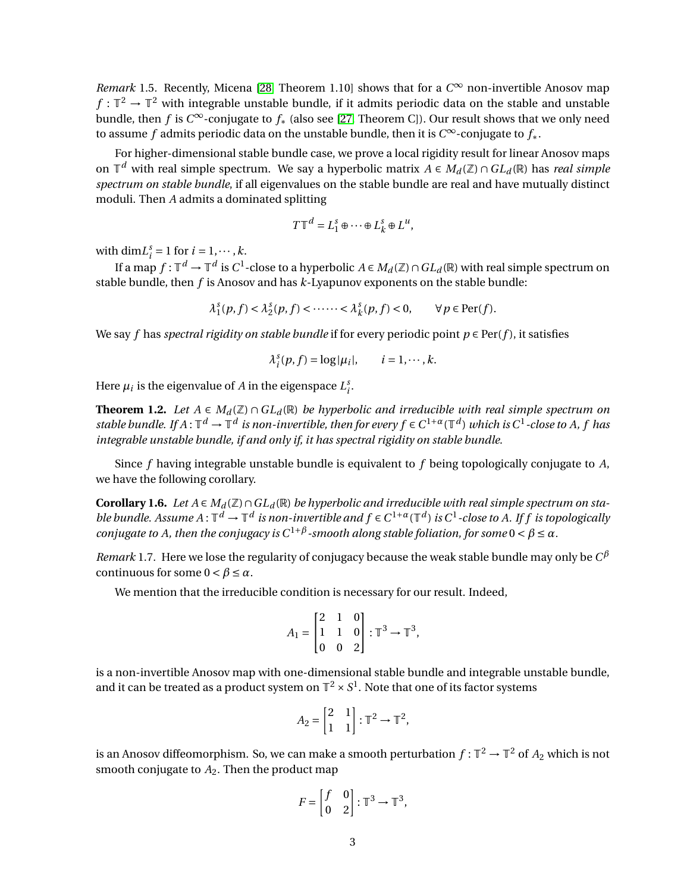*Remark* 1.5. Recently, Micena [28, Theorem 1.10] shows that for a $C^\infty$ non-invertible Anosov map $f:\mathbb{T}^2\to\mathbb{T}^2$ with integrable unstable bundle, if it admits periodic data on the stable and unstable bundle, then $f$ is $C^\infty$-conjugate to $f_*$ (also see [27, Theorem C]). Our result shows that we only need to assume $f$ admits periodic data on the unstable bundle, then it is $C^\infty$-conjugate to $f_*$.

For higher-dimensional stable bundle case, we prove a local rigidity result for linear Anosov maps on $\mathbb{T}^d$ with real simple spectrum. We say a hyperbolic matrix $A\in M_d(\mathbb{Z})\cap GL_d(\mathbb{R})$ has *real simple spectrum on stable bundle*, if all eigenvalues on the stable bundle are real and have mutually distinct moduli. Then $A$ admits a dominated splitting

$$T\mathbb{T}^d = L_1^s\oplus\cdots\oplus L_k^s\oplus L^u,$$

with $\dim L_i^s = 1$ for $i=1,\cdots,k$.

If a map $f:\mathbb{T}^d\to\mathbb{T}^d$ is $C^1$-close to a hyperbolic $A\in M_d(\mathbb{Z})\cap GL_d(\mathbb{R})$ with real simple spectrum on stable bundle, then $f$ is Anosov and has $k$-Lyapunov exponents on the stable bundle:

$$\lambda_1^s(p,f)<\lambda_2^s(p,f)<\cdots\cdots<\lambda_k^s(p,f)<0,\qquad \forall p\in \mathrm{Per}(f).$$

We say $f$ has *spectral rigidity on stable bundle* if for every periodic point $p\in\mathrm{Per}(f)$, it satisfies

$$\lambda_i^s(p,f)=\log|\mu_i|,\qquad i=1,\cdots,k.$$

Here $\mu_i$ is the eigenvalue of $A$ in the eigenspace $L_i^s$.

**Theorem 1.2.** *Let $A\in M_d(\mathbb{Z})\cap GL_d(\mathbb{R})$ be hyperbolic and irreducible with real simple spectrum on stable bundle. If $A:\mathbb{T}^d\to\mathbb{T}^d$ is non-invertible, then for every $f\in C^{1+\alpha}(\mathbb{T}^d)$ which is $C^1$-close to $A$, $f$ has integrable unstable bundle, if and only if, it has spectral rigidity on stable bundle.*

Since $f$ having integrable unstable bundle is equivalent to $f$ being topologically conjugate to $A$, we have the following corollary.

**Corollary 1.6.** *Let $A\in M_d(\mathbb{Z})\cap GL_d(\mathbb{R})$ be hyperbolic and irreducible with real simple spectrum on stable bundle. Assume $A:\mathbb{T}^d\to\mathbb{T}^d$ is non-invertible and $f\in C^{1+\alpha}(\mathbb{T}^d)$ is $C^1$-close to $A$. If $f$ is topologically conjugate to $A$, then the conjugacy is $C^{1+\beta}$-smooth along stable foliation, for some $0<\beta\le\alpha$.*

*Remark* 1.7. Here we lose the regularity of conjugacy because the weak stable bundle may only be $C^\beta$ continuous for some $0<\beta\le\alpha$.

We mention that the irreducible condition is necessary for our result. Indeed,

$$A_1=\begin{bmatrix}2&1&0\\1&1&0\\0&0&2\end{bmatrix}:\mathbb{T}^3\to\mathbb{T}^3,$$

is a non-invertible Anosov map with one-dimensional stable bundle and integrable unstable bundle, and it can be treated as a product system on $\mathbb{T}^2\times S^1$. Note that one of its factor systems

$$A_2=\begin{bmatrix}2&1\\1&1\end{bmatrix}:\mathbb{T}^2\to\mathbb{T}^2,$$

is an Anosov diffeomorphism. So, we can make a smooth perturbation $f:\mathbb{T}^2\to\mathbb{T}^2$ of $A_2$ which is not smooth conjugate to $A_2$. Then the product map

$$F=\begin{bmatrix}f&0\\0&2\end{bmatrix}:\mathbb{T}^3\to\mathbb{T}^3,$$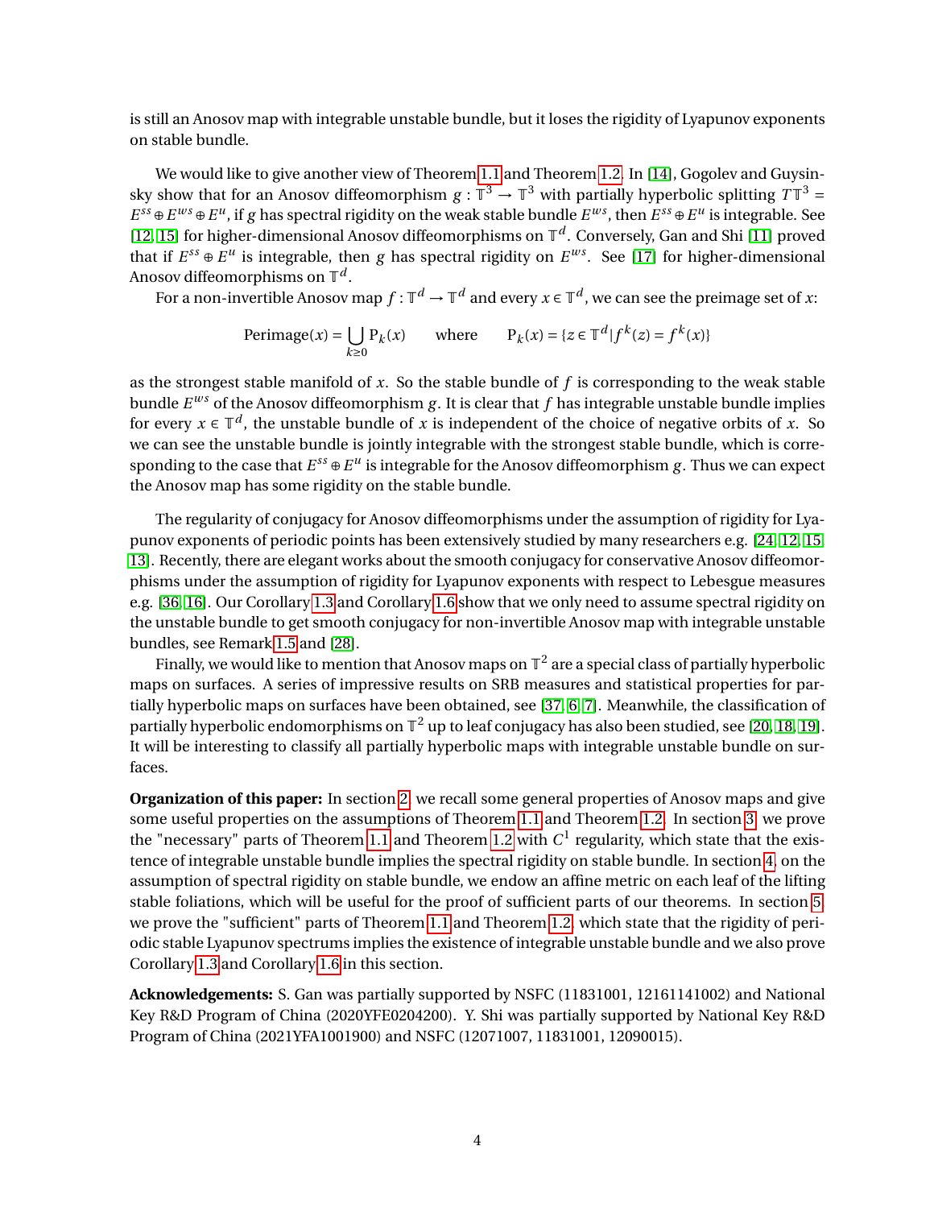is still an Anosov map with integrable unstable bundle, but it loses the rigidity of Lyapunov exponents on stable bundle.

We would like to give another view of Theorem 1.1 and Theorem 1.2. In [14], Gogolev and Guysinsky show that for an Anosov diffeomorphism $g : \mathbb{T}^3 \to \mathbb{T}^3$ with partially hyperbolic splitting $T\mathbb{T}^3 = E^{ss} \oplus E^{ws} \oplus E^u$, if $g$ has spectral rigidity on the weak stable bundle $E^{ws}$, then $E^{ss} \oplus E^u$ is integrable. See [12, 15] for higher-dimensional Anosov diffeomorphisms on $\mathbb{T}^d$. Conversely, Gan and Shi [11] proved that if $E^{ss} \oplus E^u$ is integrable, then $g$ has spectral rigidity on $E^{ws}$. See [17] for higher-dimensional Anosov diffeomorphisms on $\mathbb{T}^d$.

For a non-invertible Anosov map $f : \mathbb{T}^d \to \mathbb{T}^d$ and every $x \in \mathbb{T}^d$, we can see the preimage set of $x$:

$$\text{Perimage}(x) = \bigcup_{k \geq 0} \text{P}_k(x) \qquad \text{where} \qquad \text{P}_k(x) = \{z \in \mathbb{T}^d | f^k(z) = f^k(x)\}$$

as the strongest stable manifold of $x$. So the stable bundle of $f$ is corresponding to the weak stable bundle $E^{ws}$ of the Anosov diffeomorphism $g$. It is clear that $f$ has integrable unstable bundle implies for every $x \in \mathbb{T}^d$, the unstable bundle of $x$ is independent of the choice of negative orbits of $x$. So we can see the unstable bundle is jointly integrable with the strongest stable bundle, which is corresponding to the case that $E^{ss} \oplus E^u$ is integrable for the Anosov diffeomorphism $g$. Thus we can expect the Anosov map has some rigidity on the stable bundle.

The regularity of conjugacy for Anosov diffeomorphisms under the assumption of rigidity for Lyapunov exponents of periodic points has been extensively studied by many researchers e.g. [24, 12, 15, 13]. Recently, there are elegant works about the smooth conjugacy for conservative Anosov diffeomorphisms under the assumption of rigidity for Lyapunov exponents with respect to Lebesgue measures e.g. [36, 16]. Our Corollary 1.3 and Corollary 1.6 show that we only need to assume spectral rigidity on the unstable bundle to get smooth conjugacy for non-invertible Anosov map with integrable unstable bundles, see Remark 1.5 and [28].

Finally, we would like to mention that Anosov maps on $\mathbb{T}^2$ are a special class of partially hyperbolic maps on surfaces. A series of impressive results on SRB measures and statistical properties for partially hyperbolic maps on surfaces have been obtained, see [37, 6, 7]. Meanwhile, the classification of partially hyperbolic endomorphisms on $\mathbb{T}^2$ up to leaf conjugacy has also been studied, see [20, 18, 19]. It will be interesting to classify all partially hyperbolic maps with integrable unstable bundle on surfaces.

**Organization of this paper:** In section 2, we recall some general properties of Anosov maps and give some useful properties on the assumptions of Theorem 1.1 and Theorem 1.2. In section 3, we prove the "necessary" parts of Theorem 1.1 and Theorem 1.2 with $C^1$ regularity, which state that the existence of integrable unstable bundle implies the spectral rigidity on stable bundle. In section 4, on the assumption of spectral rigidity on stable bundle, we endow an affine metric on each leaf of the lifting stable foliations, which will be useful for the proof of sufficient parts of our theorems. In section 5, we prove the "sufficient" parts of Theorem 1.1 and Theorem 1.2, which state that the rigidity of periodic stable Lyapunov spectrums implies the existence of integrable unstable bundle and we also prove Corollary 1.3 and Corollary 1.6 in this section.

**Acknowledgements:** S. Gan was partially supported by NSFC (11831001, 12161141002) and National Key R&D Program of China (2020YFE0204200). Y. Shi was partially supported by National Key R&D Program of China (2021YFA1001900) and NSFC (12071007, 11831001, 12090015).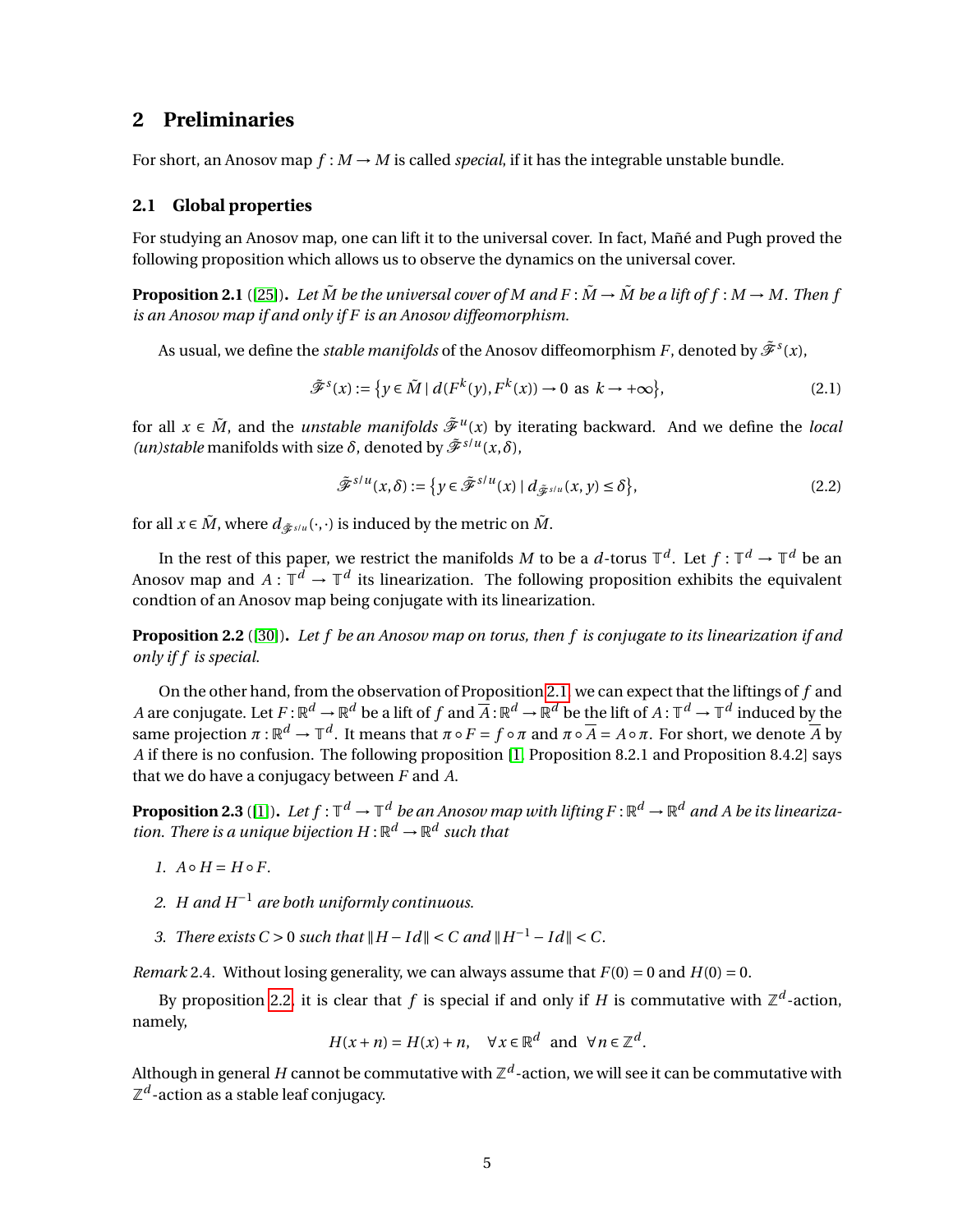## 2 Preliminaries

For short, an Anosov map $f : M \to M$ is called *special*, if it has the integrable unstable bundle.

### 2.1 Global properties

For studying an Anosov map, one can lift it to the universal cover. In fact, Mañé and Pugh proved the following proposition which allows us to observe the dynamics on the universal cover.

**Proposition 2.1** ([25]). *Let $\tilde{M}$ be the universal cover of $M$ and $F : \tilde{M} \to \tilde{M}$ be a lift of $f : M \to M$. Then $f$ is an Anosov map if and only if $F$ is an Anosov diffeomorphism.*

As usual, we define the *stable manifolds* of the Anosov diffeomorphism $F$, denoted by $\tilde{\mathscr{F}}^s(x)$,

$$\tilde{\mathscr{F}}^s(x) := \{y \in \tilde{M} \mid d(F^k(y), F^k(x)) \to 0 \text{ as } k \to +\infty\}, \tag{2.1}$$

for all $x \in \tilde{M}$, and the *unstable manifolds* $\tilde{\mathscr{F}}^u(x)$ by iterating backward. And we define the *local (un)stable* manifolds with size $\delta$, denoted by $\tilde{\mathscr{F}}^{s/u}(x,\delta)$,

$$\tilde{\mathscr{F}}^{s/u}(x,\delta) := \{y \in \tilde{\mathscr{F}}^{s/u}(x) \mid d_{\tilde{\mathscr{F}}^{s/u}}(x,y) \le \delta\}, \tag{2.2}$$

for all $x \in \tilde{M}$, where $d_{\tilde{\mathscr{F}}^{s/u}}(\cdot,\cdot)$ is induced by the metric on $\tilde{M}$.

In the rest of this paper, we restrict the manifolds $M$ to be a $d$-torus $\mathbb{T}^d$. Let $f : \mathbb{T}^d \to \mathbb{T}^d$ be an Anosov map and $A : \mathbb{T}^d \to \mathbb{T}^d$ its linearization. The following proposition exhibits the equivalent condtion of an Anosov map being conjugate with its linearization.

**Proposition 2.2** ([30]). *Let $f$ be an Anosov map on torus, then $f$ is conjugate to its linearization if and only if $f$ is special.*

On the other hand, from the observation of Proposition 2.1, we can expect that the liftings of $f$ and $A$ are conjugate. Let $F : \mathbb{R}^d \to \mathbb{R}^d$ be a lift of $f$ and $\overline{A} : \mathbb{R}^d \to \mathbb{R}^d$ be the lift of $A : \mathbb{T}^d \to \mathbb{T}^d$ induced by the same projection $\pi : \mathbb{R}^d \to \mathbb{T}^d$. It means that $\pi \circ F = f \circ \pi$ and $\pi \circ \overline{A} = A \circ \pi$. For short, we denote $\overline{A}$ by $A$ if there is no confusion. The following proposition [1, Proposition 8.2.1 and Proposition 8.4.2] says that we do have a conjugacy between $F$ and $A$.

**Proposition 2.3** ([1]). *Let $f : \mathbb{T}^d \to \mathbb{T}^d$ be an Anosov map with lifting $F : \mathbb{R}^d \to \mathbb{R}^d$ and $A$ be its linearization. There is a unique bijection $H : \mathbb{R}^d \to \mathbb{R}^d$ such that*

1. *$A \circ H = H \circ F$.*
2. *$H$ and $H^{-1}$ are both uniformly continuous.*
3. *There exists $C > 0$ such that $\|H - Id\| < C$ and $\|H^{-1} - Id\| < C$.*

*Remark* 2.4. Without losing generality, we can always assume that $F(0) = 0$ and $H(0) = 0$.

By proposition 2.2, it is clear that $f$ is special if and only if $H$ is commutative with $\mathbb{Z}^d$-action, namely,

$$H(x+n) = H(x) + n, \quad \forall x \in \mathbb{R}^d \text{ and } \forall n \in \mathbb{Z}^d.$$

Although in general $H$ cannot be commutative with $\mathbb{Z}^d$-action, we will see it can be commutative with $\mathbb{Z}^d$-action as a stable leaf conjugacy.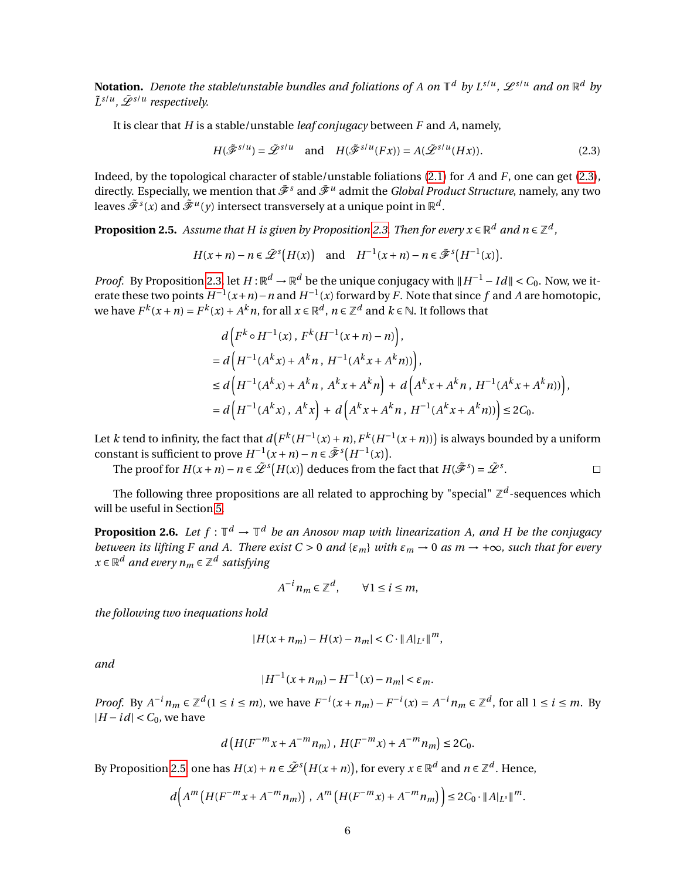**Notation.** *Denote the stable/unstable bundles and foliations of $A$ on $\mathbb{T}^d$ by $L^{s/u}$, $\mathscr{L}^{s/u}$ and on $\mathbb{R}^d$ by $\tilde{L}^{s/u}$, $\tilde{\mathscr{L}}^{s/u}$ respectively.*

It is clear that $H$ is a stable/unstable *leaf conjugacy* between $F$ and $A$, namely,

$$H(\tilde{\mathscr{F}}^{s/u}) = \tilde{\mathscr{L}}^{s/u} \quad \text{and} \quad H(\tilde{\mathscr{F}}^{s/u}(Fx)) = A(\tilde{\mathscr{L}}^{s/u}(Hx)). \tag{2.3}$$

Indeed, by the topological character of stable/unstable foliations (2.1) for $A$ and $F$, one can get (2.3), directly. Especially, we mention that $\tilde{\mathscr{F}}^s$ and $\tilde{\mathscr{F}}^u$ admit the *Global Product Structure*, namely, any two leaves $\tilde{\mathscr{F}}^s(x)$ and $\tilde{\mathscr{F}}^u(y)$ intersect transversely at a unique point in $\mathbb{R}^d$.

**Proposition 2.5.** *Assume that $H$ is given by Proposition 2.3. Then for every $x \in \mathbb{R}^d$ and $n \in \mathbb{Z}^d$,*

$$H(x+n) - n \in \tilde{\mathscr{L}}^s\big(H(x)\big) \quad \text{and} \quad H^{-1}(x+n) - n \in \tilde{\mathscr{F}}^s\big(H^{-1}(x)\big).$$

*Proof.* By Proposition 2.3, let $H : \mathbb{R}^d \to \mathbb{R}^d$ be the unique conjugacy with $\|H^{-1} - Id\| < C_0$. Now, we iterate these two points $H^{-1}(x+n) - n$ and $H^{-1}(x)$ forward by $F$. Note that since $f$ and $A$ are homotopic, we have $F^k(x+n) = F^k(x) + A^k n$, for all $x \in \mathbb{R}^d$, $n \in \mathbb{Z}^d$ and $k \in \mathbb{N}$. It follows that

$$\begin{aligned}
& d\Big(F^k \circ H^{-1}(x)\,,\, F^k(H^{-1}(x+n) - n)\Big), \\
&= d\Big(H^{-1}(A^k x) + A^k n\,,\, H^{-1}(A^k x + A^k n)\Big), \\
&\le d\Big(H^{-1}(A^k x) + A^k n\,,\, A^k x + A^k n\Big) + d\Big(A^k x + A^k n\,,\, H^{-1}(A^k x + A^k n)\Big), \\
&= d\Big(H^{-1}(A^k x)\,,\, A^k x\Big) + d\Big(A^k x + A^k n\,,\, H^{-1}(A^k x + A^k n)\Big) \le 2C_0.
\end{aligned}$$

Let $k$ tend to infinity, the fact that $d\big(F^k(H^{-1}(x) + n), F^k(H^{-1}(x+n))\big)$ is always bounded by a uniform constant is sufficient to prove $H^{-1}(x+n) - n \in \tilde{\mathscr{F}}^s\big(H^{-1}(x)\big)$.

The proof for $H(x+n) - n \in \tilde{\mathscr{L}}^s\big(H(x)\big)$ deduces from the fact that $H(\tilde{\mathscr{F}}^s) = \tilde{\mathscr{L}}^s$. $\square$

The following three propositions are all related to approching by "special" $\mathbb{Z}^d$-sequences which will be useful in Section 5.

**Proposition 2.6.** *Let $f : \mathbb{T}^d \to \mathbb{T}^d$ be an Anosov map with linearization $A$, and $H$ be the conjugacy between its lifting $F$ and $A$. There exist $C > 0$ and $\{\varepsilon_m\}$ with $\varepsilon_m \to 0$ as $m \to +\infty$, such that for every $x \in \mathbb{R}^d$ and every $n_m \in \mathbb{Z}^d$ satisfying*

$$A^{-i} n_m \in \mathbb{Z}^d, \qquad \forall 1 \le i \le m,$$

*the following two inequations hold*

$$|H(x + n_m) - H(x) - n_m| < C \cdot \|A|_{L^s}\|^m,$$

*and*

$$|H^{-1}(x + n_m) - H^{-1}(x) - n_m| < \varepsilon_m.$$

*Proof.* By $A^{-i} n_m \in \mathbb{Z}^d (1 \le i \le m)$, we have $F^{-i}(x + n_m) - F^{-i}(x) = A^{-i} n_m \in \mathbb{Z}^d$, for all $1 \le i \le m$. By $|H - id| < C_0$, we have

$$d\left(H(F^{-m}x + A^{-m}n_m)\,,\, H(F^{-m}x) + A^{-m}n_m\right) \le 2C_0.$$

By Proposition 2.5, one has $H(x) + n \in \tilde{\mathscr{L}}^s\big(H(x+n)\big)$, for every $x \in \mathbb{R}^d$ and $n \in \mathbb{Z}^d$. Hence,

$$d\Big(A^m\left(H(F^{-m}x + A^{-m}n_m)\right)\,,\, A^m\left(H(F^{-m}x) + A^{-m}n_m\right)\Big) \le 2C_0 \cdot \|A|_{L^s}\|^m.$$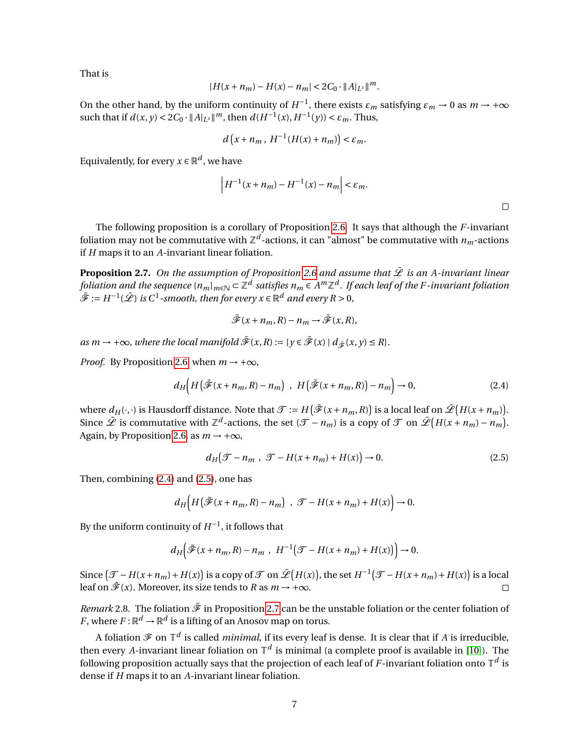That is

$$|H(x+n_m)-H(x)-n_m| < 2C_0 \cdot \|A|_{L^s}\|^m.$$

On the other hand, by the uniform continuity of $H^{-1}$, there exists $\varepsilon_m$ satisfying $\varepsilon_m \to 0$ as $m \to +\infty$ such that if $d(x,y) < 2C_0 \cdot \|A|_{L^s}\|^m$, then $d(H^{-1}(x), H^{-1}(y)) < \varepsilon_m$. Thus,

$$d\left(x+n_m\,,\ H^{-1}(H(x)+n_m)\right) < \varepsilon_m.$$

Equivalently, for every $x \in \mathbb{R}^d$, we have

$$\left| H^{-1}(x+n_m) - H^{-1}(x) - n_m \right| < \varepsilon_m.$$

□

The following proposition is a corollary of Proposition 2.6. It says that although the $F$-invariant foliation may not be commutative with $\mathbb{Z}^d$-actions, it can "almost" be commutative with $n_m$-actions if $H$ maps it to an $A$-invariant linear foliation.

**Proposition 2.7.** *On the assumption of Proposition 2.6 and assume that $\tilde{\mathscr{L}}$ is an $A$-invariant linear foliation and the sequence $\{n_m\}_{m\in\mathbb{N}} \subset \mathbb{Z}^d$ satisfies $n_m \in A^m\mathbb{Z}^d$. If each leaf of the $F$-invariant foliation $\tilde{\mathscr{F}} := H^{-1}(\tilde{\mathscr{L}})$ is $C^1$-smooth, then for every $x \in \mathbb{R}^d$ and every $R > 0$,*

$$\tilde{\mathscr{F}}(x+n_m, R) - n_m \to \tilde{\mathscr{F}}(x, R),$$

*as $m \to +\infty$, where the local manifold $\tilde{\mathscr{F}}(x,R) := \{y \in \tilde{\mathscr{F}}(x) \mid d_{\tilde{\mathscr{F}}}(x,y) \le R\}$.*

*Proof.* By Proposition 2.6, when $m \to +\infty$,

$$d_H\Big(H\big(\tilde{\mathscr{F}}(x+n_m,R)-n_m\big)\ ,\ H\big(\tilde{\mathscr{F}}(x+n_m,R)\big)-n_m\Big) \to 0, \tag{2.4}$$

where $d_H(\cdot,\cdot)$ is Hausdorff distance. Note that $\mathscr{T} := H\big(\tilde{\mathscr{F}}(x+n_m,R)\big)$ is a local leaf on $\tilde{\mathscr{L}}\big(H(x+n_m)\big)$. Since $\tilde{\mathscr{L}}$ is commutative with $\mathbb{Z}^d$-actions, the set $(\mathscr{T}-n_m)$ is a copy of $\mathscr{T}$ on $\tilde{\mathscr{L}}\big(H(x+n_m)-n_m\big)$. Again, by Proposition 2.6, as $m \to +\infty$,

$$d_H\big(\mathscr{T}-n_m\ ,\ \mathscr{T}-H(x+n_m)+H(x)\big) \to 0. \tag{2.5}$$

Then, combining (2.4) and (2.5), one has

$$d_H\Big(H\big(\tilde{\mathscr{F}}(x+n_m,R)-n_m\big)\ ,\ \mathscr{T}-H(x+n_m)+H(x)\Big) \to 0.$$

By the uniform continuity of $H^{-1}$, it follows that

$$d_H\Big(\tilde{\mathscr{F}}(x+n_m,R)-n_m\ ,\ H^{-1}\big(\mathscr{T}-H(x+n_m)+H(x)\big)\Big) \to 0.$$

Since $\big(\mathscr{T}-H(x+n_m)+H(x)\big)$ is a copy of $\mathscr{T}$ on $\tilde{\mathscr{L}}\big(H(x)\big)$, the set $H^{-1}\big(\mathscr{T}-H(x+n_m)+H(x)\big)$ is a local leaf on $\tilde{\mathscr{F}}(x)$. Moreover, its size tends to $R$ as $m \to +\infty$. □

*Remark* 2.8. The foliation $\tilde{\mathscr{F}}$ in Proposition 2.7 can be the unstable foliation or the center foliation of $F$, where $F: \mathbb{R}^d \to \mathbb{R}^d$ is a lifting of an Anosov map on torus.

A foliation $\mathscr{F}$ on $\mathbb{T}^d$ is called *minimal*, if its every leaf is dense. It is clear that if $A$ is irreducible, then every $A$-invariant linear foliation on $\mathbb{T}^d$ is minimal (a complete proof is available in [10]). The following proposition actually says that the projection of each leaf of $F$-invariant foliation onto $\mathbb{T}^d$ is dense if $H$ maps it to an $A$-invariant linear foliation.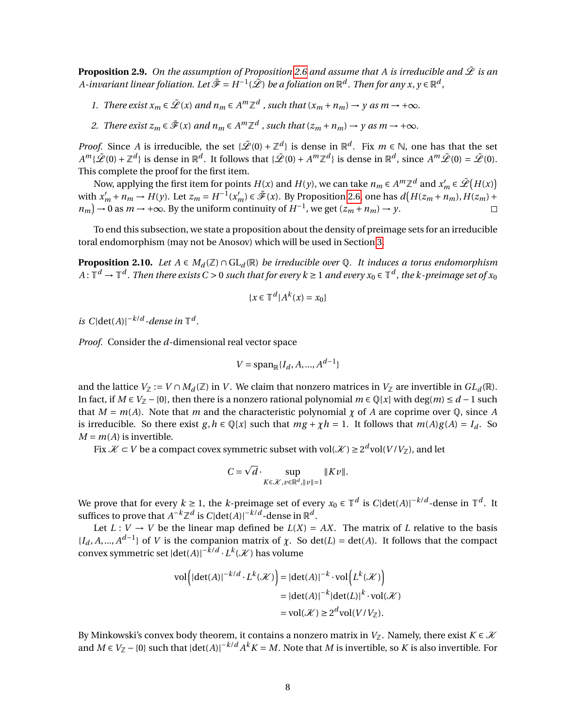**Proposition 2.9.** *On the assumption of Proposition 2.6 and assume that $A$ is irreducible and $\tilde{\mathscr{L}}$ is an $A$-invariant linear foliation. Let $\tilde{\mathscr{F}} = H^{-1}(\tilde{\mathscr{L}})$ be a foliation on $\mathbb{R}^d$. Then for any $x, y \in \mathbb{R}^d$,*

1. *There exist $x_m \in \tilde{\mathscr{L}}(x)$ and $n_m \in A^m\mathbb{Z}^d$ , such that $(x_m + n_m) \to y$ as $m \to +\infty$.*
2. *There exist $z_m \in \tilde{\mathscr{F}}(x)$ and $n_m \in A^m\mathbb{Z}^d$ , such that $(z_m + n_m) \to y$ as $m \to +\infty$.*

*Proof.* Since $A$ is irreducible, the set $\{\tilde{\mathscr{L}}(0) + \mathbb{Z}^d\}$ is dense in $\mathbb{R}^d$. Fix $m \in \mathbb{N}$, one has that the set $A^m\{\tilde{\mathscr{L}}(0) + \mathbb{Z}^d\}$ is dense in $\mathbb{R}^d$. It follows that $\{\tilde{\mathscr{L}}(0) + A^m\mathbb{Z}^d\}$ is dense in $\mathbb{R}^d$, since $A^m\tilde{\mathscr{L}}(0) = \tilde{\mathscr{L}}(0)$. This complete the proof for the first item.

Now, applying the first item for points $H(x)$ and $H(y)$, we can take $n_m \in A^m\mathbb{Z}^d$ and $x'_m \in \tilde{\mathscr{L}}\big(H(x)\big)$ with $x'_m + n_m \to H(y)$. Let $z_m = H^{-1}(x'_m) \in \tilde{\mathscr{F}}(x)$. By Proposition 2.6, one has $d\big(H(z_m + n_m), H(z_m) + n_m\big) \to 0$ as $m \to +\infty$. By the uniform continuity of $H^{-1}$, we get $(z_m + n_m) \to y$. □

To end this subsection, we state a proposition about the density of preimage sets for an irreducible toral endomorphism (may not be Anosov) which will be used in Section 3.

**Proposition 2.10.** *Let $A \in M_d(\mathbb{Z}) \cap \mathrm{GL}_d(\mathbb{R})$ be irreducible over $\mathbb{Q}$. It induces a torus endomorphism $A : \mathbb{T}^d \to \mathbb{T}^d$. Then there exists $C > 0$ such that for every $k \geq 1$ and every $x_0 \in \mathbb{T}^d$, the $k$-preimage set of $x_0$*

$$\{x \in \mathbb{T}^d | A^k(x) = x_0\}$$

*is $C|\det(A)|^{-k/d}$-dense in $\mathbb{T}^d$.*

*Proof.* Consider the $d$-dimensional real vector space

$$V = \mathrm{span}_{\mathbb{R}}\{I_d, A, ..., A^{d-1}\}$$

and the lattice $V_{\mathbb{Z}} := V \cap M_d(\mathbb{Z})$ in $V$. We claim that nonzero matrices in $V_{\mathbb{Z}}$ are invertible in $GL_d(\mathbb{R})$. In fact, if $M \in V_{\mathbb{Z}} - \{0\}$, then there is a nonzero rational polynomial $m \in \mathbb{Q}[x]$ with $\deg(m) \leq d-1$ such that $M = m(A)$. Note that $m$ and the characteristic polynomial $\chi$ of $A$ are coprime over $\mathbb{Q}$, since $A$ is irreducible. So there exist $g, h \in \mathbb{Q}[x]$ such that $mg + \chi h = 1$. It follows that $m(A)g(A) = I_d$. So $M = m(A)$ is invertible.

Fix $\mathscr{K} \subset V$ be a compact covex symmetric subset with $\mathrm{vol}(\mathscr{K}) \geq 2^d \mathrm{vol}(V/V_{\mathbb{Z}})$, and let

$$C = \sqrt{d} \cdot \sup_{K \in \mathscr{K}, v \in \mathbb{R}^d, \|v\|=1} \|Kv\|.$$

We prove that for every $k \geq 1$, the $k$-preimage set of every $x_0 \in \mathbb{T}^d$ is $C|\det(A)|^{-k/d}$-dense in $\mathbb{T}^d$. It suffices to prove that $A^{-k}\mathbb{Z}^d$ is $C|\det(A)|^{-k/d}$-dense in $\mathbb{R}^d$.

Let $L : V \to V$ be the linear map defined be $L(X) = AX$. The matrix of $L$ relative to the basis $\{I_d, A, ..., A^{d-1}\}$ of $V$ is the companion matrix of $\chi$. So $\det(L) = \det(A)$. It follows that the compact convex symmetric set $|\det(A)|^{-k/d} \cdot L^k(\mathscr{K})$ has volume

$$\begin{aligned}
\mathrm{vol}\Big(|\det(A)|^{-k/d} \cdot L^k(\mathscr{K})\Big) &= |\det(A)|^{-k} \cdot \mathrm{vol}\Big(L^k(\mathscr{K})\Big) \\
&= |\det(A)|^{-k}|\det(L)|^k \cdot \mathrm{vol}(\mathscr{K}) \\
&= \mathrm{vol}(\mathscr{K}) \geq 2^d \mathrm{vol}(V/V_{\mathbb{Z}}).
\end{aligned}$$

By Minkowski's convex body theorem, it contains a nonzero matrix in $V_{\mathbb{Z}}$. Namely, there exist $K \in \mathscr{K}$ and $M \in V_{\mathbb{Z}} - \{0\}$ such that $|\det(A)|^{-k/d} A^k K = M$. Note that $M$ is invertible, so $K$ is also invertible. For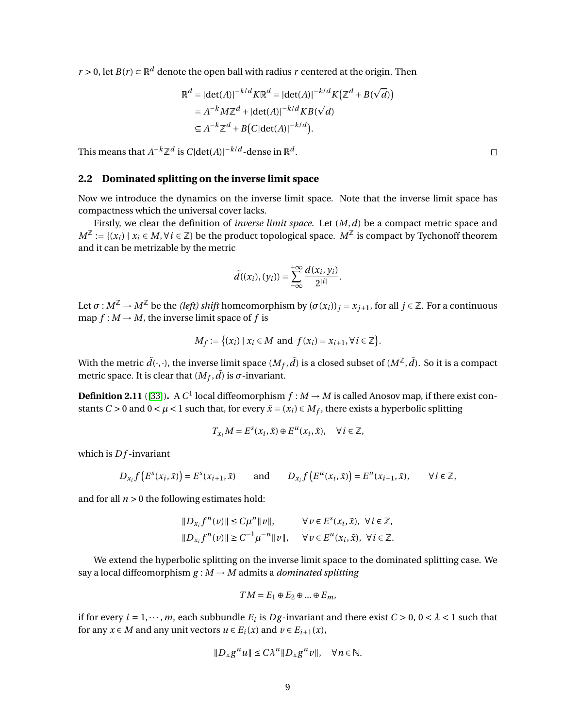$r > 0$, let $B(r) \subset \mathbb{R}^d$ denote the open ball with radius $r$ centered at the origin. Then

$$
\begin{aligned}
\mathbb{R}^d &= |\det(A)|^{-k/d} K \mathbb{R}^d = |\det(A)|^{-k/d} K\big(\mathbb{Z}^d + B(\sqrt{d})\big) \\
&= A^{-k} M \mathbb{Z}^d + |\det(A)|^{-k/d} K B(\sqrt{d}) \\
&\subseteq A^{-k}\mathbb{Z}^d + B\big(C|\det(A)|^{-k/d}\big).
\end{aligned}
$$

This means that $A^{-k}\mathbb{Z}^d$ is $C|\det(A)|^{-k/d}$-dense in $\mathbb{R}^d$. □

### 2.2 Dominated splitting on the inverse limit space

Now we introduce the dynamics on the inverse limit space. Note that the inverse limit space has compactness which the universal cover lacks.

Firstly, we clear the definition of *inverse limit space*. Let $(M, d)$ be a compact metric space and $M^{\mathbb{Z}} := \{(x_i) \mid x_i \in M, \forall i \in \mathbb{Z}\}$ be the product topological space. $M^{\mathbb{Z}}$ is compact by Tychonoff theorem and it can be metrizable by the metric

$$
\tilde{d}((x_i),(y_i)) = \sum_{-\infty}^{+\infty} \frac{d(x_i, y_i)}{2^{|i|}}.
$$

Let $\sigma : M^{\mathbb{Z}} \to M^{\mathbb{Z}}$ be the *(left) shift* homeomorphism by $(\sigma(x_i))_j = x_{j+1}$, for all $j \in \mathbb{Z}$. For a continuous map $f : M \to M$, the inverse limit space of $f$ is

$$
M_f := \big\{(x_i) \mid x_i \in M \ \text{and} \ f(x_i) = x_{i+1}, \forall i \in \mathbb{Z}\big\}.
$$

With the metric $\tilde{d}(\cdot,\cdot)$, the inverse limit space $(M_f, \tilde{d})$ is a closed subset of $(M^{\mathbb{Z}}, \tilde{d})$. So it is a compact metric space. It is clear that $(M_f, \tilde{d})$ is $\sigma$-invariant.

**Definition 2.11** ([33]). A $C^1$ local diffeomorphism $f : M \to M$ is called Anosov map, if there exist constants $C > 0$ and $0 < \mu < 1$ such that, for every $\tilde{x} = (x_i) \in M_f$, there exists a hyperbolic splitting

$$
T_{x_i}M = E^s(x_i, \tilde{x}) \oplus E^u(x_i, \tilde{x}), \quad \forall i \in \mathbb{Z},
$$

which is $Df$-invariant

$$
D_{x_i} f\big(E^s(x_i, \tilde{x})\big) = E^s(x_{i+1}, \tilde{x}) \qquad \text{and} \qquad D_{x_i} f\big(E^u(x_i, \tilde{x})\big) = E^u(x_{i+1}, \tilde{x}), \qquad \forall i \in \mathbb{Z},
$$

and for all $n > 0$ the following estimates hold:

$$
\begin{aligned}
\|D_{x_i} f^n(v)\| &\le C\mu^n \|v\|, \qquad \forall v \in E^s(x_i, \tilde{x}), \ \forall i \in \mathbb{Z}, \\
\|D_{x_i} f^n(v)\| &\ge C^{-1}\mu^{-n} \|v\|, \quad \forall v \in E^u(x_i, \tilde{x}), \ \forall i \in \mathbb{Z}.
\end{aligned}
$$

We extend the hyperbolic splitting on the inverse limit space to the dominated splitting case. We say a local diffeomorphism $g : M \to M$ admits a *dominated splitting*

$$
TM = E_1 \oplus E_2 \oplus \ldots \oplus E_m,
$$

if for every $i = 1, \cdots, m$, each subbundle $E_i$ is $Dg$-invariant and there exist $C > 0$, $0 < \lambda < 1$ such that for any $x \in M$ and any unit vectors $u \in E_i(x)$ and $v \in E_{i+1}(x)$,

$$
\|D_x g^n u\| \le C\lambda^n \|D_x g^n v\|, \quad \forall n \in \mathbb{N}.
$$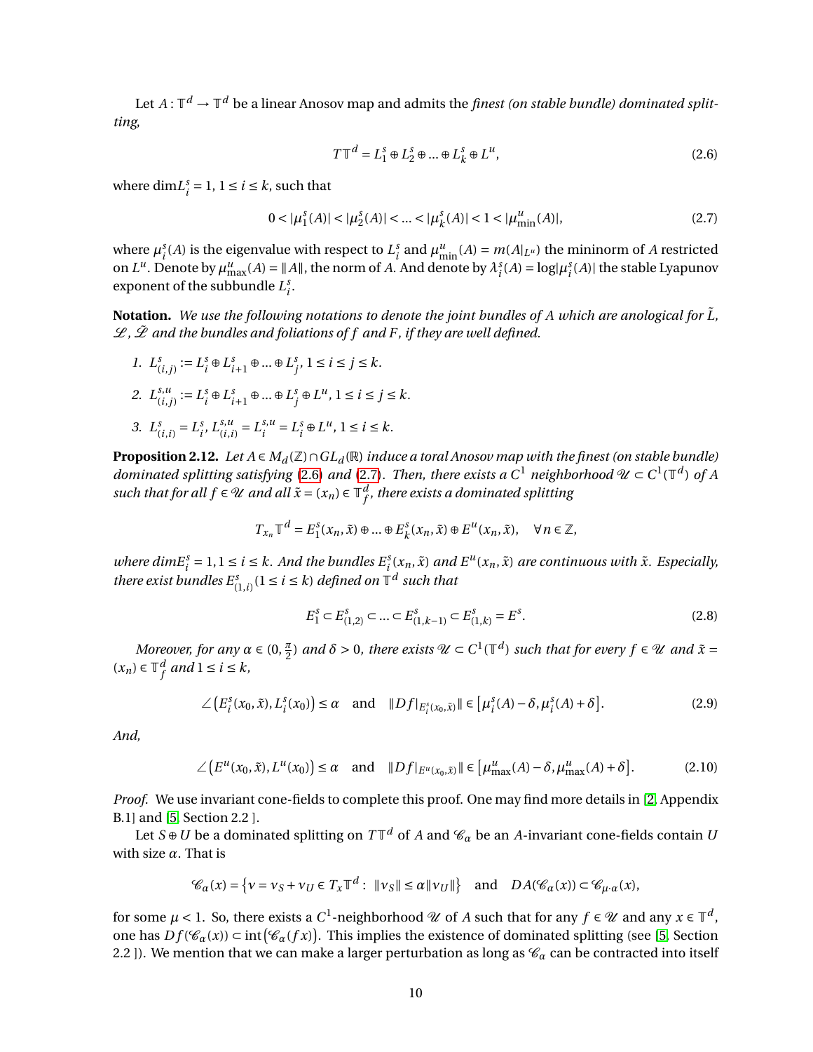Let $A : \mathbb{T}^d \to \mathbb{T}^d$ be a linear Anosov map and admits the *finest (on stable bundle) dominated splitting,*

$$T\mathbb{T}^d = L_1^s \oplus L_2^s \oplus \ldots \oplus L_k^s \oplus L^u, \tag{2.6}$$

where $\dim L_i^s = 1$, $1 \le i \le k$, such that

$$0 < |\mu_1^s(A)| < |\mu_2^s(A)| < \ldots < |\mu_k^s(A)| < 1 < |\mu_{\min}^u(A)|, \tag{2.7}$$

where $\mu_i^s(A)$ is the eigenvalue with respect to $L_i^s$ and $\mu_{\min}^u(A) = m(A|_{L^u})$ the mininorm of $A$ restricted on $L^u$. Denote by $\mu_{\max}^u(A) = \|A\|$, the norm of $A$. And denote by $\lambda_i^s(A) = \log|\mu_i^s(A)|$ the stable Lyapunov exponent of the subbundle $L_i^s$.

**Notation.** *We use the following notations to denote the joint bundles of $A$ which are anological for $\tilde{L}$, $\mathscr{L}$, $\tilde{\mathscr{L}}$ and the bundles and foliations of $f$ and $F$, if they are well defined.*

1. $L_{(i,j)}^s := L_i^s \oplus L_{i+1}^s \oplus \ldots \oplus L_j^s$, $1 \le i \le j \le k$.
2. $L_{(i,j)}^{s,u} := L_i^s \oplus L_{i+1}^s \oplus \ldots \oplus L_j^s \oplus L^u$, $1 \le i \le j \le k$.
3. $L_{(i,i)}^s = L_i^s$, $L_{(i,i)}^{s,u} = L_i^{s,u} = L_i^s \oplus L^u$, $1 \le i \le k$.

**Proposition 2.12.** *Let $A \in M_d(\mathbb{Z}) \cap GL_d(\mathbb{R})$ induce a toral Anosov map with the finest (on stable bundle) dominated splitting satisfying (2.6) and (2.7). Then, there exists a $C^1$ neighborhood $\mathscr{U} \subset C^1(\mathbb{T}^d)$ of $A$ such that for all $f \in \mathscr{U}$ and all $\tilde{x} = (x_n) \in \mathbb{T}_f^d$, there exists a dominated splitting*

$$T_{x_n}\mathbb{T}^d = E_1^s(x_n, \tilde{x}) \oplus \ldots \oplus E_k^s(x_n, \tilde{x}) \oplus E^u(x_n, \tilde{x}), \quad \forall n \in \mathbb{Z},$$

*where $\dim E_i^s = 1, 1 \le i \le k$. And the bundles $E_i^s(x_n, \tilde{x})$ and $E^u(x_n, \tilde{x})$ are continuous with $\tilde{x}$. Especially, there exist bundles $E_{(1,i)}^s (1 \le i \le k)$ defined on $\mathbb{T}^d$ such that*

$$E_1^s \subset E_{(1,2)}^s \subset \ldots \subset E_{(1,k-1)}^s \subset E_{(1,k)}^s = E^s. \tag{2.8}$$

*Moreover, for any $\alpha \in (0, \frac{\pi}{2})$ and $\delta > 0$, there exists $\mathscr{U} \subset C^1(\mathbb{T}^d)$ such that for every $f \in \mathscr{U}$ and $\tilde{x} = (x_n) \in \mathbb{T}_f^d$ and $1 \le i \le k$,*

$$\angle\big(E_i^s(x_0, \tilde{x}), L_i^s(x_0)\big) \le \alpha \quad \text{and} \quad \|Df|_{E_i^s(x_0,\tilde{x})}\| \in \big[\mu_i^s(A) - \delta, \mu_i^s(A) + \delta\big]. \tag{2.9}$$

*And,*

$$\angle\big(E^u(x_0, \tilde{x}), L^u(x_0)\big) \le \alpha \quad \text{and} \quad \|Df|_{E^u(x_0,\tilde{x})}\| \in \big[\mu_{\max}^u(A) - \delta, \mu_{\max}^u(A) + \delta\big]. \tag{2.10}$$

*Proof.* We use invariant cone-fields to complete this proof. One may find more details in [2, Appendix B.1] and [5, Section 2.2 ].

Let $S \oplus U$ be a dominated splitting on $T\mathbb{T}^d$ of $A$ and $\mathscr{C}_\alpha$ be an $A$-invariant cone-fields contain $U$ with size $\alpha$. That is

$$\mathscr{C}_\alpha(x) = \big\{v = v_S + v_U \in T_x\mathbb{T}^d : \ \|v_S\| \le \alpha\|v_U\|\big\} \quad \text{and} \quad DA(\mathscr{C}_\alpha(x)) \subset \mathscr{C}_{\mu\cdot\alpha}(x),$$

for some $\mu < 1$. So, there exists a $C^1$-neighborhood $\mathscr{U}$ of $A$ such that for any $f \in \mathscr{U}$ and any $x \in \mathbb{T}^d$, one has $Df(\mathscr{C}_\alpha(x)) \subset \text{int}\big(\mathscr{C}_\alpha(fx)\big)$. This implies the existence of dominated splitting (see [5, Section 2.2 ]). We mention that we can make a larger perturbation as long as $\mathscr{C}_\alpha$ can be contracted into itself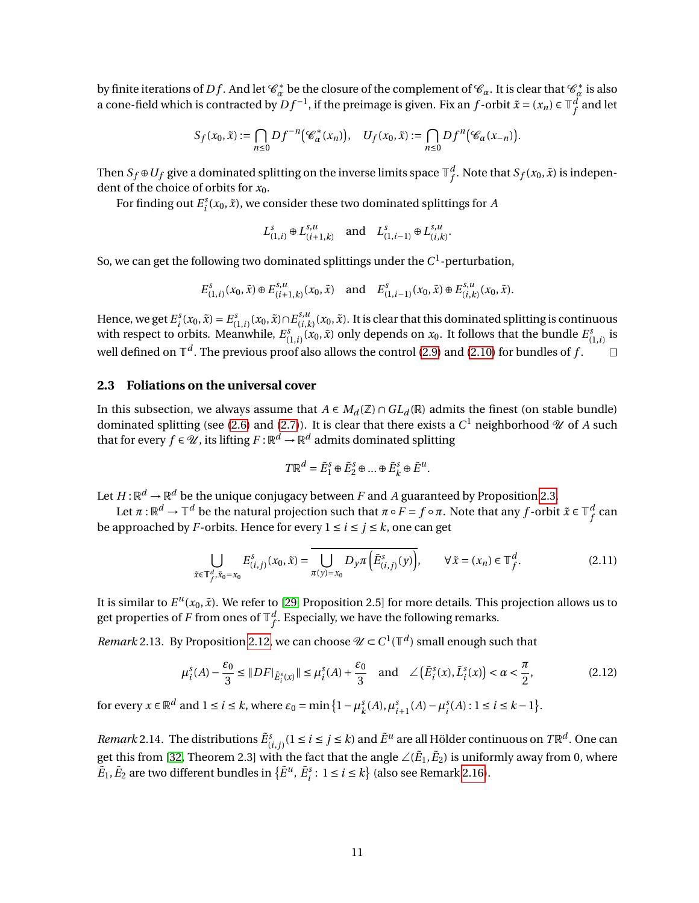by finite iterations of $Df$. And let $\mathscr{C}_\alpha^*$ be the closure of the complement of $\mathscr{C}_\alpha$. It is clear that $\mathscr{C}_\alpha^*$ is also a cone-field which is contracted by $Df^{-1}$, if the preimage is given. Fix an $f$-orbit $\tilde{x}=(x_n)\in\mathbb{T}_f^d$ and let

$$S_f(x_0,\tilde{x}) := \bigcap_{n\le 0} Df^{-n}\big(\mathscr{C}_\alpha^*(x_n)\big), \quad U_f(x_0,\tilde{x}) := \bigcap_{n\le 0} Df^{n}\big(\mathscr{C}_\alpha(x_{-n})\big).$$

Then $S_f\oplus U_f$ give a dominated splitting on the inverse limits space $\mathbb{T}_f^d$. Note that $S_f(x_0,\tilde{x})$ is independent of the choice of orbits for $x_0$.

For finding out $E_i^s(x_0,\tilde{x})$, we consider these two dominated splittings for $A$

$$L_{(1,i)}^s\oplus L_{(i+1,k)}^{s,u} \quad\text{and}\quad L_{(1,i-1)}^s\oplus L_{(i,k)}^{s,u}.$$

So, we can get the following two dominated splittings under the $C^1$-perturbation,

$$E_{(1,i)}^s(x_0,\tilde{x})\oplus E_{(i+1,k)}^{s,u}(x_0,\tilde{x}) \quad\text{and}\quad E_{(1,i-1)}^s(x_0,\tilde{x})\oplus E_{(i,k)}^{s,u}(x_0,\tilde{x}).$$

Hence, we get $E_i^s(x_0,\tilde{x})=E_{(1,i)}^s(x_0,\tilde{x})\cap E_{(i,k)}^{s,u}(x_0,\tilde{x})$. It is clear that this dominated splitting is continuous with respect to orbits. Meanwhile, $E_{(1,i)}^s(x_0,\tilde{x})$ only depends on $x_0$. It follows that the bundle $E_{(1,i)}^s$ is well defined on $\mathbb{T}^d$. The previous proof also allows the control (2.9) and (2.10) for bundles of $f$. $\square$

### 2.3 Foliations on the universal cover

In this subsection, we always assume that $A\in M_d(\mathbb{Z})\cap GL_d(\mathbb{R})$ admits the finest (on stable bundle) dominated splitting (see (2.6) and (2.7)). It is clear that there exists a $C^1$ neighborhood $\mathscr{U}$ of $A$ such that for every $f\in\mathscr{U}$, its lifting $F:\mathbb{R}^d\to\mathbb{R}^d$ admits dominated splitting

$$T\mathbb{R}^d=\tilde{E}_1^s\oplus\tilde{E}_2^s\oplus\ldots\oplus\tilde{E}_k^s\oplus\tilde{E}^u.$$

Let $H:\mathbb{R}^d\to\mathbb{R}^d$ be the unique conjugacy between $F$ and $A$ guaranteed by Proposition 2.3.

Let $\pi:\mathbb{R}^d\to\mathbb{T}^d$ be the natural projection such that $\pi\circ F=f\circ\pi$. Note that any $f$-orbit $\tilde{x}\in\mathbb{T}_f^d$ can be approached by $F$-orbits. Hence for every $1\le i\le j\le k$, one can get

$$\bigcup_{\tilde{x}\in\mathbb{T}_f^d,\tilde{x}_0=x_0} E_{(i,j)}^s(x_0,\tilde{x}) = \overline{\bigcup_{\pi(y)=x_0} D_y\pi\Big(\tilde{E}_{(i,j)}^s(y)\Big)}, \qquad \forall\tilde{x}=(x_n)\in\mathbb{T}_f^d. \tag{2.11}$$

It is similar to $E^u(x_0,\tilde{x})$. We refer to [29, Proposition 2.5] for more details. This projection allows us to get properties of $F$ from ones of $\mathbb{T}_f^d$. Especially, we have the following remarks.

*Remark* 2.13. By Proposition 2.12, we can choose $\mathscr{U}\subset C^1(\mathbb{T}^d)$ small enough such that

$$\mu_i^s(A)-\frac{\varepsilon_0}{3}\le\|DF|_{\tilde{E}_i^s(x)}\|\le\mu_i^s(A)+\frac{\varepsilon_0}{3} \quad\text{and}\quad \angle\big(\tilde{E}_i^s(x),\tilde{L}_i^s(x)\big)<\alpha<\frac{\pi}{2}, \tag{2.12}$$

for every $x\in\mathbb{R}^d$ and $1\le i\le k$, where $\varepsilon_0=\min\big\{1-\mu_k^s(A),\mu_{i+1}^s(A)-\mu_i^s(A):1\le i\le k-1\big\}$.

*Remark* 2.14. The distributions $\tilde{E}_{(i,j)}^s(1\le i\le j\le k)$ and $\tilde{E}^u$ are all Hölder continuous on $T\mathbb{R}^d$. One can get this from [32, Theorem 2.3] with the fact that the angle $\angle(\tilde{E}_1,\tilde{E}_2)$ is uniformly away from 0, where $\tilde{E}_1,\tilde{E}_2$ are two different bundles in $\{\tilde{E}^u,\ \tilde{E}_i^s:\ 1\le i\le k\}$ (also see Remark 2.16).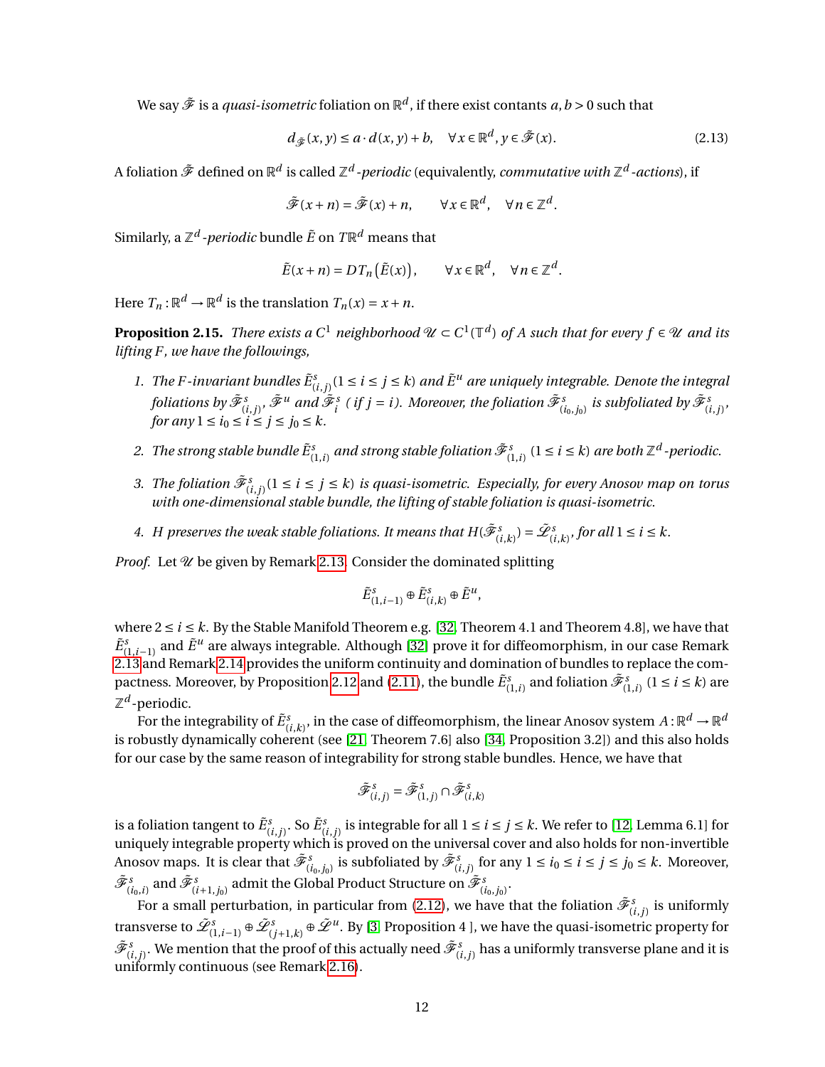We say $\tilde{\mathscr{F}}$ is a *quasi-isometric* foliation on $\mathbb{R}^d$, if there exist contants $a, b > 0$ such that

$$d_{\tilde{\mathscr{F}}}(x, y) \le a \cdot d(x, y) + b, \quad \forall x \in \mathbb{R}^d, y \in \tilde{\mathscr{F}}(x). \tag{2.13}$$

A foliation $\tilde{\mathscr{F}}$ defined on $\mathbb{R}^d$ is called $\mathbb{Z}^d$*-periodic* (equivalently, *commutative with* $\mathbb{Z}^d$*-actions*), if

$$\tilde{\mathscr{F}}(x+n) = \tilde{\mathscr{F}}(x) + n, \qquad \forall x \in \mathbb{R}^d, \quad \forall n \in \mathbb{Z}^d.$$

Similarly, a $\mathbb{Z}^d$*-periodic* bundle $\tilde{E}$ on $T\mathbb{R}^d$ means that

$$\tilde{E}(x+n) = DT_n\left(\tilde{E}(x)\right), \qquad \forall x \in \mathbb{R}^d, \quad \forall n \in \mathbb{Z}^d.$$

Here $T_n : \mathbb{R}^d \to \mathbb{R}^d$ is the translation $T_n(x) = x + n$.

**Proposition 2.15.** *There exists a $C^1$ neighborhood $\mathscr{U} \subset C^1(\mathbb{T}^d)$ of $A$ such that for every $f \in \mathscr{U}$ and its lifting $F$, we have the followings,*

1. *The $F$-invariant bundles $\tilde{E}^s_{(i,j)}(1 \le i \le j \le k)$ and $\tilde{E}^u$ are uniquely integrable. Denote the integral foliations by $\tilde{\mathscr{F}}^s_{(i,j)}$, $\tilde{\mathscr{F}}^u$ and $\tilde{\mathscr{F}}^s_i$ ( if $j = i$). Moreover, the foliation $\tilde{\mathscr{F}}^s_{(i_0,j_0)}$ is subfoliated by $\tilde{\mathscr{F}}^s_{(i,j)}$, for any $1 \le i_0 \le i \le j \le j_0 \le k$.*
2. *The strong stable bundle $\tilde{E}^s_{(1,i)}$ and strong stable foliation $\tilde{\mathscr{F}}^s_{(1,i)}$ $(1 \le i \le k)$ are both $\mathbb{Z}^d$-periodic.*
3. *The foliation $\tilde{\mathscr{F}}^s_{(i,j)}(1 \le i \le j \le k)$ is quasi-isometric. Especially, for every Anosov map on torus with one-dimensional stable bundle, the lifting of stable foliation is quasi-isometric.*
4. *$H$ preserves the weak stable foliations. It means that $H(\tilde{\mathscr{F}}^s_{(i,k)}) = \tilde{\mathscr{L}}^s_{(i,k)}$, for all $1 \le i \le k$.*

*Proof.* Let $\mathscr{U}$ be given by Remark 2.13. Consider the dominated splitting

$$\tilde{E}^s_{(1,i-1)} \oplus \tilde{E}^s_{(i,k)} \oplus \tilde{E}^u,$$

where $2 \le i \le k$. By the Stable Manifold Theorem e.g. [32, Theorem 4.1 and Theorem 4.8], we have that $\tilde{E}^s_{(1,i-1)}$ and $\tilde{E}^u$ are always integrable. Although [32] prove it for diffeomorphism, in our case Remark 2.13 and Remark 2.14 provides the uniform continuity and domination of bundles to replace the compactness. Moreover, by Proposition 2.12 and (2.11), the bundle $\tilde{E}^s_{(1,i)}$ and foliation $\tilde{\mathscr{F}}^s_{(1,i)}$ $(1 \le i \le k)$ are $\mathbb{Z}^d$-periodic.

For the integrability of $\tilde{E}^s_{(i,k)}$, in the case of diffeomorphism, the linear Anosov system $A : \mathbb{R}^d \to \mathbb{R}^d$ is robustly dynamically coherent (see [21, Theorem 7.6] also [34, Proposition 3.2]) and this also holds for our case by the same reason of integrability for strong stable bundles. Hence, we have that

$$\tilde{\mathscr{F}}^s_{(i,j)} = \tilde{\mathscr{F}}^s_{(1,j)} \cap \tilde{\mathscr{F}}^s_{(i,k)}$$

is a foliation tangent to $\tilde{E}^s_{(i,j)}$. So $\tilde{E}^s_{(i,j)}$ is integrable for all $1 \le i \le j \le k$. We refer to [12, Lemma 6.1] for uniquely integrable property which is proved on the universal cover and also holds for non-invertible Anosov maps. It is clear that $\tilde{\mathscr{F}}^s_{(i_0,j_0)}$ is subfoliated by $\tilde{\mathscr{F}}^s_{(i,j)}$ for any $1 \le i_0 \le i \le j \le j_0 \le k$. Moreover, $\tilde{\mathscr{F}}^s_{(i_0,i)}$ and $\tilde{\mathscr{F}}^s_{(i+1,j_0)}$ admit the Global Product Structure on $\tilde{\mathscr{F}}^s_{(i_0,j_0)}$.

For a small perturbation, in particular from (2.12), we have that the foliation $\tilde{\mathscr{F}}^s_{(i,j)}$ is uniformly transverse to $\tilde{\mathscr{L}}^s_{(1,i-1)} \oplus \tilde{\mathscr{L}}^s_{(j+1,k)} \oplus \tilde{\mathscr{L}}^u$. By [3, Proposition 4 ], we have the quasi-isometric property for $\tilde{\mathscr{F}}^s_{(i,j)}$. We mention that the proof of this actually need $\tilde{\mathscr{F}}^s_{(i,j)}$ has a uniformly transverse plane and it is uniformly continuous (see Remark 2.16).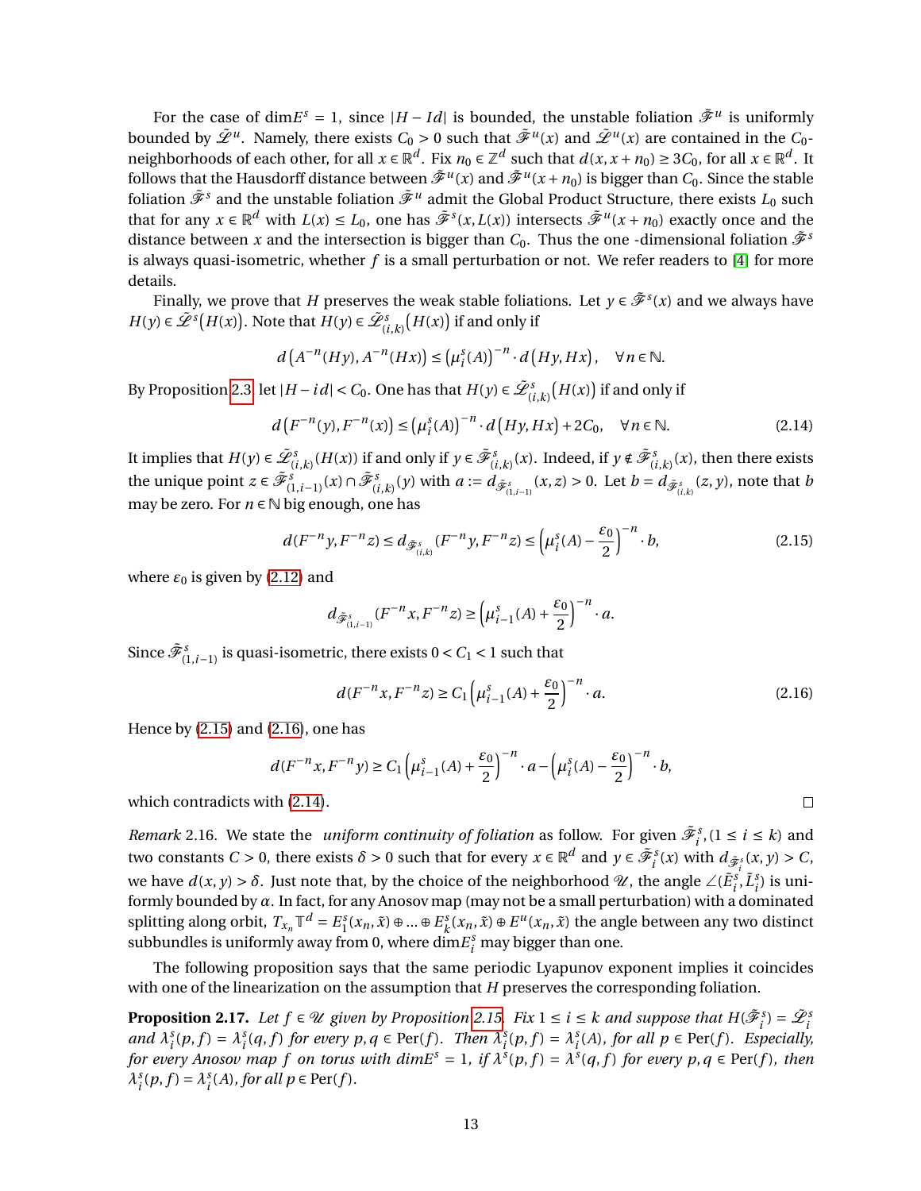For the case of $\dim E^s = 1$, since $|H - Id|$ is bounded, the unstable foliation $\tilde{\mathscr{F}}^u$ is uniformly bounded by $\tilde{\mathscr{L}}^u$. Namely, there exists $C_0 > 0$ such that $\tilde{\mathscr{F}}^u(x)$ and $\tilde{\mathscr{L}}^u(x)$ are contained in the $C_0$-neighborhoods of each other, for all $x \in \mathbb{R}^d$. Fix $n_0 \in \mathbb{Z}^d$ such that $d(x, x + n_0) \geq 3C_0$, for all $x \in \mathbb{R}^d$. It follows that the Hausdorff distance between $\tilde{\mathscr{F}}^u(x)$ and $\tilde{\mathscr{F}}^u(x + n_0)$ is bigger than $C_0$. Since the stable foliation $\tilde{\mathscr{F}}^s$ and the unstable foliation $\tilde{\mathscr{F}}^u$ admit the Global Product Structure, there exists $L_0$ such that for any $x \in \mathbb{R}^d$ with $L(x) \leq L_0$, one has $\tilde{\mathscr{F}}^s(x, L(x))$ intersects $\tilde{\mathscr{F}}^u(x + n_0)$ exactly once and the distance between $x$ and the intersection is bigger than $C_0$. Thus the one -dimensional foliation $\tilde{\mathscr{F}}^s$ is always quasi-isometric, whether $f$ is a small perturbation or not. We refer readers to [4] for more details.

Finally, we prove that $H$ preserves the weak stable foliations. Let $y \in \tilde{\mathscr{F}}^s(x)$ and we always have $H(y) \in \tilde{\mathscr{L}}^s\big(H(x)\big)$. Note that $H(y) \in \tilde{\mathscr{L}}^s_{(i,k)}\big(H(x)\big)$ if and only if

$$d\left(A^{-n}(Hy), A^{-n}(Hx)\right) \leq \left(\mu_i^s(A)\right)^{-n} \cdot d\left(Hy, Hx\right), \quad \forall n \in \mathbb{N}.$$

By Proposition 2.3, let $|H - id| < C_0$. One has that $H(y) \in \tilde{\mathscr{L}}^s_{(i,k)}\big(H(x)\big)$ if and only if

$$d\left(F^{-n}(y), F^{-n}(x)\right) \leq \left(\mu_i^s(A)\right)^{-n} \cdot d\left(Hy, Hx\right) + 2C_0, \quad \forall n \in \mathbb{N}. \tag{2.14}$$

It implies that $H(y) \in \tilde{\mathscr{L}}^s_{(i,k)}(H(x))$ if and only if $y \in \tilde{\mathscr{F}}^s_{(i,k)}(x)$. Indeed, if $y \notin \tilde{\mathscr{F}}^s_{(i,k)}(x)$, then there exists the unique point $z \in \tilde{\mathscr{F}}^s_{(1,i-1)}(x) \cap \tilde{\mathscr{F}}^s_{(i,k)}(y)$ with $a := d_{\tilde{\mathscr{F}}^s_{(1,i-1)}}(x, z) > 0$. Let $b = d_{\tilde{\mathscr{F}}^s_{(i,k)}}(z, y)$, note that $b$ may be zero. For $n \in \mathbb{N}$ big enough, one has

$$d(F^{-n}y, F^{-n}z) \leq d_{\tilde{\mathscr{F}}^s_{(i,k)}}(F^{-n}y, F^{-n}z) \leq \left(\mu_i^s(A) - \frac{\varepsilon_0}{2}\right)^{-n} \cdot b, \tag{2.15}$$

where $\varepsilon_0$ is given by (2.12) and

$$d_{\tilde{\mathscr{F}}^s_{(1,i-1)}}(F^{-n}x, F^{-n}z) \geq \left(\mu_{i-1}^s(A) + \frac{\varepsilon_0}{2}\right)^{-n} \cdot a.$$

Since $\tilde{\mathscr{F}}^s_{(1,i-1)}$ is quasi-isometric, there exists $0 < C_1 < 1$ such that

$$d(F^{-n}x, F^{-n}z) \geq C_1\left(\mu_{i-1}^s(A) + \frac{\varepsilon_0}{2}\right)^{-n} \cdot a. \tag{2.16}$$

Hence by (2.15) and (2.16), one has

$$d(F^{-n}x, F^{-n}y) \geq C_1\left(\mu_{i-1}^s(A) + \frac{\varepsilon_0}{2}\right)^{-n} \cdot a - \left(\mu_i^s(A) - \frac{\varepsilon_0}{2}\right)^{-n} \cdot b,$$

which contradicts with (2.14). $\square$

*Remark* 2.16. We state the *uniform continuity of foliation* as follow. For given $\tilde{\mathscr{F}}^s_i, (1 \leq i \leq k)$ and two constants $C > 0$, there exists $\delta > 0$ such that for every $x \in \mathbb{R}^d$ and $y \in \tilde{\mathscr{F}}^s_i(x)$ with $d_{\tilde{\mathscr{F}}^s_i}(x, y) > C$, we have $d(x, y) > \delta$. Just note that, by the choice of the neighborhood $\mathscr{U}$, the angle $\angle(\tilde{E}^s_i, \tilde{L}^s_i)$ is uniformly bounded by $\alpha$. In fact, for any Anosov map (may not be a small perturbation) with a dominated splitting along orbit, $T_{x_n}\mathbb{T}^d = E^s_1(x_n, \tilde{x}) \oplus \ldots \oplus E^s_k(x_n, \tilde{x}) \oplus E^u(x_n, \tilde{x})$ the angle between any two distinct subbundles is uniformly away from 0, where $\dim E^s_i$ may bigger than one.

The following proposition says that the same periodic Lyapunov exponent implies it coincides with one of the linearization on the assumption that $H$ preserves the corresponding foliation.

**Proposition 2.17.** *Let $f \in \mathscr{U}$ given by Proposition 2.15. Fix $1 \leq i \leq k$ and suppose that $H(\tilde{\mathscr{F}}^s_i) = \tilde{\mathscr{L}}^s_i$ and $\lambda^s_i(p, f) = \lambda^s_i(q, f)$ for every $p, q \in \mathrm{Per}(f)$. Then $\lambda^s_i(p, f) = \lambda^s_i(A)$, for all $p \in \mathrm{Per}(f)$. Especially, for every Anosov map $f$ on torus with $\dim E^s = 1$, if $\lambda^s(p, f) = \lambda^s(q, f)$ for every $p, q \in \mathrm{Per}(f)$, then $\lambda^s_i(p, f) = \lambda^s_i(A)$, for all $p \in \mathrm{Per}(f)$.*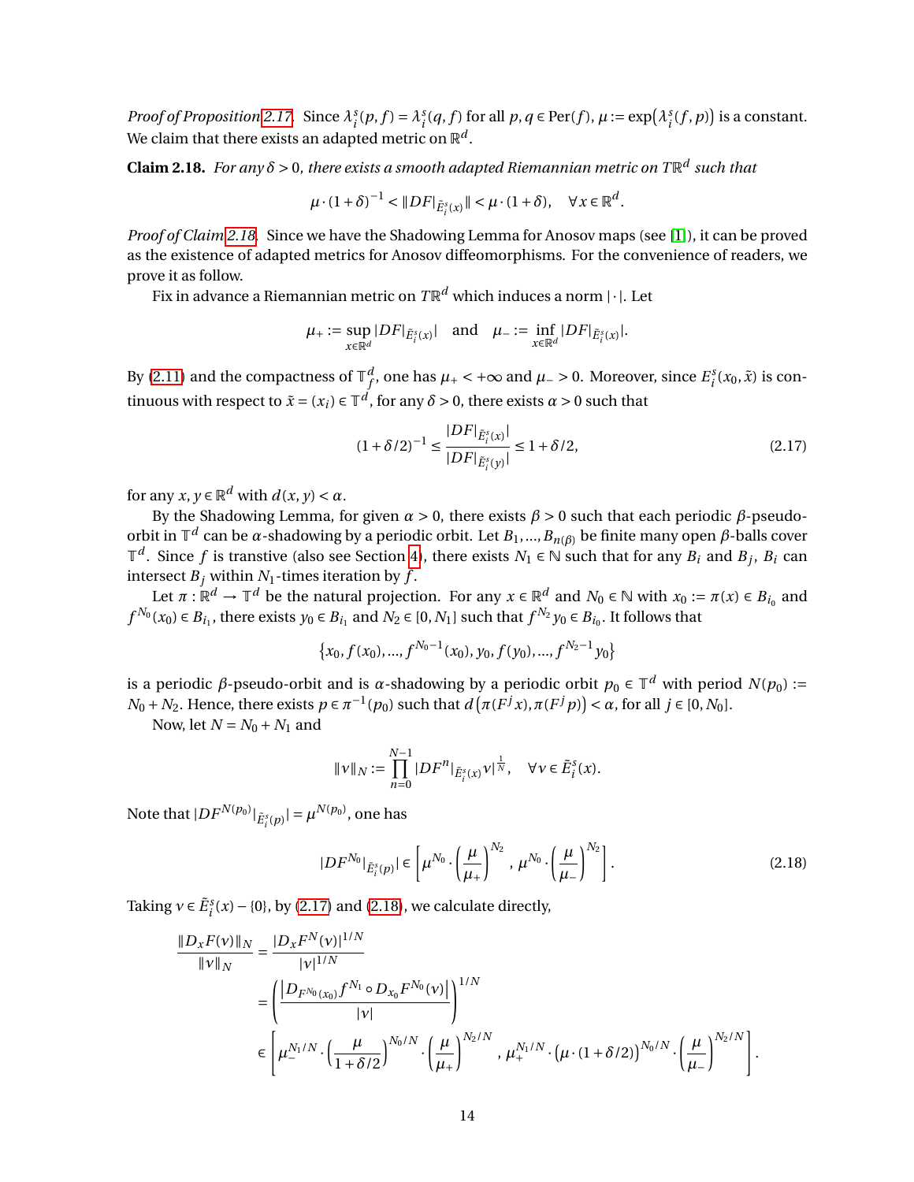*Proof of Proposition 2.17.* Since $\lambda_i^s(p, f) = \lambda_i^s(q, f)$ for all $p, q \in \mathrm{Per}(f)$, $\mu := \exp\big(\lambda_i^s(f, p)\big)$ is a constant. We claim that there exists an adapted metric on $\mathbb{R}^d$.

**Claim 2.18.** *For any $\delta > 0$, there exists a smooth adapted Riemannian metric on $T\mathbb{R}^d$ such that*

$$\mu \cdot (1+\delta)^{-1} < \|DF|_{\tilde{E}_i^s(x)}\| < \mu \cdot (1+\delta), \quad \forall x \in \mathbb{R}^d.$$

*Proof of Claim 2.18.* Since we have the Shadowing Lemma for Anosov maps (see [1]), it can be proved as the existence of adapted metrics for Anosov diffeomorphisms. For the convenience of readers, we prove it as follow.

Fix in advance a Riemannian metric on $T\mathbb{R}^d$ which induces a norm $|\cdot|$. Let

$$\mu_+ := \sup_{x \in \mathbb{R}^d} |DF|_{\tilde{E}_i^s(x)}| \quad \text{and} \quad \mu_- := \inf_{x \in \mathbb{R}^d} |DF|_{\tilde{E}_i^s(x)}|.$$

By (2.11) and the compactness of $\mathbb{T}_f^d$, one has $\mu_+ < +\infty$ and $\mu_- > 0$. Moreover, since $E_i^s(x_0, \tilde{x})$ is continuous with respect to $\tilde{x} = (x_i) \in \mathbb{T}^d$, for any $\delta > 0$, there exists $\alpha > 0$ such that

$$(1+\delta/2)^{-1} \le \frac{|DF|_{\tilde{E}_i^s(x)}|}{|DF|_{\tilde{E}_i^s(y)}|} \le 1 + \delta/2, \tag{2.17}$$

for any $x, y \in \mathbb{R}^d$ with $d(x, y) < \alpha$.

By the Shadowing Lemma, for given $\alpha > 0$, there exists $\beta > 0$ such that each periodic $\beta$-pseudo-orbit in $\mathbb{T}^d$ can be $\alpha$-shadowing by a periodic orbit. Let $B_1, \ldots, B_{n(\beta)}$ be finite many open $\beta$-balls cover $\mathbb{T}^d$. Since $f$ is transtive (also see Section 4), there exists $N_1 \in \mathbb{N}$ such that for any $B_i$ and $B_j$, $B_i$ can intersect $B_j$ within $N_1$-times iteration by $f$.

Let $\pi : \mathbb{R}^d \to \mathbb{T}^d$ be the natural projection. For any $x \in \mathbb{R}^d$ and $N_0 \in \mathbb{N}$ with $x_0 := \pi(x) \in B_{i_0}$ and $f^{N_0}(x_0) \in B_{i_1}$, there exists $y_0 \in B_{i_1}$ and $N_2 \in [0, N_1]$ such that $f^{N_2} y_0 \in B_{i_0}$. It follows that

$$\big\{x_0, f(x_0), \ldots, f^{N_0 - 1}(x_0), y_0, f(y_0), \ldots, f^{N_2 - 1} y_0\big\}$$

is a periodic $\beta$-pseudo-orbit and is $\alpha$-shadowing by a periodic orbit $p_0 \in \mathbb{T}^d$ with period $N(p_0) := N_0 + N_2$. Hence, there exists $p \in \pi^{-1}(p_0)$ such that $d\big(\pi(F^j x), \pi(F^j p)\big) < \alpha$, for all $j \in [0, N_0]$.

Now, let $N = N_0 + N_1$ and

$$\|v\|_N := \prod_{n=0}^{N-1} |DF^n|_{\tilde{E}_i^s(x)} v|^{\frac{1}{N}}, \quad \forall v \in \tilde{E}_i^s(x).$$

Note that $|DF^{N(p_0)}|_{\tilde{E}_i^s(p)}| = \mu^{N(p_0)}$, one has

$$|DF^{N_0}|_{\tilde{E}_i^s(p)}| \in \left[\mu^{N_0} \cdot \left(\frac{\mu}{\mu_+}\right)^{N_2}, \; \mu^{N_0} \cdot \left(\frac{\mu}{\mu_-}\right)^{N_2}\right]. \tag{2.18}$$

Taking $v \in \tilde{E}_i^s(x) - \{0\}$, by (2.17) and (2.18), we calculate directly,

$$\begin{aligned}
\frac{\|D_x F(v)\|_N}{\|v\|_N} &= \frac{|D_x F^N(v)|^{1/N}}{|v|^{1/N}} \\
&= \left(\frac{\big|D_{F^{N_0}(x_0)} f^{N_1} \circ D_{x_0} F^{N_0}(v)\big|}{|v|}\right)^{1/N} \\
&\in \left[\mu_-^{N_1/N} \cdot \left(\frac{\mu}{1+\delta/2}\right)^{N_0/N} \cdot \left(\frac{\mu}{\mu_+}\right)^{N_2/N}, \; \mu_+^{N_1/N} \cdot \big(\mu \cdot (1+\delta/2)\big)^{N_0/N} \cdot \left(\frac{\mu}{\mu_-}\right)^{N_2/N}\right].
\end{aligned}$$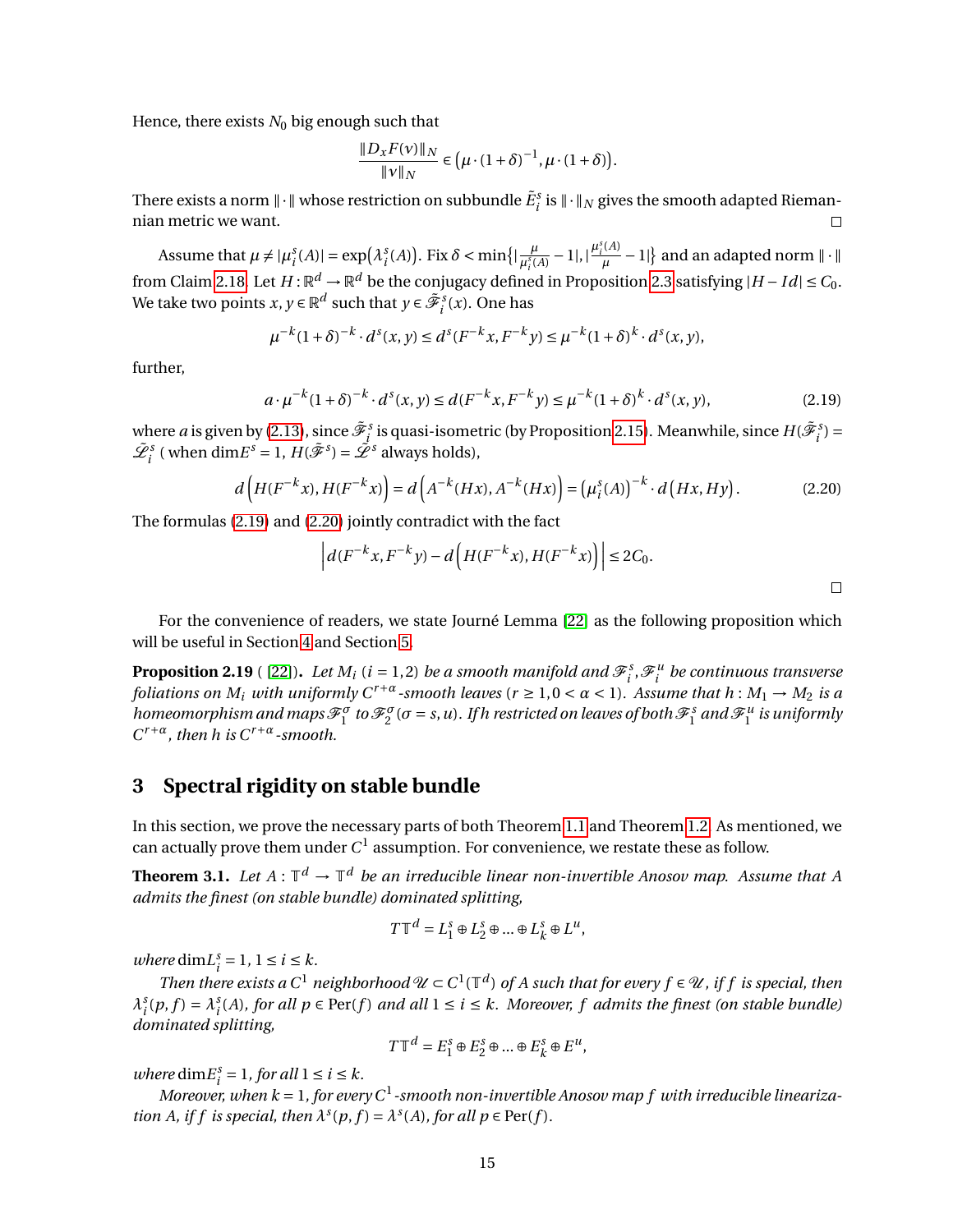Hence, there exists $N_0$ big enough such that

$$\frac{\|D_xF(v)\|_N}{\|v\|_N} \in \big(\mu\cdot(1+\delta)^{-1}, \mu\cdot(1+\delta)\big).$$

There exists a norm $\|\cdot\|$ whose restriction on subbundle $\tilde{E}_i^s$ is $\|\cdot\|_N$ gives the smooth adapted Riemannian metric we want. □

Assume that $\mu \neq |\mu_i^s(A)| = \exp\big(\lambda_i^s(A)\big)$. Fix $\delta < \min\{|\frac{\mu}{\mu_i^s(A)} - 1|, |\frac{\mu_i^s(A)}{\mu} - 1|\}$ and an adapted norm $\|\cdot\|$ from Claim 2.18. Let $H: \mathbb{R}^d \to \mathbb{R}^d$ be the conjugacy defined in Proposition 2.3 satisfying $|H - Id| \leq C_0$. We take two points $x, y \in \mathbb{R}^d$ such that $y \in \tilde{\mathscr{F}}_i^s(x)$. One has

$$\mu^{-k}(1+\delta)^{-k}\cdot d^s(x,y) \leq d^s(F^{-k}x, F^{-k}y) \leq \mu^{-k}(1+\delta)^k\cdot d^s(x,y),$$

further,

$$a\cdot\mu^{-k}(1+\delta)^{-k}\cdot d^s(x,y) \leq d(F^{-k}x, F^{-k}y) \leq \mu^{-k}(1+\delta)^k\cdot d^s(x,y), \tag{2.19}$$

where $a$ is given by (2.13), since $\tilde{\mathscr{F}}_i^s$ is quasi-isometric (by Proposition 2.15). Meanwhile, since $H(\tilde{\mathscr{F}}_i^s) = \tilde{\mathscr{L}}_i^s$ ( when $\dim E^s = 1$, $H(\tilde{\mathscr{F}}^s) = \tilde{\mathscr{L}}^s$ always holds),

$$d\Big(H(F^{-k}x), H(F^{-k}x)\Big) = d\Big(A^{-k}(Hx), A^{-k}(Hx)\Big) = \big(\mu_i^s(A)\big)^{-k}\cdot d\big(Hx, Hy\big). \tag{2.20}$$

The formulas (2.19) and (2.20) jointly contradict with the fact

$$\Big|d(F^{-k}x, F^{-k}y) - d\Big(H(F^{-k}x), H(F^{-k}x)\Big)\Big| \leq 2C_0.$$

□

For the convenience of readers, we state Journé Lemma [22] as the following proposition which will be useful in Section 4 and Section 5.

**Proposition 2.19** ( [22]). *Let $M_i$ ($i = 1,2$) be a smooth manifold and $\mathscr{F}_i^s, \mathscr{F}_i^u$ be continuous transverse foliations on $M_i$ with uniformly $C^{r+\alpha}$-smooth leaves ($r \geq 1, 0 < \alpha < 1$). Assume that $h: M_1 \to M_2$ is a homeomorphism and maps $\mathscr{F}_1^\sigma$ to $\mathscr{F}_2^\sigma$ ($\sigma = s,u$). If $h$ restricted on leaves of both $\mathscr{F}_1^s$ and $\mathscr{F}_1^u$ is uniformly $C^{r+\alpha}$, then $h$ is $C^{r+\alpha}$-smooth.*

# 3 Spectral rigidity on stable bundle

In this section, we prove the necessary parts of both Theorem 1.1 and Theorem 1.2. As mentioned, we can actually prove them under $C^1$ assumption. For convenience, we restate these as follow.

**Theorem 3.1.** *Let $A: \mathbb{T}^d \to \mathbb{T}^d$ be an irreducible linear non-invertible Anosov map. Assume that $A$ admits the finest (on stable bundle) dominated splitting,*

$$T\mathbb{T}^d = L_1^s \oplus L_2^s \oplus ... \oplus L_k^s \oplus L^u,$$

*where $\dim L_i^s = 1$, $1 \leq i \leq k$.*

*Then there exists a $C^1$ neighborhood $\mathscr{U} \subset C^1(\mathbb{T}^d)$ of $A$ such that for every $f \in \mathscr{U}$, if $f$ is special, then $\lambda_i^s(p,f) = \lambda_i^s(A)$, for all $p \in \mathrm{Per}(f)$ and all $1 \leq i \leq k$. Moreover, $f$ admits the finest (on stable bundle) dominated splitting,*

$$T\mathbb{T}^d = E_1^s \oplus E_2^s \oplus ... \oplus E_k^s \oplus E^u,$$

*where $\dim E_i^s = 1$, for all $1 \leq i \leq k$.*

*Moreover, when $k = 1$, for every $C^1$-smooth non-invertible Anosov map $f$ with irreducible linearization $A$, if $f$ is special, then $\lambda^s(p,f) = \lambda^s(A)$, for all $p \in \mathrm{Per}(f)$.*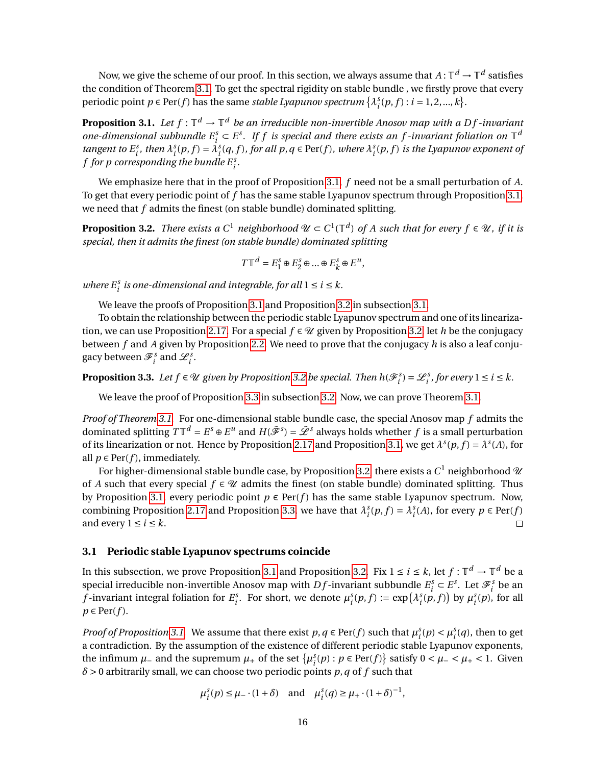Now, we give the scheme of our proof. In this section, we always assume that $A : \mathbb{T}^d \to \mathbb{T}^d$ satisfies the condition of Theorem 3.1. To get the spectral rigidity on stable bundle , we firstly prove that every periodic point $p \in \mathrm{Per}(f)$ has the same *stable Lyapunov spectrum* $\{\lambda_i^s(p,f) : i = 1,2,...,k\}$.

**Proposition 3.1.** *Let $f : \mathbb{T}^d \to \mathbb{T}^d$ be an irreducible non-invertible Anosov map with a $Df$-invariant one-dimensional subbundle $E_i^s \subset E^s$. If $f$ is special and there exists an $f$-invariant foliation on $\mathbb{T}^d$ tangent to $E_i^s$, then $\lambda_i^s(p,f) = \lambda_i^s(q,f)$, for all $p,q \in \mathrm{Per}(f)$, where $\lambda_i^s(p,f)$ is the Lyapunov exponent of $f$ for $p$ corresponding the bundle $E_i^s$.*

We emphasize here that in the proof of Proposition 3.1, $f$ need not be a small perturbation of $A$. To get that every periodic point of $f$ has the same stable Lyapunov spectrum through Proposition 3.1, we need that $f$ admits the finest (on stable bundle) dominated splitting.

**Proposition 3.2.** *There exists a $C^1$ neighborhood $\mathscr{U} \subset C^1(\mathbb{T}^d)$ of $A$ such that for every $f \in \mathscr{U}$, if it is special, then it admits the finest (on stable bundle) dominated splitting*

$$T\mathbb{T}^d = E_1^s \oplus E_2^s \oplus ... \oplus E_k^s \oplus E^u,$$

*where $E_i^s$ is one-dimensional and integrable, for all $1 \le i \le k$.*

We leave the proofs of Proposition 3.1 and Proposition 3.2 in subsection 3.1.

To obtain the relationship between the periodic stable Lyapunov spectrum and one of its linearization, we can use Proposition 2.17. For a special $f \in \mathscr{U}$ given by Proposition 3.2, let $h$ be the conjugacy between $f$ and $A$ given by Proposition 2.2. We need to prove that the conjugacy $h$ is also a leaf conjugacy between $\mathscr{F}_i^s$ and $\mathscr{L}_i^s$.

**Proposition 3.3.** *Let $f \in \mathscr{U}$ given by Proposition 3.2 be special. Then $h(\mathscr{F}_i^s) = \mathscr{L}_i^s$, for every $1 \le i \le k$.*

We leave the proof of Proposition 3.3 in subsection 3.2. Now, we can prove Theorem 3.1.

*Proof of Theorem 3.1.* For one-dimensional stable bundle case, the special Anosov map $f$ admits the dominated splitting $T\mathbb{T}^d = E^s \oplus E^u$ and $H(\tilde{\mathscr{F}}^s) = \tilde{\mathscr{L}}^s$ always holds whether $f$ is a small perturbation of its linearization or not. Hence by Proposition 2.17 and Proposition 3.1, we get $\lambda^s(p,f) = \lambda^s(A)$, for all $p \in \mathrm{Per}(f)$, immediately.

For higher-dimensional stable bundle case, by Proposition 3.2, there exists a $C^1$ neighborhood $\mathscr{U}$ of $A$ such that every special $f \in \mathscr{U}$ admits the finest (on stable bundle) dominated splitting. Thus by Proposition 3.1, every periodic point $p \in \mathrm{Per}(f)$ has the same stable Lyapunov spectrum. Now, combining Proposition 2.17 and Proposition 3.3, we have that $\lambda_i^s(p,f) = \lambda_i^s(A)$, for every $p \in \mathrm{Per}(f)$ and every $1 \le i \le k$. □

### 3.1 Periodic stable Lyapunov spectrums coincide

In this subsection, we prove Proposition 3.1 and Proposition 3.2. Fix $1 \le i \le k$, let $f : \mathbb{T}^d \to \mathbb{T}^d$ be a special irreducible non-invertible Anosov map with $Df$-invariant subbundle $E_i^s \subset E^s$. Let $\mathscr{F}_i^s$ be an $f$-invariant integral foliation for $E_i^s$. For short, we denote $\mu_i^s(p,f) := \exp\big(\lambda_i^s(p,f)\big)$ by $\mu_i^s(p)$, for all $p \in \mathrm{Per}(f)$.

*Proof of Proposition 3.1.* We assume that there exist $p,q \in \mathrm{Per}(f)$ such that $\mu_i^s(p) < \mu_i^s(q)$, then to get a contradiction. By the assumption of the existence of different periodic stable Lyapunov exponents, the infimum $\mu_-$ and the supremum $\mu_+$ of the set $\{\mu_i^s(p) : p \in \mathrm{Per}(f)\}$ satisfy $0 < \mu_- < \mu_+ < 1$. Given $\delta > 0$ arbitrarily small, we can choose two periodic points $p,q$ of $f$ such that

$$\mu_i^s(p) \le \mu_- \cdot (1+\delta) \quad \text{and} \quad \mu_i^s(q) \ge \mu_+ \cdot (1+\delta)^{-1},$$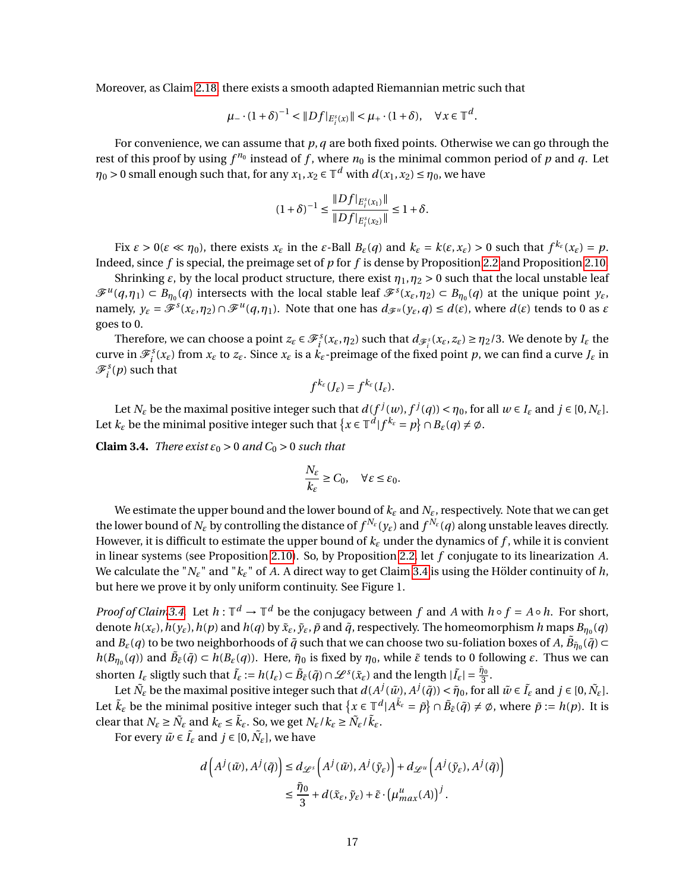Moreover, as Claim 2.18, there exists a smooth adapted Riemannian metric such that

$$\mu_- \cdot (1+\delta)^{-1} < \|Df|_{E_i^s(x)}\| < \mu_+ \cdot (1+\delta), \quad \forall x \in \mathbb{T}^d.$$

For convenience, we can assume that $p, q$ are both fixed points. Otherwise we can go through the rest of this proof by using $f^{n_0}$ instead of $f$, where $n_0$ is the minimal common period of $p$ and $q$. Let $\eta_0 > 0$ small enough such that, for any $x_1, x_2 \in \mathbb{T}^d$ with $d(x_1, x_2) \le \eta_0$, we have

$$(1+\delta)^{-1} \le \frac{\|Df|_{E_i^s(x_1)}\|}{\|Df|_{E_i^s(x_2)}\|} \le 1+\delta.$$

Fix $\varepsilon > 0 (\varepsilon \ll \eta_0)$, there exists $x_\varepsilon$ in the $\varepsilon$-Ball $B_\varepsilon(q)$ and $k_\varepsilon = k(\varepsilon, x_\varepsilon) > 0$ such that $f^{k_\varepsilon}(x_\varepsilon) = p$. Indeed, since $f$ is special, the preimage set of $p$ for $f$ is dense by Proposition 2.2 and Proposition 2.10.

Shrinking $\varepsilon$, by the local product structure, there exist $\eta_1, \eta_2 > 0$ such that the local unstable leaf $\mathscr{F}^u(q, \eta_1) \subset B_{\eta_0}(q)$ intersects with the local stable leaf $\mathscr{F}^s(x_\varepsilon, \eta_2) \subset B_{\eta_0}(q)$ at the unique point $y_\varepsilon$, namely, $y_\varepsilon = \mathscr{F}^s(x_\varepsilon, \eta_2) \cap \mathscr{F}^u(q, \eta_1)$. Note that one has $d_{\mathscr{F}^u}(y_\varepsilon, q) \le d(\varepsilon)$, where $d(\varepsilon)$ tends to 0 as $\varepsilon$ goes to 0.

Therefore, we can choose a point $z_\varepsilon \in \mathscr{F}_i^s(x_\varepsilon, \eta_2)$ such that $d_{\mathscr{F}_i^s}(x_\varepsilon, z_\varepsilon) \ge \eta_2/3$. We denote by $I_\varepsilon$ the curve in $\mathscr{F}_i^s(x_\varepsilon)$ from $x_\varepsilon$ to $z_\varepsilon$. Since $x_\varepsilon$ is a $k_\varepsilon$-preimage of the fixed point $p$, we can find a curve $J_\varepsilon$ in $\mathscr{F}_i^s(p)$ such that

$$f^{k_\varepsilon}(J_\varepsilon) = f^{k_\varepsilon}(I_\varepsilon).$$

Let $N_\varepsilon$ be the maximal positive integer such that $d(f^j(w), f^j(q)) < \eta_0$, for all $w \in I_\varepsilon$ and $j \in [0, N_\varepsilon]$. Let $k_\varepsilon$ be the minimal positive integer such that $\{x \in \mathbb{T}^d | f^{k_\varepsilon} = p\} \cap B_\varepsilon(q) \ne \emptyset$.

**Claim 3.4.** *There exist $\varepsilon_0 > 0$ and $C_0 > 0$ such that*

$$\frac{N_\varepsilon}{k_\varepsilon} \ge C_0, \quad \forall \varepsilon \le \varepsilon_0.$$

We estimate the upper bound and the lower bound of $k_\varepsilon$ and $N_\varepsilon$, respectively. Note that we can get the lower bound of $N_\varepsilon$ by controlling the distance of $f^{N_\varepsilon}(y_\varepsilon)$ and $f^{N_\varepsilon}(q)$ along unstable leaves directly. However, it is difficult to estimate the upper bound of $k_\varepsilon$ under the dynamics of $f$, while it is convient in linear systems (see Proposition 2.10). So, by Proposition 2.2, let $f$ conjugate to its linearization $A$. We calculate the "$N_\varepsilon$" and "$k_\varepsilon$" of $A$. A direct way to get Claim 3.4 is using the Hölder continuity of $h$, but here we prove it by only uniform continuity. See Figure 1.

*Proof of Claim 3.4.* Let $h: \mathbb{T}^d \to \mathbb{T}^d$ be the conjugacy between $f$ and $A$ with $h \circ f = A \circ h$. For short, denote $h(x_\varepsilon), h(y_\varepsilon), h(p)$ and $h(q)$ by $\tilde{x}_\varepsilon, \tilde{y}_\varepsilon, \tilde{p}$ and $\tilde{q}$, respectively. The homeomorphism $h$ maps $B_{\eta_0}(q)$ and $B_\varepsilon(q)$ to be two neighborhoods of $\tilde{q}$ such that we can choose two su-foliation boxes of $A$, $\tilde{B}_{\tilde{\eta}_0}(\tilde{q}) \subset h(B_{\eta_0}(q))$ and $\tilde{B}_{\tilde{\varepsilon}}(\tilde{q}) \subset h(B_\varepsilon(q))$. Here, $\tilde{\eta}_0$ is fixed by $\eta_0$, while $\tilde{\varepsilon}$ tends to 0 following $\varepsilon$. Thus we can shorten $I_\varepsilon$ sligtly such that $\tilde{I}_\varepsilon := h(I_\varepsilon) \subset \tilde{B}_{\tilde{\varepsilon}}(\tilde{q}) \cap \mathscr{L}^s(\tilde{x}_\varepsilon)$ and the length $|\tilde{I}_\varepsilon| = \frac{\tilde{\eta}_0}{3}$.

Let $\tilde{N}_\varepsilon$ be the maximal positive integer such that $d(A^j(\tilde{w}), A^j(\tilde{q})) < \tilde{\eta}_0$, for all $\tilde{w} \in \tilde{I}_\varepsilon$ and $j \in [0, \tilde{N}_\varepsilon]$. Let $\tilde{k}_\varepsilon$ be the minimal positive integer such that $\{x \in \mathbb{T}^d | A^{\tilde{k}_\varepsilon} = \tilde{p}\} \cap \tilde{B}_{\tilde{\varepsilon}}(\tilde{q}) \ne \emptyset$, where $\tilde{p} := h(p)$. It is clear that $N_\varepsilon \ge \tilde{N}_\varepsilon$ and $k_\varepsilon \le \tilde{k}_\varepsilon$. So, we get $N_\varepsilon / k_\varepsilon \ge \tilde{N}_\varepsilon / \tilde{k}_\varepsilon$.

For every $\tilde{w} \in \tilde{I}_\varepsilon$ and $j \in [0, \tilde{N}_\varepsilon]$, we have

$$\begin{aligned} d\left(A^j(\tilde{w}), A^j(\tilde{q})\right) &\le d_{\mathscr{L}^s}\left(A^j(\tilde{w}), A^j(\tilde{y}_\varepsilon)\right) + d_{\mathscr{L}^u}\left(A^j(\tilde{y}_\varepsilon), A^j(\tilde{q})\right) \\ &\le \frac{\tilde{\eta}_0}{3} + d(\tilde{x}_\varepsilon, \tilde{y}_\varepsilon) + \tilde{\varepsilon} \cdot \left(\mu^u_{max}(A)\right)^j. \end{aligned}$$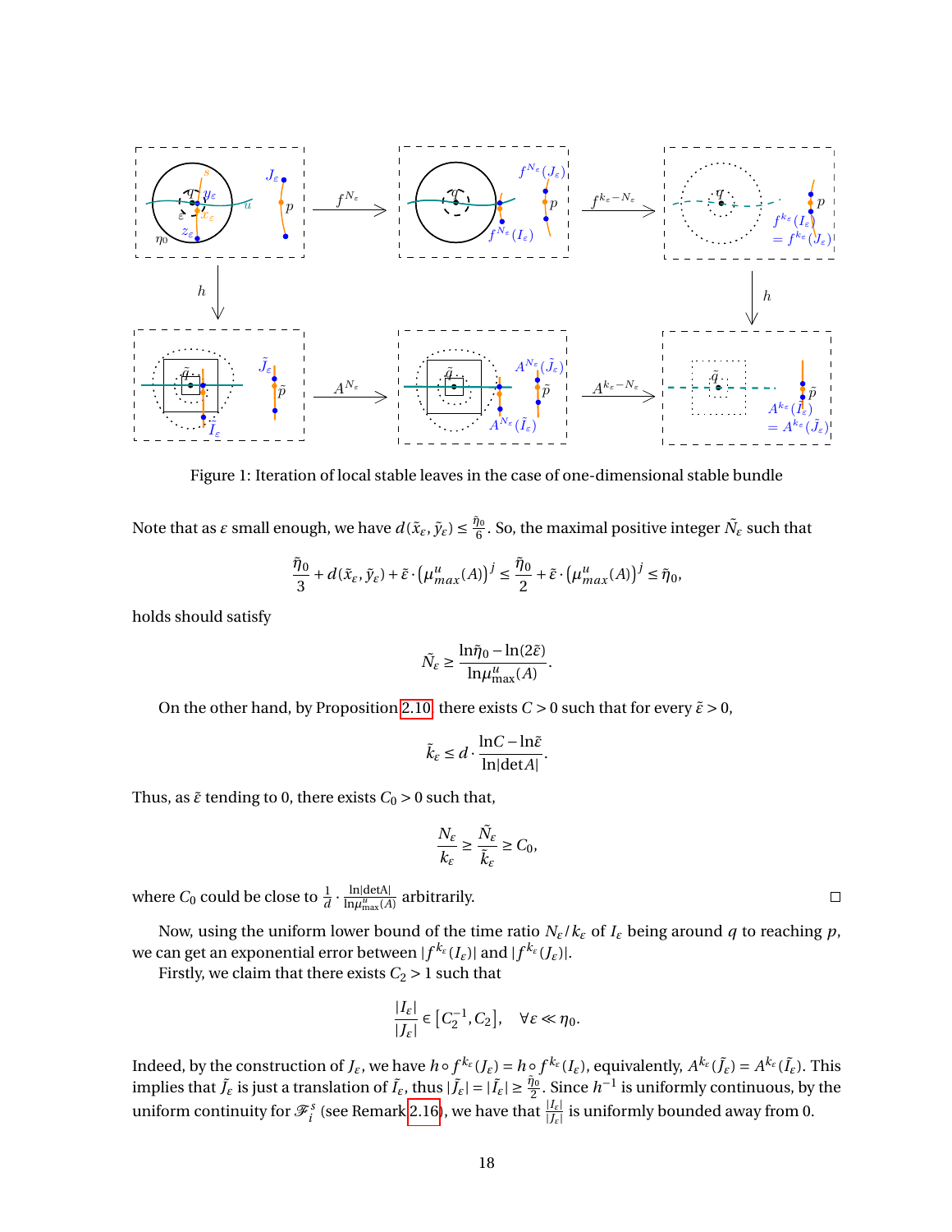Figure 1: Iteration of local stable leaves in the case of one-dimensional stable bundle

Note that as $\varepsilon$ small enough, we have $d(\tilde{x}_\varepsilon, \tilde{y}_\varepsilon) \leq \frac{\tilde{\eta}_0}{6}$. So, the maximal positive integer $\tilde{N}_\varepsilon$ such that

$$\frac{\tilde{\eta}_0}{3} + d(\tilde{x}_\varepsilon, \tilde{y}_\varepsilon) + \tilde{\varepsilon} \cdot \left(\mu^u_{max}(A)\right)^j \leq \frac{\tilde{\eta}_0}{2} + \tilde{\varepsilon} \cdot \left(\mu^u_{max}(A)\right)^j \leq \tilde{\eta}_0,$$

holds should satisfy

$$\tilde{N}_\varepsilon \geq \frac{\ln \tilde{\eta}_0 - \ln(2\tilde{\varepsilon})}{\ln \mu^u_{\max}(A)}.$$

On the other hand, by Proposition 2.10, there exists $C > 0$ such that for every $\tilde{\varepsilon} > 0$,

$$\tilde{k}_\varepsilon \leq d \cdot \frac{\ln C - \ln \tilde{\varepsilon}}{\ln |\det A|}.$$

Thus, as $\tilde{\varepsilon}$ tending to 0, there exists $C_0 > 0$ such that,

$$\frac{N_\varepsilon}{k_\varepsilon} \geq \frac{\tilde{N}_\varepsilon}{\tilde{k}_\varepsilon} \geq C_0,$$

where $C_0$ could be close to $\frac{1}{d} \cdot \frac{\ln|\det A|}{\ln \mu^u_{\max}(A)}$ arbitrarily. □

Now, using the uniform lower bound of the time ratio $N_\varepsilon / k_\varepsilon$ of $I_\varepsilon$ being around $q$ to reaching $p$, we can get an exponential error between $|f^{k_\varepsilon}(I_\varepsilon)|$ and $|f^{k_\varepsilon}(J_\varepsilon)|$.

Firstly, we claim that there exists $C_2 > 1$ such that

$$\frac{|I_\varepsilon|}{|J_\varepsilon|} \in [C_2^{-1}, C_2], \quad \forall \varepsilon \ll \eta_0.$$

Indeed, by the construction of $J_\varepsilon$, we have $h \circ f^{k_\varepsilon}(J_\varepsilon) = h \circ f^{k_\varepsilon}(I_\varepsilon)$, equivalently, $A^{k_\varepsilon}(\tilde{J}_\varepsilon) = A^{k_\varepsilon}(\tilde{I}_\varepsilon)$. This implies that $\tilde{J}_\varepsilon$ is just a translation of $\tilde{I}_\varepsilon$, thus $|\tilde{J}_\varepsilon| = |\tilde{I}_\varepsilon| \geq \frac{\tilde{\eta}_0}{2}$. Since $h^{-1}$ is uniformly continuous, by the uniform continuity for $\mathscr{F}^s_i$ (see Remark 2.16), we have that $\frac{|I_\varepsilon|}{|J_\varepsilon|}$ is uniformly bounded away from 0.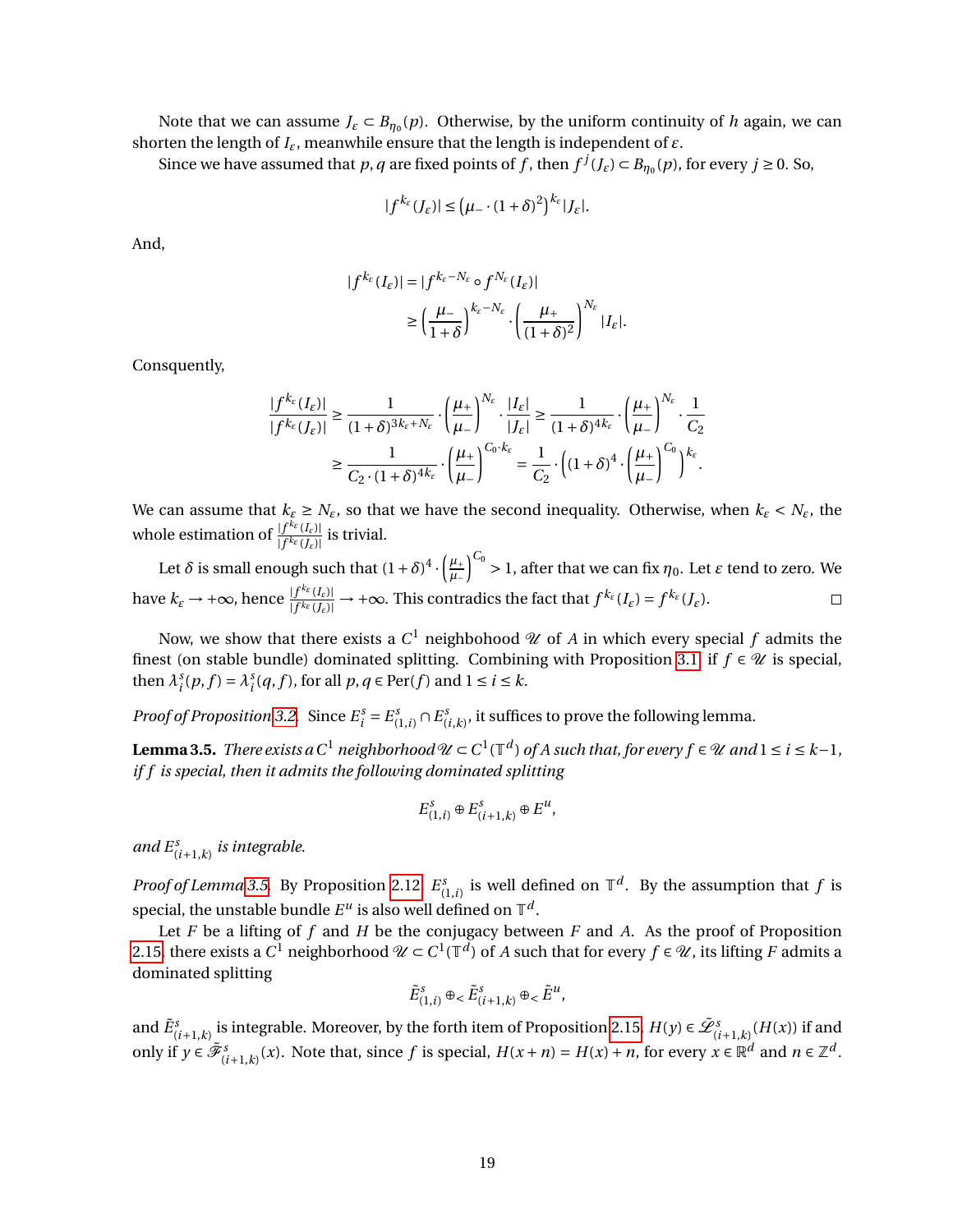Note that we can assume $J_\varepsilon \subset B_{\eta_0}(p)$. Otherwise, by the uniform continuity of $h$ again, we can shorten the length of $I_\varepsilon$, meanwhile ensure that the length is independent of $\varepsilon$.

Since we have assumed that $p, q$ are fixed points of $f$, then $f^j(J_\varepsilon) \subset B_{\eta_0}(p)$, for every $j \geq 0$. So,

$$|f^{k_\varepsilon}(J_\varepsilon)| \leq \left(\mu_- \cdot (1+\delta)^2\right)^{k_\varepsilon} |J_\varepsilon|.$$

And,

$$\begin{aligned}
|f^{k_\varepsilon}(I_\varepsilon)| &= |f^{k_\varepsilon - N_\varepsilon} \circ f^{N_\varepsilon}(I_\varepsilon)| \\
&\geq \left(\frac{\mu_-}{1+\delta}\right)^{k_\varepsilon - N_\varepsilon} \cdot \left(\frac{\mu_+}{(1+\delta)^2}\right)^{N_\varepsilon} |I_\varepsilon|.
\end{aligned}$$

Consquently,

$$\begin{aligned}
\frac{|f^{k_\varepsilon}(I_\varepsilon)|}{|f^{k_\varepsilon}(J_\varepsilon)|} &\geq \frac{1}{(1+\delta)^{3k_\varepsilon + N_\varepsilon}} \cdot \left(\frac{\mu_+}{\mu_-}\right)^{N_\varepsilon} \cdot \frac{|I_\varepsilon|}{|J_\varepsilon|} \geq \frac{1}{(1+\delta)^{4k_\varepsilon}} \cdot \left(\frac{\mu_+}{\mu_-}\right)^{N_\varepsilon} \cdot \frac{1}{C_2} \\
&\geq \frac{1}{C_2 \cdot (1+\delta)^{4k_\varepsilon}} \cdot \left(\frac{\mu_+}{\mu_-}\right)^{C_0 \cdot k_\varepsilon} = \frac{1}{C_2} \cdot \left((1+\delta)^4 \cdot \left(\frac{\mu_+}{\mu_-}\right)^{C_0}\right)^{k_\varepsilon}.
\end{aligned}$$

We can assume that $k_\varepsilon \geq N_\varepsilon$, so that we have the second inequality. Otherwise, when $k_\varepsilon < N_\varepsilon$, the whole estimation of $\frac{|f^{k_\varepsilon}(I_\varepsilon)|}{|f^{k_\varepsilon}(J_\varepsilon)|}$ is trivial.

Let $\delta$ is small enough such that $(1+\delta)^4 \cdot \left(\frac{\mu_+}{\mu_-}\right)^{C_0} > 1$, after that we can fix $\eta_0$. Let $\varepsilon$ tend to zero. We have $k_\varepsilon \to +\infty$, hence $\frac{|f^{k_\varepsilon}(I_\varepsilon)|}{|f^{k_\varepsilon}(J_\varepsilon)|} \to +\infty$. This contradics the fact that $f^{k_\varepsilon}(I_\varepsilon) = f^{k_\varepsilon}(J_\varepsilon)$. □

Now, we show that there exists a $C^1$ neighbohood $\mathscr{U}$ of $A$ in which every special $f$ admits the finest (on stable bundle) dominated splitting. Combining with Proposition 3.1, if $f \in \mathscr{U}$ is special, then $\lambda_i^s(p,f) = \lambda_i^s(q,f)$, for all $p, q \in \mathrm{Per}(f)$ and $1 \leq i \leq k$.

*Proof of Proposition 3.2.* Since $E_i^s = E_{(1,i)}^s \cap E_{(i,k)}^s$, it suffices to prove the following lemma.

**Lemma 3.5.** *There exists a $C^1$ neighborhood $\mathscr{U} \subset C^1(\mathbb{T}^d)$ of $A$ such that, for every $f \in \mathscr{U}$ and $1 \leq i \leq k-1$, if $f$ is special, then it admits the following dominated splitting*

$$E_{(1,i)}^s \oplus E_{(i+1,k)}^s \oplus E^u,$$

*and $E_{(i+1,k)}^s$ is integrable.*

*Proof of Lemma 3.5.* By Proposition 2.12, $E_{(1,i)}^s$ is well defined on $\mathbb{T}^d$. By the assumption that $f$ is special, the unstable bundle $E^u$ is also well defined on $\mathbb{T}^d$.

Let $F$ be a lifting of $f$ and $H$ be the conjugacy between $F$ and $A$. As the proof of Proposition 2.15, there exists a $C^1$ neighborhood $\mathscr{U} \subset C^1(\mathbb{T}^d)$ of $A$ such that for every $f \in \mathscr{U}$, its lifting $F$ admits a dominated splitting

$$\tilde{E}_{(1,i)}^s \oplus_< \tilde{E}_{(i+1,k)}^s \oplus_< \tilde{E}^u,$$

and $\tilde{E}_{(i+1,k)}^s$ is integrable. Moreover, by the forth item of Proposition 2.15, $H(y) \in \tilde{\mathscr{L}}_{(i+1,k)}^s(H(x))$ if and only if $y \in \tilde{\mathscr{F}}_{(i+1,k)}^s(x)$. Note that, since $f$ is special, $H(x+n) = H(x) + n$, for every $x \in \mathbb{R}^d$ and $n \in \mathbb{Z}^d$.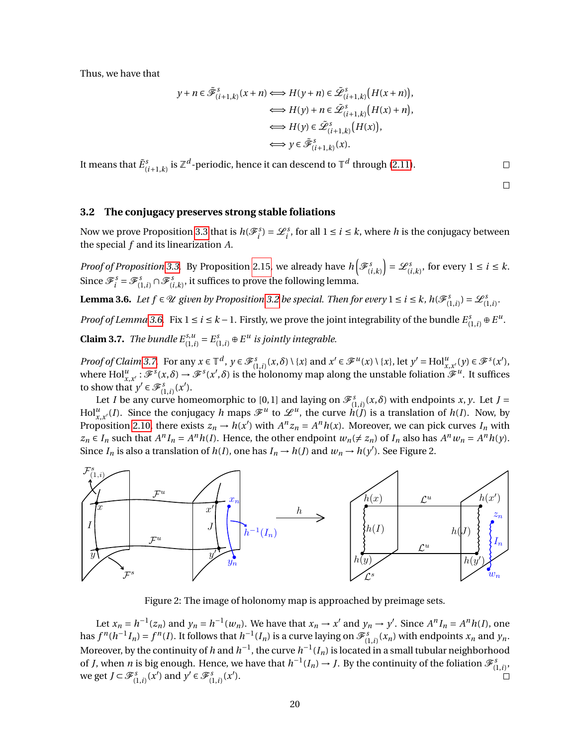Thus, we have that

$$
\begin{aligned}
y+n\in\tilde{\mathscr{F}}^s_{(i+1,k)}(x+n) &\iff H(y+n)\in\tilde{\mathscr{L}}^s_{(i+1,k)}\big(H(x+n)\big),\\
&\iff H(y)+n\in\tilde{\mathscr{L}}^s_{(i+1,k)}\big(H(x)+n\big),\\
&\iff H(y)\in\tilde{\mathscr{L}}^s_{(i+1,k)}\big(H(x)\big),\\
&\iff y\in\tilde{\mathscr{F}}^s_{(i+1,k)}(x).
\end{aligned}
$$

It means that $\tilde{E}^s_{(i+1,k)}$ is $\mathbb{Z}^d$-periodic, hence it can descend to $\mathbb{T}^d$ through (2.11). □

□

### 3.2 The conjugacy preserves strong stable foliations

Now we prove Proposition 3.3 that is $h(\mathscr{F}^s_i)=\mathscr{L}^s_i$, for all $1\le i\le k$, where $h$ is the conjugacy between the special $f$ and its linearization $A$.

*Proof of Proposition 3.3.* By Proposition 2.15, we already have $h\Big(\mathscr{F}^s_{(i,k)}\Big)=\mathscr{L}^s_{(i,k)}$, for every $1\le i\le k$. Since $\mathscr{F}^s_i=\mathscr{F}^s_{(1,i)}\cap\mathscr{F}^s_{(i,k)}$, it suffices to prove the following lemma.

**Lemma 3.6.** *Let $f\in\mathscr{U}$ given by Proposition 3.2 be special. Then for every $1\le i\le k$, $h(\mathscr{F}^s_{(1,i)})=\mathscr{L}^s_{(1,i)}$.*

*Proof of Lemma 3.6.* Fix $1\le i\le k-1$. Firstly, we prove the joint integrability of the bundle $E^s_{(1,i)}\oplus E^u$.

**Claim 3.7.** *The bundle $E^{s,u}_{(1,i)}=E^s_{(1,i)}\oplus E^u$ is jointly integrable.*

*Proof of Claim 3.7.* For any $x\in\mathbb{T}^d$, $y\in\mathscr{F}^s_{(1,i)}(x,\delta)\setminus\{x\}$ and $x'\in\mathscr{F}^u(x)\setminus\{x\}$, let $y'=\mathrm{Hol}^u_{x,x'}(y)\in\mathscr{F}^s(x')$, where $\mathrm{Hol}^u_{x,x'}:\mathscr{F}^s(x,\delta)\to\mathscr{F}^s(x',\delta)$ is the holonomy map along the unstable foliation $\mathscr{F}^u$. It suffices to show that $y'\in\mathscr{F}^s_{(1,i)}(x')$.

Let $I$ be any curve homeomorphic to $[0,1]$ and laying on $\mathscr{F}^s_{(1,i)}(x,\delta)$ with endpoints $x,y$. Let $J=\mathrm{Hol}^u_{x,x'}(I)$. Since the conjugacy $h$ maps $\mathscr{F}^u$ to $\mathscr{L}^u$, the curve $h(J)$ is a translation of $h(I)$. Now, by Proposition 2.10, there exists $z_n\to h(x')$ with $A^nz_n=A^nh(x)$. Moreover, we can pick curves $I_n$ with $z_n\in I_n$ such that $A^nI_n=A^nh(I)$. Hence, the other endpoint $w_n(\ne z_n)$ of $I_n$ also has $A^nw_n=A^nh(y)$. Since $I_n$ is also a translation of $h(I)$, one has $I_n\to h(J)$ and $w_n\to h(y')$. See Figure 2.

Figure 2: The image of holonomy map is approached by preimage sets.

Let $x_n=h^{-1}(z_n)$ and $y_n=h^{-1}(w_n)$. We have that $x_n\to x'$ and $y_n\to y'$. Since $A^nI_n=A^nh(I)$, one has $f^n(h^{-1}I_n)=f^n(I)$. It follows that $h^{-1}(I_n)$ is a curve laying on $\mathscr{F}^s_{(1,i)}(x_n)$ with endpoints $x_n$ and $y_n$. Moreover, by the continuity of $h$ and $h^{-1}$, the curve $h^{-1}(I_n)$ is located in a small tubular neighborhood of $J$, when $n$ is big enough. Hence, we have that $h^{-1}(I_n)\to J$. By the continuity of the foliation $\mathscr{F}^s_{(1,i)}$, we get $J\subset\mathscr{F}^s_{(1,i)}(x')$ and $y'\in\mathscr{F}^s_{(1,i)}(x')$. □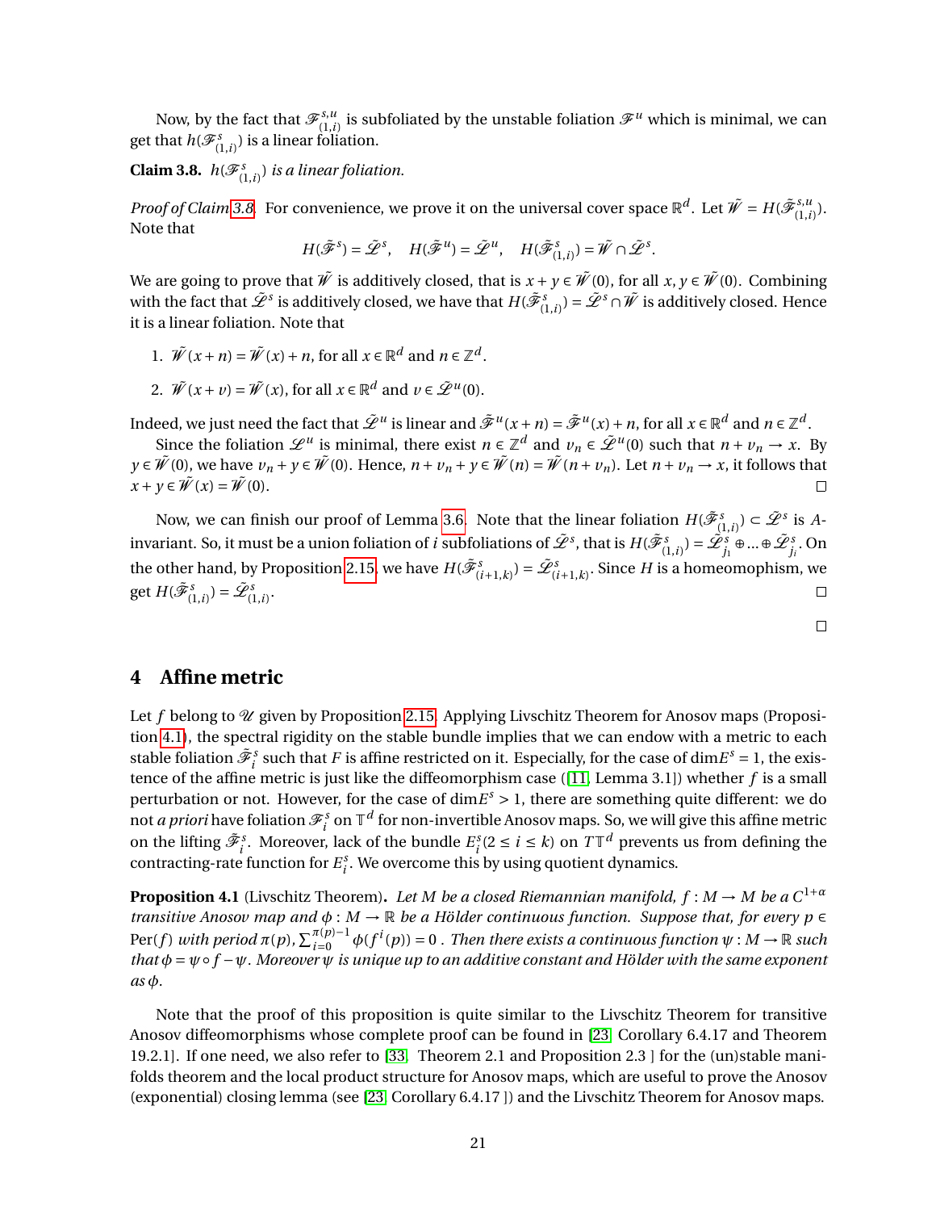Now, by the fact that $\mathscr{F}^{s,u}_{(1,i)}$ is subfoliated by the unstable foliation $\mathscr{F}^u$ which is minimal, we can get that $h(\mathscr{F}^s_{(1,i)})$ is a linear foliation.

**Claim 3.8.** *$h(\mathscr{F}^s_{(1,i)})$ is a linear foliation.*

*Proof of Claim 3.8.* For convenience, we prove it on the universal cover space $\mathbb{R}^d$. Let $\tilde{\mathscr{W}} = H(\tilde{\mathscr{F}}^{s,u}_{(1,i)})$. Note that

$$H(\tilde{\mathscr{F}}^s) = \tilde{\mathscr{L}}^s, \quad H(\tilde{\mathscr{F}}^u) = \tilde{\mathscr{L}}^u, \quad H(\tilde{\mathscr{F}}^s_{(1,i)}) = \tilde{\mathscr{W}} \cap \tilde{\mathscr{L}}^s.$$

We are going to prove that $\tilde{\mathscr{W}}$ is additively closed, that is $x + y \in \tilde{\mathscr{W}}(0)$, for all $x, y \in \tilde{\mathscr{W}}(0)$. Combining with the fact that $\tilde{\mathscr{L}}^s$ is additively closed, we have that $H(\tilde{\mathscr{F}}^s_{(1,i)}) = \tilde{\mathscr{L}}^s \cap \tilde{\mathscr{W}}$ is additively closed. Hence it is a linear foliation. Note that

1. $\tilde{\mathscr{W}}(x+n) = \tilde{\mathscr{W}}(x) + n$, for all $x \in \mathbb{R}^d$ and $n \in \mathbb{Z}^d$.
2. $\tilde{\mathscr{W}}(x + v) = \tilde{\mathscr{W}}(x)$, for all $x \in \mathbb{R}^d$ and $v \in \tilde{\mathscr{L}}^u(0)$.

Indeed, we just need the fact that $\tilde{\mathscr{L}}^u$ is linear and $\tilde{\mathscr{F}}^u(x+n) = \tilde{\mathscr{F}}^u(x) + n$, for all $x \in \mathbb{R}^d$ and $n \in \mathbb{Z}^d$.

Since the foliation $\mathscr{L}^u$ is minimal, there exist $n \in \mathbb{Z}^d$ and $v_n \in \tilde{\mathscr{L}}^u(0)$ such that $n + v_n \to x$. By $y \in \tilde{\mathscr{W}}(0)$, we have $v_n + y \in \tilde{\mathscr{W}}(0)$. Hence, $n + v_n + y \in \tilde{\mathscr{W}}(n) = \tilde{\mathscr{W}}(n + v_n)$. Let $n + v_n \to x$, it follows that $x + y \in \tilde{\mathscr{W}}(x) = \tilde{\mathscr{W}}(0)$. ◻

Now, we can finish our proof of Lemma 3.6. Note that the linear foliation $H(\tilde{\mathscr{F}}^s_{(1,i)}) \subset \tilde{\mathscr{L}}^s$ is $A$-invariant. So, it must be a union foliation of $i$ subfoliations of $\tilde{\mathscr{L}}^s$, that is $H(\tilde{\mathscr{F}}^s_{(1,i)}) = \tilde{\mathscr{L}}^s_{j_1} \oplus \ldots \oplus \tilde{\mathscr{L}}^s_{j_i}$. On the other hand, by Proposition 2.15, we have $H(\tilde{\mathscr{F}}^s_{(i+1,k)}) = \tilde{\mathscr{L}}^s_{(i+1,k)}$. Since $H$ is a homeomophism, we get $H(\tilde{\mathscr{F}}^s_{(1,i)}) = \tilde{\mathscr{L}}^s_{(1,i)}$. ◻

◻

# 4 Affine metric

Let $f$ belong to $\mathscr{U}$ given by Proposition 2.15. Applying Livschitz Theorem for Anosov maps (Proposition 4.1), the spectral rigidity on the stable bundle implies that we can endow with a metric to each stable foliation $\tilde{\mathscr{F}}^s_i$ such that $F$ is affine restricted on it. Especially, for the case of $\dim E^s = 1$, the existence of the affine metric is just like the diffeomorphism case ([11, Lemma 3.1]) whether $f$ is a small perturbation or not. However, for the case of $\dim E^s > 1$, there are something quite different: we do not *a priori* have foliation $\mathscr{F}^s_i$ on $\mathbb{T}^d$ for non-invertible Anosov maps. So, we will give this affine metric on the lifting $\tilde{\mathscr{F}}^s_i$. Moreover, lack of the bundle $E^s_i (2 \le i \le k)$ on $T\mathbb{T}^d$ prevents us from defining the contracting-rate function for $E^s_i$. We overcome this by using quotient dynamics.

**Proposition 4.1** (Livschitz Theorem)**.** *Let $M$ be a closed Riemannian manifold, $f : M \to M$ be a $C^{1+\alpha}$ transitive Anosov map and $\phi : M \to \mathbb{R}$ be a Hölder continuous function. Suppose that, for every $p \in \mathrm{Per}(f)$ with period $\pi(p)$, $\sum_{i=0}^{\pi(p)-1} \phi(f^i(p)) = 0$. Then there exists a continuous function $\psi : M \to \mathbb{R}$ such that $\phi = \psi \circ f - \psi$. Moreover $\psi$ is unique up to an additive constant and Hölder with the same exponent as $\phi$.*

Note that the proof of this proposition is quite similar to the Livschitz Theorem for transitive Anosov diffeomorphisms whose complete proof can be found in [23, Corollary 6.4.17 and Theorem 19.2.1]. If one need, we also refer to [33, Theorem 2.1 and Proposition 2.3 ] for the (un)stable manifolds theorem and the local product structure for Anosov maps, which are useful to prove the Anosov (exponential) closing lemma (see [23, Corollary 6.4.17 ]) and the Livschitz Theorem for Anosov maps.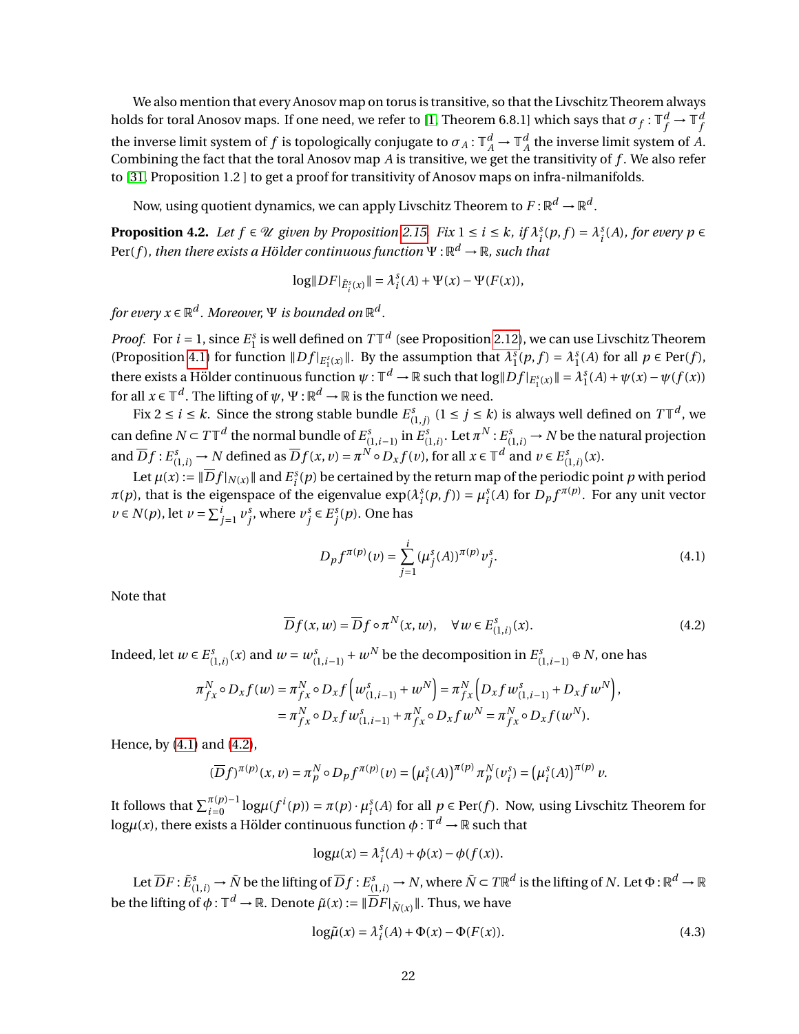We also mention that every Anosov map on torus is transitive, so that the Livschitz Theorem always holds for toral Anosov maps. If one need, we refer to [1, Theorem 6.8.1] which says that $\sigma_f : \mathbb{T}^d_f \to \mathbb{T}^d_f$ the inverse limit system of $f$ is topologically conjugate to $\sigma_A : \mathbb{T}^d_A \to \mathbb{T}^d_A$ the inverse limit system of $A$. Combining the fact that the toral Anosov map $A$ is transitive, we get the transitivity of $f$. We also refer to [31, Proposition 1.2 ] to get a proof for transitivity of Anosov maps on infra-nilmanifolds.

Now, using quotient dynamics, we can apply Livschitz Theorem to $F : \mathbb{R}^d \to \mathbb{R}^d$.

**Proposition 4.2.** *Let $f \in \mathscr{U}$ given by Proposition 2.15. Fix $1 \le i \le k$, if $\lambda^s_i(p, f) = \lambda^s_i(A)$, for every $p \in \mathrm{Per}(f)$, then there exists a Hölder continuous function $\Psi : \mathbb{R}^d \to \mathbb{R}$, such that*

$$\log\|DF|_{\tilde{E}^s_i(x)}\| = \lambda^s_i(A) + \Psi(x) - \Psi(F(x)),$$

*for every $x \in \mathbb{R}^d$. Moreover, $\Psi$ is bounded on $\mathbb{R}^d$.*

*Proof.* For $i = 1$, since $E^s_1$ is well defined on $T\mathbb{T}^d$ (see Proposition 2.12), we can use Livschitz Theorem (Proposition 4.1) for function $\|Df|_{E^s_1(x)}\|$. By the assumption that $\lambda^s_1(p, f) = \lambda^s_1(A)$ for all $p \in \mathrm{Per}(f)$, there exists a Hölder continuous function $\psi : \mathbb{T}^d \to \mathbb{R}$ such that $\log\|Df|_{E^s_1(x)}\| = \lambda^s_1(A) + \psi(x) - \psi(f(x))$ for all $x \in \mathbb{T}^d$. The lifting of $\psi$, $\Psi : \mathbb{R}^d \to \mathbb{R}$ is the function we need.

Fix $2 \le i \le k$. Since the strong stable bundle $E^s_{(1,j)}$ $(1 \le j \le k)$ is always well defined on $T\mathbb{T}^d$, we can define $N \subset T\mathbb{T}^d$ the normal bundle of $E^s_{(1,i-1)}$ in $E^s_{(1,i)}$. Let $\pi^N : E^s_{(1,i)} \to N$ be the natural projection and $\overline{D}f : E^s_{(1,i)} \to N$ defined as $\overline{D}f(x, v) = \pi^N \circ D_x f(v)$, for all $x \in \mathbb{T}^d$ and $v \in E^s_{(1,i)}(x)$.

Let $\mu(x) := \|\overline{D}f|_{N(x)}\|$ and $E^s_i(p)$ be certained by the return map of the periodic point $p$ with period $\pi(p)$, that is the eigenspace of the eigenvalue $\exp(\lambda^s_i(p, f)) = \mu^s_i(A)$ for $D_p f^{\pi(p)}$. For any unit vector $v \in N(p)$, let $v = \sum_{j=1}^{i} v^s_j$, where $v^s_j \in E^s_j(p)$. One has

$$D_p f^{\pi(p)}(v) = \sum_{j=1}^{i} (\mu^s_j(A))^{\pi(p)} v^s_j. \tag{4.1}$$

Note that

$$\overline{D}f(x, w) = \overline{D}f \circ \pi^N(x, w), \quad \forall w \in E^s_{(1,i)}(x). \tag{4.2}$$

Indeed, let $w \in E^s_{(1,i)}(x)$ and $w = w^s_{(1,i-1)} + w^N$ be the decomposition in $E^s_{(1,i-1)} \oplus N$, one has

$$\begin{aligned}\pi^N_{fx} \circ D_x f(w) &= \pi^N_{fx} \circ D_x f\left(w^s_{(1,i-1)} + w^N\right) = \pi^N_{fx}\left(D_x f w^s_{(1,i-1)} + D_x f w^N\right), \\ &= \pi^N_{fx} \circ D_x f w^s_{(1,i-1)} + \pi^N_{fx} \circ D_x f w^N = \pi^N_{fx} \circ D_x f(w^N).\end{aligned}$$

Hence, by (4.1) and (4.2),

$$(\overline{D}f)^{\pi(p)}(x, v) = \pi^N_p \circ D_p f^{\pi(p)}(v) = \left(\mu^s_i(A)\right)^{\pi(p)} \pi^N_p(v^s_i) = \left(\mu^s_i(A)\right)^{\pi(p)} v.$$

It follows that $\sum_{i=0}^{\pi(p)-1} \log\mu(f^i(p)) = \pi(p) \cdot \mu^s_i(A)$ for all $p \in \mathrm{Per}(f)$. Now, using Livschitz Theorem for $\log\mu(x)$, there exists a Hölder continuous function $\phi : \mathbb{T}^d \to \mathbb{R}$ such that

$$\log\mu(x) = \lambda^s_i(A) + \phi(x) - \phi(f(x)).$$

Let $\overline{D}F : \tilde{E}^s_{(1,i)} \to \tilde{N}$ be the lifting of $\overline{D}f : E^s_{(1,i)} \to N$, where $\tilde{N} \subset T\mathbb{R}^d$ is the lifting of $N$. Let $\Phi : \mathbb{R}^d \to \mathbb{R}$ be the lifting of $\phi : \mathbb{T}^d \to \mathbb{R}$. Denote $\tilde{\mu}(x) := \|\overline{D}F|_{\tilde{N}(x)}\|$. Thus, we have

$$\log\tilde{\mu}(x) = \lambda^s_i(A) + \Phi(x) - \Phi(F(x)). \tag{4.3}$$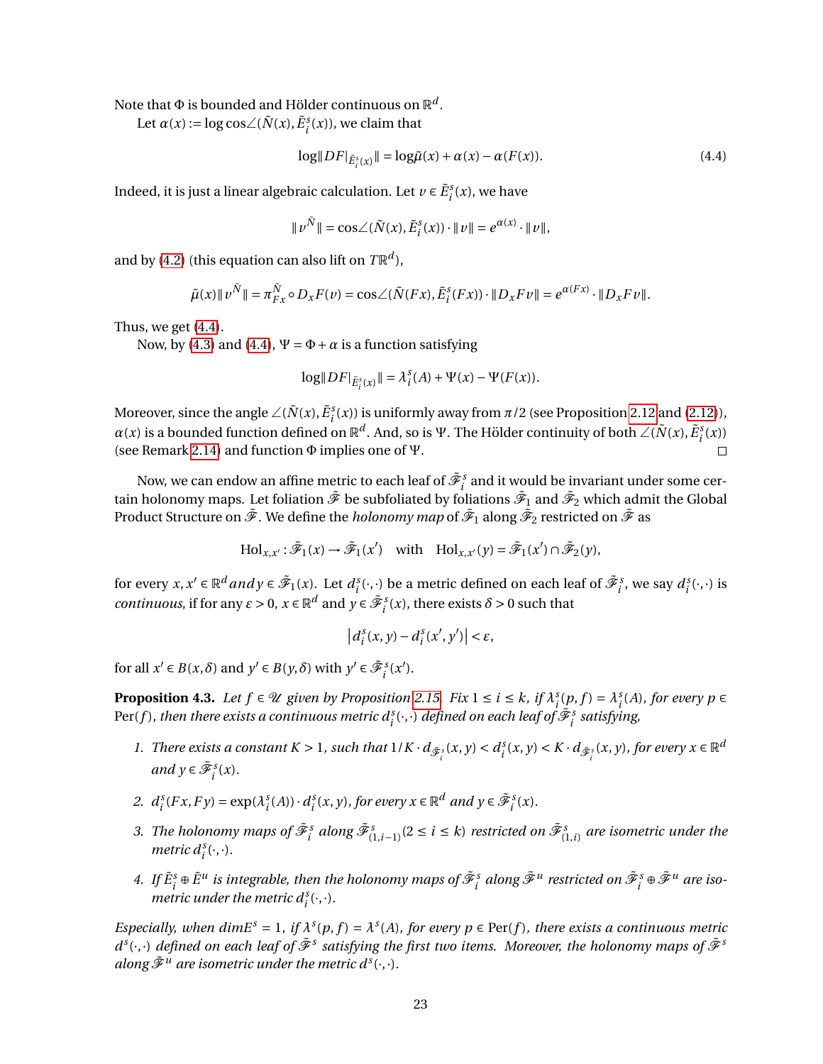Note that $\Phi$ is bounded and Hölder continuous on $\mathbb{R}^d$.

Let $\alpha(x) := \log\cos\angle(\tilde{N}(x), \tilde{E}_i^s(x))$, we claim that

$$\log\|DF|_{\tilde{E}_i^s(x)}\| = \log\tilde{\mu}(x) + \alpha(x) - \alpha(F(x)). \tag{4.4}$$

Indeed, it is just a linear algebraic calculation. Let $v \in \tilde{E}_i^s(x)$, we have

$$\|v^{\tilde{N}}\| = \cos\angle(\tilde{N}(x), \tilde{E}_i^s(x)) \cdot \|v\| = e^{\alpha(x)} \cdot \|v\|,$$

and by (4.2) (this equation can also lift on $T\mathbb{R}^d$),

$$\tilde{\mu}(x)\|v^{\tilde{N}}\| = \pi_{Fx}^{\tilde{N}} \circ D_xF(v) = \cos\angle(\tilde{N}(Fx), \tilde{E}_i^s(Fx)) \cdot \|D_xFv\| = e^{\alpha(Fx)} \cdot \|D_xFv\|.$$

Thus, we get (4.4).

Now, by (4.3) and (4.4), $\Psi = \Phi + \alpha$ is a function satisfying

$$\log\|DF|_{\tilde{E}_i^s(x)}\| = \lambda_i^s(A) + \Psi(x) - \Psi(F(x)).$$

Moreover, since the angle $\angle(\tilde{N}(x), \tilde{E}_i^s(x))$ is uniformly away from $\pi/2$ (see Proposition 2.12 and (2.12)), $\alpha(x)$ is a bounded function defined on $\mathbb{R}^d$. And, so is $\Psi$. The Hölder continuity of both $\angle(\tilde{N}(x), \tilde{E}_i^s(x))$ (see Remark 2.14) and function $\Phi$ implies one of $\Psi$. $\square$

Now, we can endow an affine metric to each leaf of $\tilde{\mathscr{F}}_i^s$ and it would be invariant under some certain holonomy maps. Let foliation $\tilde{\mathscr{F}}$ be subfoliated by foliations $\tilde{\mathscr{F}}_1$ and $\tilde{\mathscr{F}}_2$ which admit the Global Product Structure on $\tilde{\mathscr{F}}$. We define the *holonomy map* of $\tilde{\mathscr{F}}_1$ along $\tilde{\mathscr{F}}_2$ restricted on $\tilde{\mathscr{F}}$ as

$$\mathrm{Hol}_{x,x'} : \tilde{\mathscr{F}}_1(x) \to \tilde{\mathscr{F}}_1(x') \quad \text{with} \quad \mathrm{Hol}_{x,x'}(y) = \tilde{\mathscr{F}}_1(x') \cap \tilde{\mathscr{F}}_2(y),$$

for every $x, x' \in \mathbb{R}^d$ *and* $y \in \tilde{\mathscr{F}}_1(x)$. Let $d_i^s(\cdot,\cdot)$ be a metric defined on each leaf of $\tilde{\mathscr{F}}_i^s$, we say $d_i^s(\cdot,\cdot)$ is *continuous*, if for any $\varepsilon > 0$, $x \in \mathbb{R}^d$ and $y \in \tilde{\mathscr{F}}_i^s(x)$, there exists $\delta > 0$ such that

$$\left|d_i^s(x,y) - d_i^s(x',y')\right| < \varepsilon,$$

for all $x' \in B(x,\delta)$ and $y' \in B(y,\delta)$ with $y' \in \tilde{\mathscr{F}}_i^s(x')$.

**Proposition 4.3.** *Let $f \in \mathscr{U}$ given by Proposition 2.15. Fix $1 \le i \le k$, if $\lambda_i^s(p,f) = \lambda_i^s(A)$, for every $p \in \mathrm{Per}(f)$, then there exists a continuous metric $d_i^s(\cdot,\cdot)$ defined on each leaf of $\tilde{\mathscr{F}}_i^s$ satisfying,*

1. *There exists a constant $K > 1$, such that $1/K \cdot d_{\tilde{\mathscr{F}}_i^s}(x,y) < d_i^s(x,y) < K \cdot d_{\tilde{\mathscr{F}}_i^s}(x,y)$, for every $x \in \mathbb{R}^d$ and $y \in \tilde{\mathscr{F}}_i^s(x)$.*
2. *$d_i^s(Fx,Fy) = \exp(\lambda_i^s(A)) \cdot d_i^s(x,y)$, for every $x \in \mathbb{R}^d$ and $y \in \tilde{\mathscr{F}}_i^s(x)$.*
3. *The holonomy maps of $\tilde{\mathscr{F}}_i^s$ along $\tilde{\mathscr{F}}_{(1,i-1)}^s$ $(2 \le i \le k)$ restricted on $\tilde{\mathscr{F}}_{(1,i)}^s$ are isometric under the metric $d_i^s(\cdot,\cdot)$.*
4. *If $\tilde{E}_i^s \oplus \tilde{E}^u$ is integrable, then the holonomy maps of $\tilde{\mathscr{F}}_i^s$ along $\tilde{\mathscr{F}}^u$ restricted on $\tilde{\mathscr{F}}_i^s \oplus \tilde{\mathscr{F}}^u$ are isometric under the metric $d_i^s(\cdot,\cdot)$.*

*Especially, when $\dim E^s = 1$, if $\lambda^s(p,f) = \lambda^s(A)$, for every $p \in \mathrm{Per}(f)$, there exists a continuous metric $d^s(\cdot,\cdot)$ defined on each leaf of $\tilde{\mathscr{F}}^s$ satisfying the first two items. Moreover, the holonomy maps of $\tilde{\mathscr{F}}^s$ along $\tilde{\mathscr{F}}^u$ are isometric under the metric $d^s(\cdot,\cdot)$.*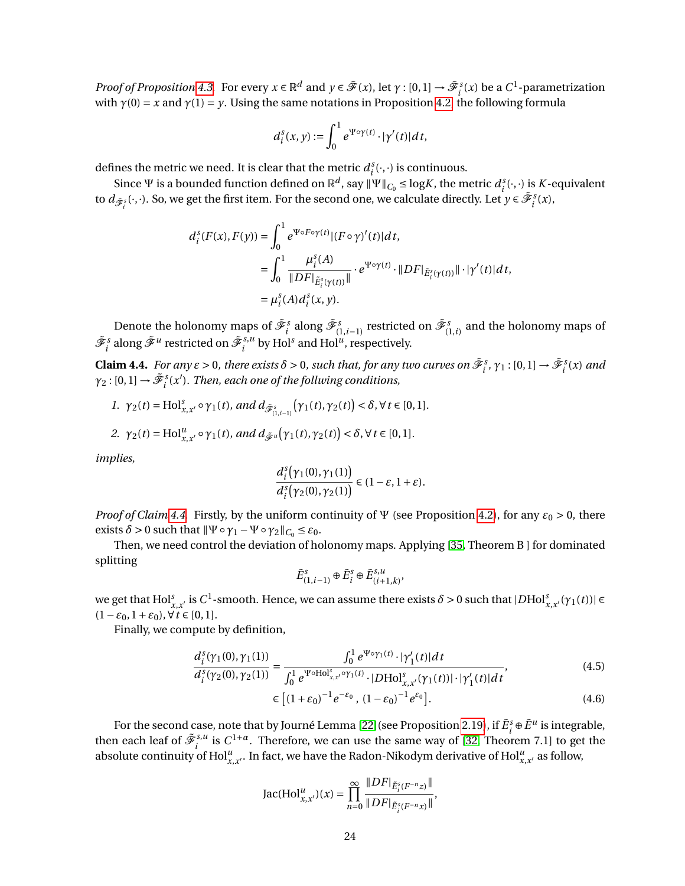*Proof of Proposition 4.3.* For every $x \in \mathbb{R}^d$ and $y \in \tilde{\mathscr{F}}(x)$, let $\gamma : [0,1] \to \tilde{\mathscr{F}}_i^s(x)$ be a $C^1$-parametrization with $\gamma(0) = x$ and $\gamma(1) = y$. Using the same notations in Proposition 4.2, the following formula

$$d_i^s(x,y) := \int_0^1 e^{\Psi\circ\gamma(t)} \cdot |\gamma'(t)| dt,$$

defines the metric we need. It is clear that the metric $d_i^s(\cdot,\cdot)$ is continuous.

Since $\Psi$ is a bounded function defined on $\mathbb{R}^d$, say $\|\Psi\|_{C_0} \le \log K$, the metric $d_i^s(\cdot,\cdot)$ is $K$-equivalent to $d_{\tilde{\mathscr{F}}_i^s}(\cdot,\cdot)$. So, we get the first item. For the second one, we calculate directly. Let $y \in \tilde{\mathscr{F}}_i^s(x)$,

$$\begin{aligned}
d_i^s(F(x),F(y)) &= \int_0^1 e^{\Psi\circ F\circ\gamma(t)} |(F\circ\gamma)'(t)| dt, \\
&= \int_0^1 \frac{\mu_i^s(A)}{\|DF|_{\tilde{E}_i^s(\gamma(t))}\|} \cdot e^{\Psi\circ\gamma(t)} \cdot \|DF|_{\tilde{E}_i^s(\gamma(t))}\| \cdot |\gamma'(t)| dt, \\
&= \mu_i^s(A) d_i^s(x,y).
\end{aligned}$$

Denote the holonomy maps of $\tilde{\mathscr{F}}_i^s$ along $\tilde{\mathscr{F}}_{(1,i-1)}^s$ restricted on $\tilde{\mathscr{F}}_{(1,i)}^s$ and the holonomy maps of $\tilde{\mathscr{F}}_i^s$ along $\tilde{\mathscr{F}}^u$ restricted on $\tilde{\mathscr{F}}_i^{s,u}$ by $\mathrm{Hol}^s$ and $\mathrm{Hol}^u$, respectively.

**Claim 4.4.** *For any $\varepsilon > 0$, there exists $\delta > 0$, such that, for any two curves on $\tilde{\mathscr{F}}_i^s$, $\gamma_1 : [0,1] \to \tilde{\mathscr{F}}_i^s(x)$ and $\gamma_2 : [0,1] \to \tilde{\mathscr{F}}_i^s(x')$. Then, each one of the follwing conditions,*

1. *$\gamma_2(t) = \mathrm{Hol}^s_{x,x'} \circ \gamma_1(t)$, and $d_{\tilde{\mathscr{F}}_{(1,i-1)}^s}\big(\gamma_1(t), \gamma_2(t)\big) < \delta, \forall t \in [0,1]$.*
2. *$\gamma_2(t) = \mathrm{Hol}^u_{x,x'} \circ \gamma_1(t)$, and $d_{\tilde{\mathscr{F}}^u}\big(\gamma_1(t), \gamma_2(t)\big) < \delta, \forall t \in [0,1]$.*

*implies,*

$$\frac{d_i^s\big(\gamma_1(0), \gamma_1(1)\big)}{d_i^s\big(\gamma_2(0), \gamma_2(1)\big)} \in (1-\varepsilon, 1+\varepsilon).$$

*Proof of Claim 4.4.* Firstly, by the uniform continuity of $\Psi$ (see Proposition 4.2), for any $\varepsilon_0 > 0$, there exists $\delta > 0$ such that $\|\Psi\circ\gamma_1 - \Psi\circ\gamma_2\|_{C_0} \le \varepsilon_0$.

Then, we need control the deviation of holonomy maps. Applying [35, Theorem B ] for dominated splitting

$$\tilde{E}^s_{(1,i-1)} \oplus \tilde{E}^s_i \oplus \tilde{E}^{s,u}_{(i+1,k)},$$

we get that $\mathrm{Hol}^s_{x,x'}$ is $C^1$-smooth. Hence, we can assume there exists $\delta > 0$ such that $|D\mathrm{Hol}^s_{x,x'}(\gamma_1(t))| \in (1-\varepsilon_0, 1+\varepsilon_0), \forall t \in [0,1]$.

Finally, we compute by definition,

$$\frac{d_i^s(\gamma_1(0),\gamma_1(1))}{d_i^s(\gamma_2(0),\gamma_2(1))} = \frac{\int_0^1 e^{\Psi\circ\gamma_1(t)} \cdot |\gamma_1'(t)| dt}{\int_0^1 e^{\Psi\circ \mathrm{Hol}^s_{x,x'}\circ\gamma_1(t)} \cdot |\mathrm{DHol}^s_{x,x'}(\gamma_1(t))| \cdot |\gamma_1'(t)| dt}, \tag{4.5}$$

$$\in \left[(1+\varepsilon_0)^{-1} e^{-\varepsilon_0}, \ (1-\varepsilon_0)^{-1} e^{\varepsilon_0}\right]. \tag{4.6}$$

For the second case, note that by Journé Lemma [22] (see Proposition 2.19), if $\tilde{E}_i^s \oplus \tilde{E}^u$ is integrable, then each leaf of $\tilde{\mathscr{F}}_i^{s,u}$ is $C^{1+\alpha}$. Therefore, we can use the same way of [32, Theorem 7.1] to get the absolute continuity of $\mathrm{Hol}^u_{x,x'}$. In fact, we have the Radon-Nikodym derivative of $\mathrm{Hol}^u_{x,x'}$ as follow,

$$\mathrm{Jac}(\mathrm{Hol}^u_{x,x'})(x) = \prod_{n=0}^{\infty} \frac{\|DF|_{\tilde{E}_i^s(F^{-n}z)}\|}{\|DF|_{\tilde{E}_i^s(F^{-n}x)}\|},$$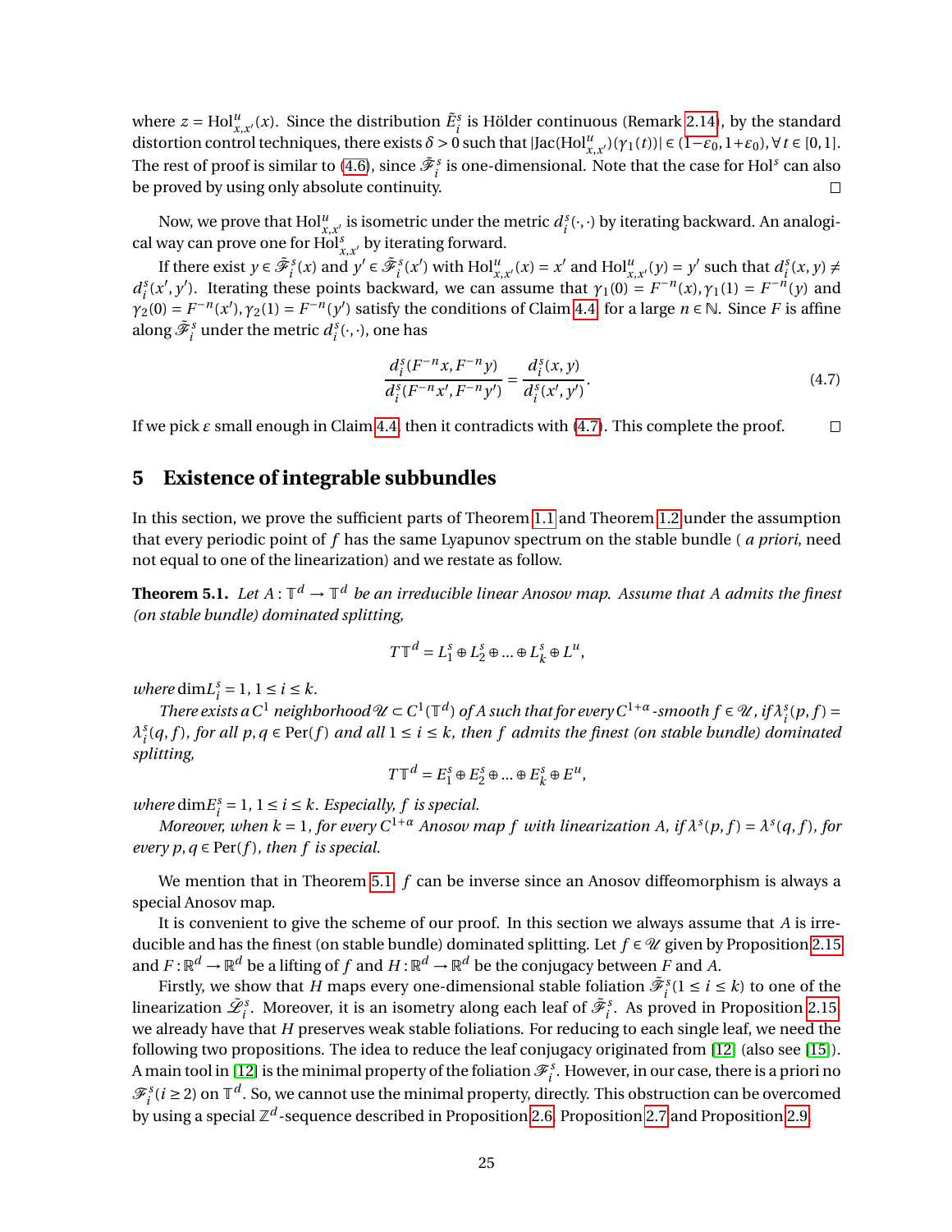where $z = \mathrm{Hol}^u_{x,x'}(x)$. Since the distribution $\tilde{E}^s_i$ is Hölder continuous (Remark 2.14), by the standard distortion control techniques, there exists $\delta > 0$ such that $|\mathrm{Jac}(\mathrm{Hol}^u_{x,x'})(\gamma_1(t))| \in (1-\varepsilon_0, 1+\varepsilon_0), \forall\, t \in [0,1]$. The rest of proof is similar to (4.6), since $\tilde{\mathscr{F}}^s_i$ is one-dimensional. Note that the case for $\mathrm{Hol}^s$ can also be proved by using only absolute continuity. □

Now, we prove that $\mathrm{Hol}^u_{x,x'}$ is isometric under the metric $d^s_i(\cdot,\cdot)$ by iterating backward. An analogical way can prove one for $\mathrm{Hol}^s_{x,x'}$ by iterating forward.

If there exist $y \in \tilde{\mathscr{F}}^s_i(x)$ and $y' \in \tilde{\mathscr{F}}^s_i(x')$ with $\mathrm{Hol}^u_{x,x'}(x) = x'$ and $\mathrm{Hol}^u_{x,x'}(y) = y'$ such that $d^s_i(x,y) \neq d^s_i(x',y')$. Iterating these points backward, we can assume that $\gamma_1(0) = F^{-n}(x), \gamma_1(1) = F^{-n}(y)$ and $\gamma_2(0) = F^{-n}(x'), \gamma_2(1) = F^{-n}(y')$ satisfy the conditions of Claim 4.4 for a large $n \in \mathbb{N}$. Since $F$ is affine along $\tilde{\mathscr{F}}^s_i$ under the metric $d^s_i(\cdot,\cdot)$, one has

$$\frac{d^s_i(F^{-n}x, F^{-n}y)}{d^s_i(F^{-n}x', F^{-n}y')} = \frac{d^s_i(x,y)}{d^s_i(x',y')}. \tag{4.7}$$

If we pick $\varepsilon$ small enough in Claim 4.4, then it contradicts with (4.7). This complete the proof. □

## 5 Existence of integrable subbundles

In this section, we prove the sufficient parts of Theorem 1.1 and Theorem 1.2 under the assumption that every periodic point of $f$ has the same Lyapunov spectrum on the stable bundle ( *a priori*, need not equal to one of the linearization) and we restate as follow.

**Theorem 5.1.** *Let $A : \mathbb{T}^d \to \mathbb{T}^d$ be an irreducible linear Anosov map. Assume that $A$ admits the finest (on stable bundle) dominated splitting,*

$$T\mathbb{T}^d = L^s_1 \oplus L^s_2 \oplus \ldots \oplus L^s_k \oplus L^u,$$

*where* $\dim L^s_i = 1, 1 \le i \le k$.

*There exists a $C^1$ neighborhood $\mathscr{U} \subset C^1(\mathbb{T}^d)$ of $A$ such that for every $C^{1+\alpha}$-smooth $f \in \mathscr{U}$, if $\lambda^s_i(p,f) = \lambda^s_i(q,f)$, for all $p,q \in \mathrm{Per}(f)$ and all $1 \le i \le k$, then $f$ admits the finest (on stable bundle) dominated splitting,*

$$T\mathbb{T}^d = E^s_1 \oplus E^s_2 \oplus \ldots \oplus E^s_k \oplus E^u,$$

*where* $\dim E^s_i = 1, 1 \le i \le k$. *Especially, $f$ is special.*

*Moreover, when $k = 1$, for every $C^{1+\alpha}$ Anosov map $f$ with linearization $A$, if $\lambda^s(p,f) = \lambda^s(q,f)$, for every $p,q \in \mathrm{Per}(f)$, then $f$ is special.*

We mention that in Theorem 5.1, $f$ can be inverse since an Anosov diffeomorphism is always a special Anosov map.

It is convenient to give the scheme of our proof. In this section we always assume that $A$ is irreducible and has the finest (on stable bundle) dominated splitting. Let $f \in \mathscr{U}$ given by Proposition 2.15 and $F : \mathbb{R}^d \to \mathbb{R}^d$ be a lifting of $f$ and $H : \mathbb{R}^d \to \mathbb{R}^d$ be the conjugacy between $F$ and $A$.

Firstly, we show that $H$ maps every one-dimensional stable foliation $\tilde{\mathscr{F}}^s_i (1 \le i \le k)$ to one of the linearization $\tilde{\mathscr{L}}^s_i$. Moreover, it is an isometry along each leaf of $\tilde{\mathscr{F}}^s_i$. As proved in Proposition 2.15, we already have that $H$ preserves weak stable foliations. For reducing to each single leaf, we need the following two propositions. The idea to reduce the leaf conjugacy originated from [12] (also see [15]). A main tool in [12] is the minimal property of the foliation $\mathscr{F}^s_i$. However, in our case, there is a priori no $\mathscr{F}^s_i (i \ge 2)$ on $\mathbb{T}^d$. So, we cannot use the minimal property, directly. This obstruction can be overcomed by using a special $\mathbb{Z}^d$-sequence described in Proposition 2.6, Proposition 2.7 and Proposition 2.9.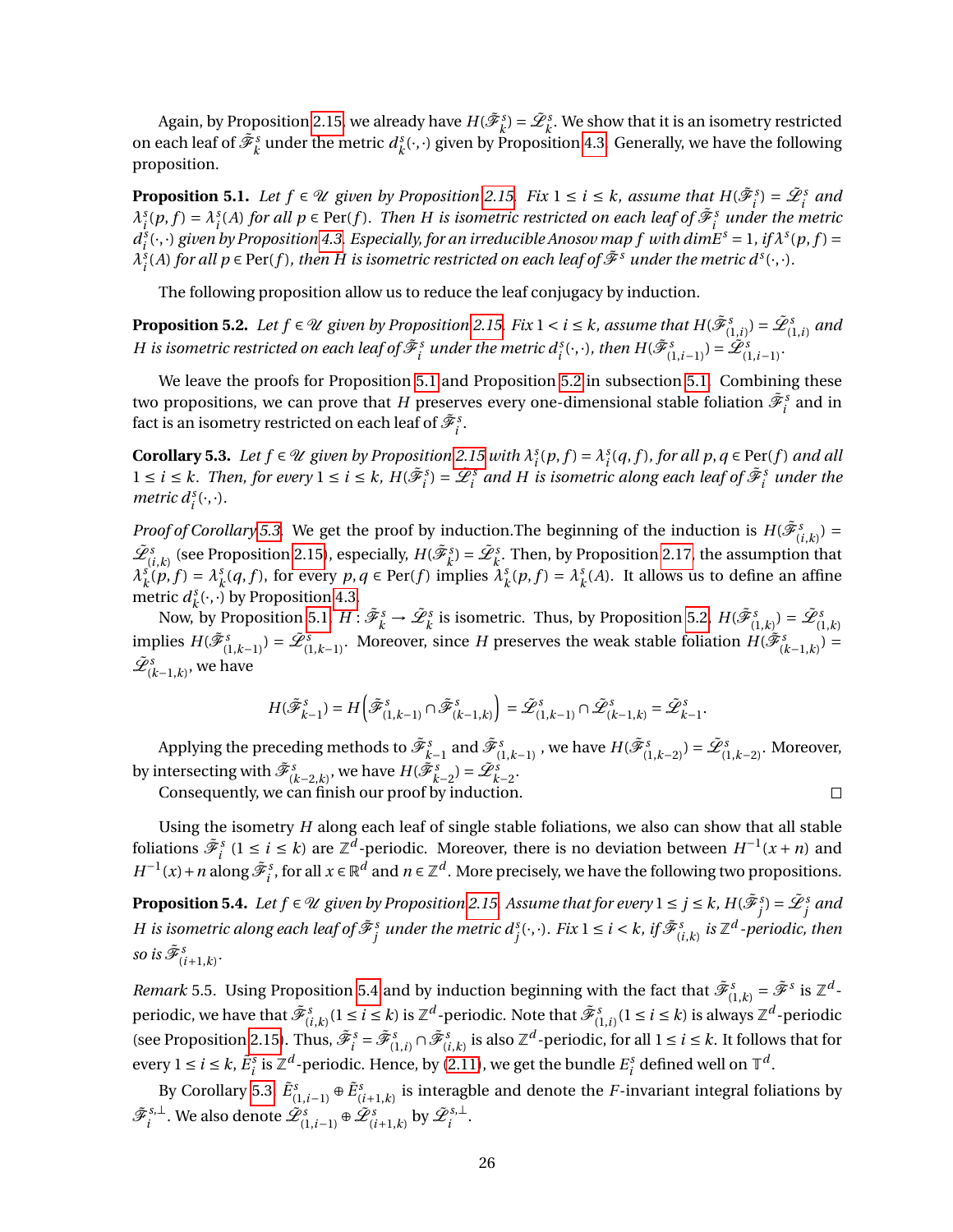Again, by Proposition 2.15, we already have $H(\tilde{\mathscr{F}}^s_k) = \tilde{\mathscr{L}}^s_k$. We show that it is an isometry restricted on each leaf of $\tilde{\mathscr{F}}^s_k$ under the metric $d^s_k(\cdot,\cdot)$ given by Proposition 4.3. Generally, we have the following proposition.

**Proposition 5.1.** *Let $f \in \mathscr{U}$ given by Proposition 2.15. Fix $1 \le i \le k$, assume that $H(\tilde{\mathscr{F}}^s_i) = \tilde{\mathscr{L}}^s_i$ and $\lambda^s_i(p, f) = \lambda^s_i(A)$ for all $p \in \mathrm{Per}(f)$. Then $H$ is isometric restricted on each leaf of $\tilde{\mathscr{F}}^s_i$ under the metric $d^s_i(\cdot,\cdot)$ given by Proposition 4.3. Especially, for an irreducible Anosov map $f$ with $\dim E^s = 1$, if $\lambda^s(p, f) = \lambda^s_i(A)$ for all $p \in \mathrm{Per}(f)$, then $H$ is isometric restricted on each leaf of $\tilde{\mathscr{F}}^s$ under the metric $d^s(\cdot,\cdot)$.*

The following proposition allow us to reduce the leaf conjugacy by induction.

**Proposition 5.2.** *Let $f \in \mathscr{U}$ given by Proposition 2.15. Fix $1 < i \le k$, assume that $H(\tilde{\mathscr{F}}^s_{(1,i)}) = \tilde{\mathscr{L}}^s_{(1,i)}$ and $H$ is isometric restricted on each leaf of $\tilde{\mathscr{F}}^s_i$ under the metric $d^s_i(\cdot,\cdot)$, then $H(\tilde{\mathscr{F}}^s_{(1,i-1)}) = \tilde{\mathscr{L}}^s_{(1,i-1)}$.*

We leave the proofs for Proposition 5.1 and Proposition 5.2 in subsection 5.1. Combining these two propositions, we can prove that $H$ preserves every one-dimensional stable foliation $\tilde{\mathscr{F}}^s_i$ and in fact is an isometry restricted on each leaf of $\tilde{\mathscr{F}}^s_i$.

**Corollary 5.3.** *Let $f \in \mathscr{U}$ given by Proposition 2.15 with $\lambda^s_i(p, f) = \lambda^s_i(q, f)$, for all $p, q \in \mathrm{Per}(f)$ and all $1 \le i \le k$. Then, for every $1 \le i \le k$, $H(\tilde{\mathscr{F}}^s_i) = \tilde{\mathscr{L}}^s_i$ and $H$ is isometric along each leaf of $\tilde{\mathscr{F}}^s_i$ under the metric $d^s_i(\cdot,\cdot)$.*

*Proof of Corollary 5.3.* We get the proof by induction.The beginning of the induction is $H(\tilde{\mathscr{F}}^s_{(i,k)}) = \tilde{\mathscr{L}}^s_{(i,k)}$ (see Proposition 2.15), especially, $H(\tilde{\mathscr{F}}^s_k) = \tilde{\mathscr{L}}^s_k$. Then, by Proposition 2.17, the assumption that $\lambda^s_k(p, f) = \lambda^s_k(q, f)$, for every $p, q \in \mathrm{Per}(f)$ implies $\lambda^s_k(p, f) = \lambda^s_k(A)$. It allows us to define an affine metric $d^s_k(\cdot,\cdot)$ by Proposition 4.3.

Now, by Proposition 5.1, $H : \tilde{\mathscr{F}}^s_k \to \tilde{\mathscr{L}}^s_k$ is isometric. Thus, by Proposition 5.2, $H(\tilde{\mathscr{F}}^s_{(1,k)}) = \tilde{\mathscr{L}}^s_{(1,k)}$ implies $H(\tilde{\mathscr{F}}^s_{(1,k-1)}) = \tilde{\mathscr{L}}^s_{(1,k-1)}$. Moreover, since $H$ preserves the weak stable foliation $H(\tilde{\mathscr{F}}^s_{(k-1,k)}) = \tilde{\mathscr{L}}^s_{(k-1,k)}$, we have

$$H(\tilde{\mathscr{F}}^s_{k-1}) = H\left(\tilde{\mathscr{F}}^s_{(1,k-1)} \cap \tilde{\mathscr{F}}^s_{(k-1,k)}\right) = \tilde{\mathscr{L}}^s_{(1,k-1)} \cap \tilde{\mathscr{L}}^s_{(k-1,k)} = \tilde{\mathscr{L}}^s_{k-1}.$$

Applying the preceding methods to $\tilde{\mathscr{F}}^s_{k-1}$ and $\tilde{\mathscr{F}}^s_{(1,k-1)}$, we have $H(\tilde{\mathscr{F}}^s_{(1,k-2)}) = \tilde{\mathscr{L}}^s_{(1,k-2)}$. Moreover, by intersecting with $\tilde{\mathscr{F}}^s_{(k-2,k)}$, we have $H(\tilde{\mathscr{F}}^s_{k-2}) = \tilde{\mathscr{L}}^s_{k-2}$.

Consequently, we can finish our proof by induction. $\square$

Using the isometry $H$ along each leaf of single stable foliations, we also can show that all stable foliations $\tilde{\mathscr{F}}^s_i$ $(1 \le i \le k)$ are $\mathbb{Z}^d$-periodic. Moreover, there is no deviation between $H^{-1}(x+n)$ and $H^{-1}(x)+n$ along $\tilde{\mathscr{F}}^s_i$, for all $x \in \mathbb{R}^d$ and $n \in \mathbb{Z}^d$. More precisely, we have the following two propositions.

**Proposition 5.4.** *Let $f \in \mathscr{U}$ given by Proposition 2.15. Assume that for every $1 \le j \le k$, $H(\tilde{\mathscr{F}}^s_j) = \tilde{\mathscr{L}}^s_j$ and $H$ is isometric along each leaf of $\tilde{\mathscr{F}}^s_j$ under the metric $d^s_j(\cdot,\cdot)$. Fix $1 \le i < k$, if $\tilde{\mathscr{F}}^s_{(i,k)}$ is $\mathbb{Z}^d$-periodic, then so is $\tilde{\mathscr{F}}^s_{(i+1,k)}$.*

*Remark* 5.5. Using Proposition 5.4 and by induction beginning with the fact that $\tilde{\mathscr{F}}^s_{(1,k)} = \tilde{\mathscr{F}}^s$ is $\mathbb{Z}^d$-periodic, we have that $\tilde{\mathscr{F}}^s_{(i,k)} (1 \le i \le k)$ is $\mathbb{Z}^d$-periodic. Note that $\tilde{\mathscr{F}}^s_{(1,i)} (1 \le i \le k)$ is always $\mathbb{Z}^d$-periodic (see Proposition 2.15). Thus, $\tilde{\mathscr{F}}^s_i = \tilde{\mathscr{F}}^s_{(1,i)} \cap \tilde{\mathscr{F}}^s_{(i,k)}$ is also $\mathbb{Z}^d$-periodic, for all $1 \le i \le k$. It follows that for every $1 \le i \le k$, $\tilde{E}^s_i$ is $\mathbb{Z}^d$-periodic. Hence, by (2.11), we get the bundle $E^s_i$ defined well on $\mathbb{T}^d$.

By Corollary 5.3, $\tilde{E}^s_{(1,i-1)} \oplus \tilde{E}^s_{(i+1,k)}$ is interagble and denote the $F$-invariant integral foliations by $\tilde{\mathscr{F}}^{s,\perp}_i$. We also denote $\tilde{\mathscr{L}}^s_{(1,i-1)} \oplus \tilde{\mathscr{L}}^s_{(i+1,k)}$ by $\tilde{\mathscr{L}}^{s,\perp}_i$.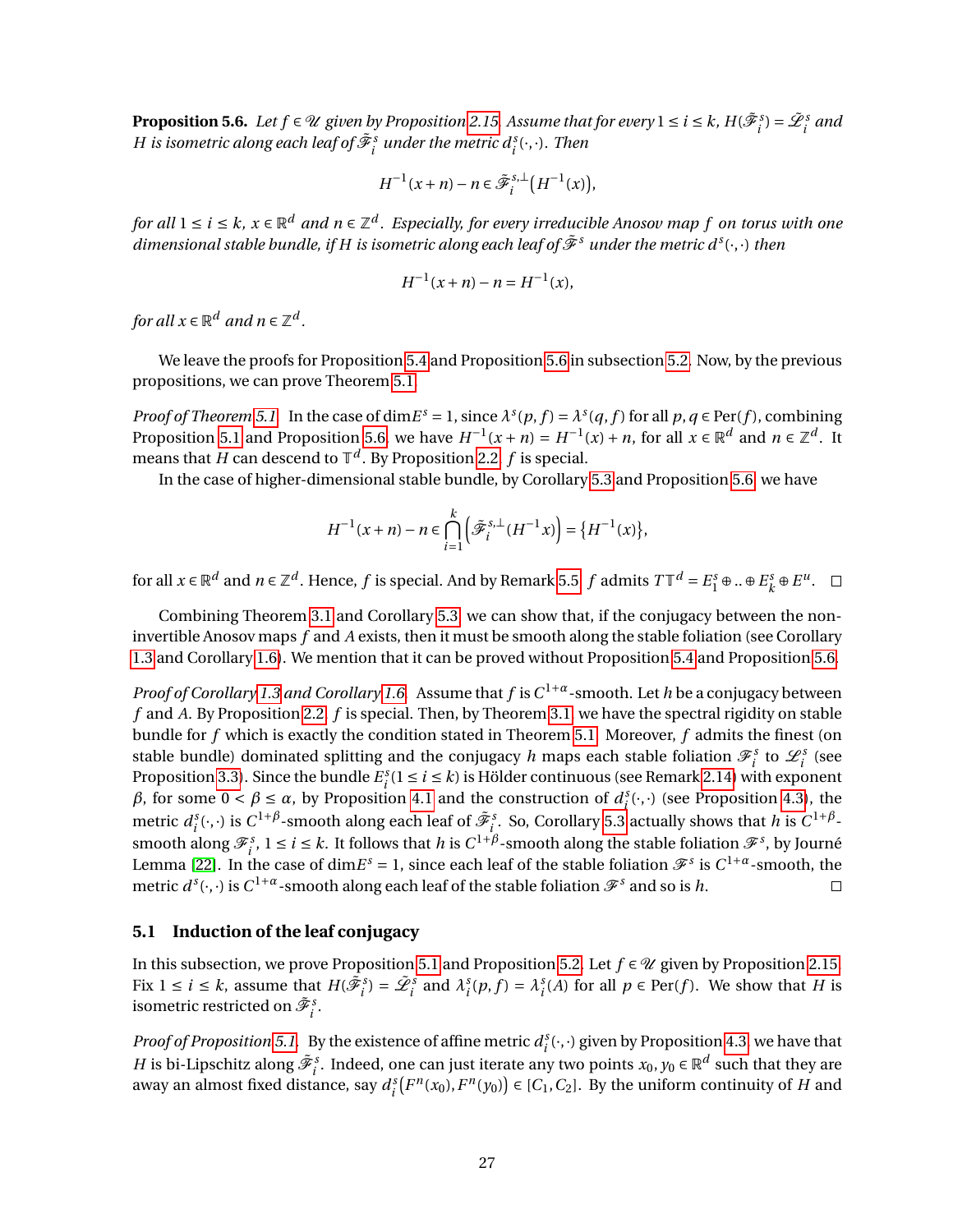**Proposition 5.6.** *Let $f \in \mathscr{U}$ given by Proposition 2.15. Assume that for every $1 \le i \le k$, $H(\tilde{\mathscr{F}}_i^s) = \tilde{\mathscr{L}}_i^s$ and $H$ is isometric along each leaf of $\tilde{\mathscr{F}}_i^s$ under the metric $d_i^s(\cdot,\cdot)$. Then*

$$H^{-1}(x+n) - n \in \tilde{\mathscr{F}}_i^{s,\perp}\big(H^{-1}(x)\big),$$

*for all $1 \le i \le k$, $x \in \mathbb{R}^d$ and $n \in \mathbb{Z}^d$. Especially, for every irreducible Anosov map $f$ on torus with one dimensional stable bundle, if $H$ is isometric along each leaf of $\tilde{\mathscr{F}}^s$ under the metric $d^s(\cdot,\cdot)$ then*

$$H^{-1}(x+n) - n = H^{-1}(x),$$

*for all $x \in \mathbb{R}^d$ and $n \in \mathbb{Z}^d$.*

We leave the proofs for Proposition 5.4 and Proposition 5.6 in subsection 5.2. Now, by the previous propositions, we can prove Theorem 5.1.

*Proof of Theorem 5.1.* In the case of $\dim E^s = 1$, since $\lambda^s(p,f) = \lambda^s(q,f)$ for all $p, q \in \mathrm{Per}(f)$, combining Proposition 5.1 and Proposition 5.6, we have $H^{-1}(x+n) = H^{-1}(x) + n$, for all $x \in \mathbb{R}^d$ and $n \in \mathbb{Z}^d$. It means that $H$ can descend to $\mathbb{T}^d$. By Proposition 2.2, $f$ is special.

In the case of higher-dimensional stable bundle, by Corollary 5.3 and Proposition 5.6, we have

$$H^{-1}(x+n) - n \in \bigcap_{i=1}^{k}\Big(\tilde{\mathscr{F}}_i^{s,\perp}(H^{-1}x)\Big) = \{H^{-1}(x)\},$$

for all $x \in \mathbb{R}^d$ and $n \in \mathbb{Z}^d$. Hence, $f$ is special. And by Remark 5.5, $f$ admits $T\mathbb{T}^d = E_1^s \oplus .. \oplus E_k^s \oplus E^u$. $\square$

Combining Theorem 3.1 and Corollary 5.3, we can show that, if the conjugacy between the non-invertible Anosov maps $f$ and $A$ exists, then it must be smooth along the stable foliation (see Corollary 1.3 and Corollary 1.6). We mention that it can be proved without Proposition 5.4 and Proposition 5.6.

*Proof of Corollary 1.3 and Corollary 1.6.* Assume that $f$ is $C^{1+\alpha}$-smooth. Let $h$ be a conjugacy between $f$ and $A$. By Proposition 2.2, $f$ is special. Then, by Theorem 3.1, we have the spectral rigidity on stable bundle for $f$ which is exactly the condition stated in Theorem 5.1. Moreover, $f$ admits the finest (on stable bundle) dominated splitting and the conjugacy $h$ maps each stable foliation $\mathscr{F}_i^s$ to $\mathscr{L}_i^s$ (see Proposition 3.3). Since the bundle $E_i^s (1 \le i \le k)$ is Hölder continuous (see Remark 2.14) with exponent $\beta$, for some $0 < \beta \le \alpha$, by Proposition 4.1 and the construction of $d_i^s(\cdot,\cdot)$ (see Proposition 4.3), the metric $d_i^s(\cdot,\cdot)$ is $C^{1+\beta}$-smooth along each leaf of $\tilde{\mathscr{F}}_i^s$. So, Corollary 5.3 actually shows that $h$ is $C^{1+\beta}$-smooth along $\mathscr{F}_i^s$, $1 \le i \le k$. It follows that $h$ is $C^{1+\beta}$-smooth along the stable foliation $\mathscr{F}^s$, by Journé Lemma [22]. In the case of $\dim E^s = 1$, since each leaf of the stable foliation $\mathscr{F}^s$ is $C^{1+\alpha}$-smooth, the metric $d^s(\cdot,\cdot)$ is $C^{1+\alpha}$-smooth along each leaf of the stable foliation $\mathscr{F}^s$ and so is $h$. $\square$

## 5.1 Induction of the leaf conjugacy

In this subsection, we prove Proposition 5.1 and Proposition 5.2. Let $f \in \mathscr{U}$ given by Proposition 2.15. Fix $1 \le i \le k$, assume that $H(\tilde{\mathscr{F}}_i^s) = \tilde{\mathscr{L}}_i^s$ and $\lambda_i^s(p,f) = \lambda_i^s(A)$ for all $p \in \mathrm{Per}(f)$. We show that $H$ is isometric restricted on $\tilde{\mathscr{F}}_i^s$.

*Proof of Proposition 5.1.* By the existence of affine metric $d_i^s(\cdot,\cdot)$ given by Proposition 4.3, we have that $H$ is bi-Lipschitz along $\tilde{\mathscr{F}}_i^s$. Indeed, one can just iterate any two points $x_0, y_0 \in \mathbb{R}^d$ such that they are away an almost fixed distance, say $d_i^s\big(F^n(x_0), F^n(y_0)\big) \in [C_1, C_2]$. By the uniform continuity of $H$ and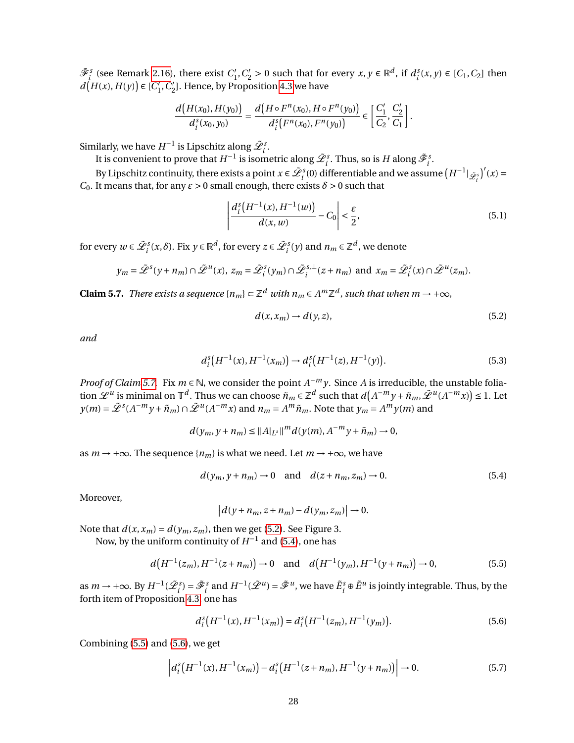$\tilde{\mathscr{F}}_i^s$ (see Remark 2.16), there exist $C_1', C_2' > 0$ such that for every $x, y \in \mathbb{R}^d$, if $d_i^s(x,y) \in [C_1, C_2]$ then $d\big(H(x), H(y)\big) \in [C_1', C_2']$. Hence, by Proposition 4.3 we have

$$\frac{d\big(H(x_0), H(y_0)\big)}{d_i^s(x_0, y_0)} = \frac{d\big(H\circ F^n(x_0), H\circ F^n(y_0)\big)}{d_i^s\big(F^n(x_0), F^n(y_0)\big)} \in \left[\frac{C_1'}{C_2}, \frac{C_2'}{C_1}\right].$$

Similarly, we have $H^{-1}$ is Lipschitz along $\tilde{\mathscr{L}}_i^s$.

It is convenient to prove that $H^{-1}$ is isometric along $\tilde{\mathscr{L}}_i^s$. Thus, so is $H$ along $\tilde{\mathscr{F}}_i^s$.

By Lipschitz continuity, there exists a point $x \in \tilde{\mathscr{L}}_i^s(0)$ differentiable and we assume $\big(H^{-1}|_{\tilde{\mathscr{L}}_i^s}\big)'(x) = C_0$. It means that, for any $\varepsilon > 0$ small enough, there exists $\delta > 0$ such that

$$\left|\frac{d_i^s\big(H^{-1}(x), H^{-1}(w)\big)}{d(x,w)} - C_0\right| < \frac{\varepsilon}{2}, \tag{5.1}$$

for every $w \in \tilde{\mathscr{L}}_i^s(x,\delta)$. Fix $y \in \mathbb{R}^d$, for every $z \in \tilde{\mathscr{L}}_i^s(y)$ and $n_m \in \mathbb{Z}^d$, we denote

$$y_m = \tilde{\mathscr{L}}^s(y+n_m) \cap \tilde{\mathscr{L}}^u(x),\; z_m = \tilde{\mathscr{L}}_i^s(y_m) \cap \tilde{\mathscr{L}}_i^{s,\perp}(z+n_m) \text{ and } x_m = \tilde{\mathscr{L}}_i^s(x) \cap \tilde{\mathscr{L}}^u(z_m).$$

**Claim 5.7.** *There exists a sequence $\{n_m\} \subset \mathbb{Z}^d$ with $n_m \in A^m\mathbb{Z}^d$, such that when $m \to +\infty$,*

$$d(x, x_m) \to d(y, z), \tag{5.2}$$

*and*

$$d_i^s\big(H^{-1}(x), H^{-1}(x_m)\big) \to d_i^s\big(H^{-1}(z), H^{-1}(y)\big). \tag{5.3}$$

*Proof of Claim 5.7.* Fix $m \in \mathbb{N}$, we consider the point $A^{-m}y$. Since $A$ is irreducible, the unstable foliation $\mathscr{L}^u$ is minimal on $\mathbb{T}^d$. Thus we can choose $\tilde{n}_m \in \mathbb{Z}^d$ such that $d\big(A^{-m}y + \tilde{n}_m, \tilde{\mathscr{L}}^u(A^{-m}x)\big) \le 1$. Let $y(m) = \tilde{\mathscr{L}}^s(A^{-m}y + \tilde{n}_m) \cap \tilde{\mathscr{L}}^u(A^{-m}x)$ and $n_m = A^m\tilde{n}_m$. Note that $y_m = A^m y(m)$ and

$$d(y_m, y+n_m) \le \|A|_{L^s}\|^m d(y(m), A^{-m}y + \tilde{n}_m) \to 0,$$

as $m \to +\infty$. The sequence $\{n_m\}$ is what we need. Let $m \to +\infty$, we have

$$d(y_m, y+n_m) \to 0 \quad \text{and} \quad d(z+n_m, z_m) \to 0. \tag{5.4}$$

Moreover,

$$\big|d(y+n_m, z+n_m) - d(y_m, z_m)\big| \to 0.$$

Note that $d(x, x_m) = d(y_m, z_m)$, then we get (5.2). See Figure 3.

Now, by the uniform continuity of $H^{-1}$ and (5.4), one has

$$d\big(H^{-1}(z_m), H^{-1}(z+n_m)\big) \to 0 \quad \text{and} \quad d\big(H^{-1}(y_m), H^{-1}(y+n_m)\big) \to 0, \tag{5.5}$$

as $m \to +\infty$. By $H^{-1}(\tilde{\mathscr{L}}_i^s) = \tilde{\mathscr{F}}_i^s$ and $H^{-1}(\tilde{\mathscr{L}}^u) = \tilde{\mathscr{F}}^u$, we have $\tilde{E}_i^s \oplus \tilde{E}^u$ is jointly integrable. Thus, by the forth item of Proposition 4.3, one has

$$d_i^s\big(H^{-1}(x), H^{-1}(x_m)\big) = d_i^s\big(H^{-1}(z_m), H^{-1}(y_m)\big). \tag{5.6}$$

Combining (5.5) and (5.6), we get

$$\Big|d_i^s\big(H^{-1}(x), H^{-1}(x_m)\big) - d_i^s\big(H^{-1}(z+n_m), H^{-1}(y+n_m)\big)\Big| \to 0. \tag{5.7}$$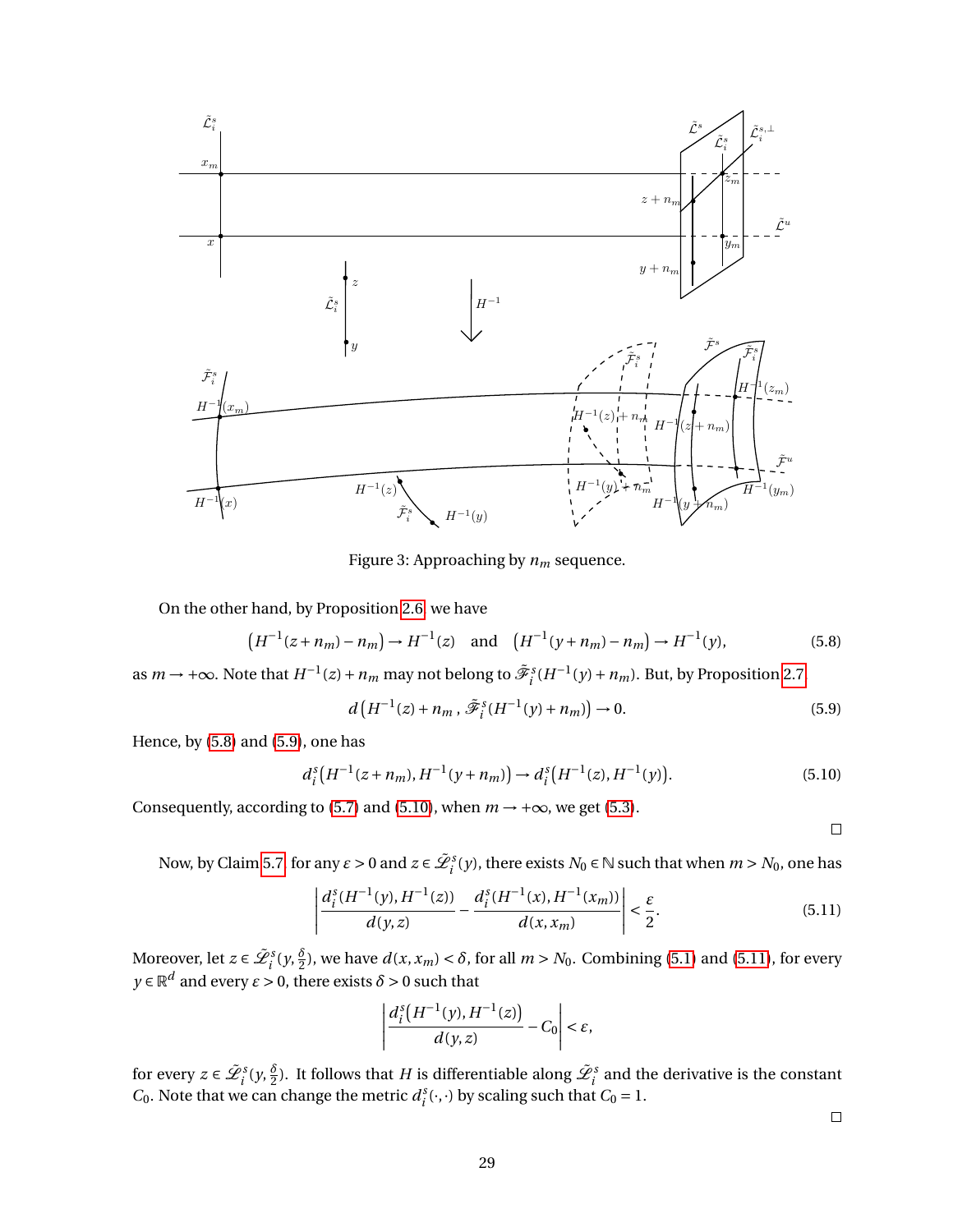Figure 3: Approaching by $n_m$ sequence.

On the other hand, by Proposition 2.6 we have

$$\left(H^{-1}(z+n_m)-n_m\right)\to H^{-1}(z) \quad \text{and} \quad \left(H^{-1}(y+n_m)-n_m\right)\to H^{-1}(y), \tag{5.8}$$

as $m\to+\infty$. Note that $H^{-1}(z)+n_m$ may not belong to $\tilde{\mathscr{F}}_i^s(H^{-1}(y)+n_m)$. But, by Proposition 2.7

$$d\left(H^{-1}(z)+n_m\,,\,\tilde{\mathscr{F}}_i^s(H^{-1}(y)+n_m)\right)\to 0. \tag{5.9}$$

Hence, by (5.8) and (5.9), one has

$$d_i^s\left(H^{-1}(z+n_m),H^{-1}(y+n_m)\right)\to d_i^s\left(H^{-1}(z),H^{-1}(y)\right). \tag{5.10}$$

Consequently, according to (5.7) and (5.10), when $m\to+\infty$, we get (5.3).

□

Now, by Claim 5.7 for any $\varepsilon>0$ and $z\in\tilde{\mathscr{L}}_i^s(y)$, there exists $N_0\in\mathbb{N}$ such that when $m>N_0$, one has

$$\left|\frac{d_i^s(H^{-1}(y),H^{-1}(z))}{d(y,z)}-\frac{d_i^s(H^{-1}(x),H^{-1}(x_m))}{d(x,x_m)}\right|<\frac{\varepsilon}{2}. \tag{5.11}$$

Moreover, let $z\in\tilde{\mathscr{L}}_i^s(y,\frac{\delta}{2})$, we have $d(x,x_m)<\delta$, for all $m>N_0$. Combining (5.1) and (5.11), for every $y\in\mathbb{R}^d$ and every $\varepsilon>0$, there exists $\delta>0$ such that

$$\left|\frac{d_i^s\left(H^{-1}(y),H^{-1}(z)\right)}{d(y,z)}-C_0\right|<\varepsilon,$$

for every $z\in\tilde{\mathscr{L}}_i^s(y,\frac{\delta}{2})$. It follows that $H$ is differentiable along $\tilde{\mathscr{L}}_i^s$ and the derivative is the constant $C_0$. Note that we can change the metric $d_i^s(\cdot,\cdot)$ by scaling such that $C_0=1$.

□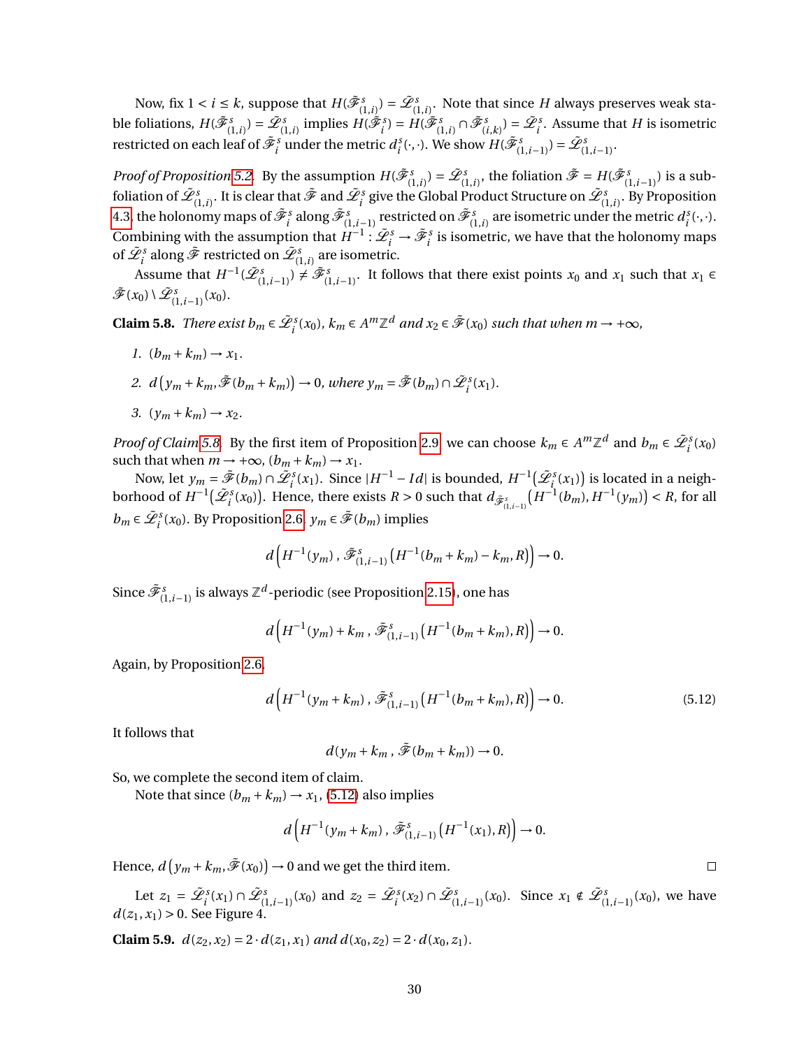Now, fix $1 < i \le k$, suppose that $H(\tilde{\mathscr{F}}^s_{(1,i)}) = \tilde{\mathscr{L}}^s_{(1,i)}$. Note that since $H$ always preserves weak stable foliations, $H(\tilde{\mathscr{F}}^s_{(1,i)}) = \tilde{\mathscr{L}}^s_{(1,i)}$ implies $H(\tilde{\mathscr{F}}^s_i) = H(\tilde{\mathscr{F}}^s_{(1,i)} \cap \tilde{\mathscr{F}}^s_{(i,k)}) = \tilde{\mathscr{L}}^s_i$. Assume that $H$ is isometric restricted on each leaf of $\tilde{\mathscr{F}}^s_i$ under the metric $d^s_i(\cdot,\cdot)$. We show $H(\tilde{\mathscr{F}}^s_{(1,i-1)}) = \tilde{\mathscr{L}}^s_{(1,i-1)}$.

*Proof of Proposition 5.2.* By the assumption $H(\tilde{\mathscr{F}}^s_{(1,i)}) = \tilde{\mathscr{L}}^s_{(1,i)}$, the foliation $\tilde{\mathscr{F}} = H(\tilde{\mathscr{F}}^s_{(1,i-1)})$ is a subfoliation of $\tilde{\mathscr{L}}^s_{(1,i)}$. It is clear that $\tilde{\mathscr{F}}$ and $\tilde{\mathscr{L}}^s_i$ give the Global Product Structure on $\tilde{\mathscr{L}}^s_{(1,i)}$. By Proposition 4.3, the holonomy maps of $\tilde{\mathscr{F}}^s_i$ along $\tilde{\mathscr{F}}^s_{(1,i-1)}$ restricted on $\tilde{\mathscr{F}}^s_{(1,i)}$ are isometric under the metric $d^s_i(\cdot,\cdot)$. Combining with the assumption that $H^{-1}: \tilde{\mathscr{L}}^s_i \to \tilde{\mathscr{F}}^s_i$ is isometric, we have that the holonomy maps of $\tilde{\mathscr{L}}^s_i$ along $\tilde{\mathscr{F}}$ restricted on $\tilde{\mathscr{L}}^s_{(1,i)}$ are isometric.

Assume that $H^{-1}(\tilde{\mathscr{L}}^s_{(1,i-1)}) \ne \tilde{\mathscr{F}}^s_{(1,i-1)}$. It follows that there exist points $x_0$ and $x_1$ such that $x_1 \in \tilde{\mathscr{F}}(x_0) \setminus \tilde{\mathscr{L}}^s_{(1,i-1)}(x_0)$.

**Claim 5.8.** *There exist $b_m \in \tilde{\mathscr{L}}^s_i(x_0)$, $k_m \in A^m\mathbb{Z}^d$ and $x_2 \in \tilde{\mathscr{F}}(x_0)$ such that when $m \to +\infty$,*

1. $(b_m + k_m) \to x_1$.
2. $d\big(y_m + k_m, \tilde{\mathscr{F}}(b_m + k_m)\big) \to 0$*, where* $y_m = \tilde{\mathscr{F}}(b_m) \cap \tilde{\mathscr{L}}^s_i(x_1)$.
3. $(y_m + k_m) \to x_2$.

*Proof of Claim 5.8.* By the first item of Proposition 2.9 we can choose $k_m \in A^m\mathbb{Z}^d$ and $b_m \in \tilde{\mathscr{L}}^s_i(x_0)$ such that when $m \to +\infty$, $(b_m + k_m) \to x_1$.

Now, let $y_m = \tilde{\mathscr{F}}(b_m) \cap \tilde{\mathscr{L}}^s_i(x_1)$. Since $|H^{-1} - Id|$ is bounded, $H^{-1}\big(\tilde{\mathscr{L}}^s_i(x_1)\big)$ is located in a neighborhood of $H^{-1}\big(\tilde{\mathscr{L}}^s_i(x_0)\big)$. Hence, there exists $R > 0$ such that $d_{\tilde{\mathscr{F}}^s_{(1,i-1)}}\big(H^{-1}(b_m), H^{-1}(y_m)\big) < R$, for all $b_m \in \tilde{\mathscr{L}}^s_i(x_0)$. By Proposition 2.6, $y_m \in \tilde{\mathscr{F}}(b_m)$ implies

$$d\Big(H^{-1}(y_m)\,,\, \tilde{\mathscr{F}}^s_{(1,i-1)}\big(H^{-1}(b_m + k_m) - k_m, R\big)\Big) \to 0.$$

Since $\tilde{\mathscr{F}}^s_{(1,i-1)}$ is always $\mathbb{Z}^d$-periodic (see Proposition 2.15), one has

$$d\Big(H^{-1}(y_m) + k_m\,,\, \tilde{\mathscr{F}}^s_{(1,i-1)}\big(H^{-1}(b_m + k_m), R\big)\Big) \to 0.$$

Again, by Proposition 2.6,

$$d\Big(H^{-1}(y_m + k_m)\,,\, \tilde{\mathscr{F}}^s_{(1,i-1)}\big(H^{-1}(b_m + k_m), R\big)\Big) \to 0. \tag{5.12}$$

It follows that

$$d\big(y_m + k_m\,,\, \tilde{\mathscr{F}}(b_m + k_m)\big) \to 0.$$

So, we complete the second item of claim.

Note that since $(b_m + k_m) \to x_1$, (5.12) also implies

$$d\Big(H^{-1}(y_m + k_m)\,,\, \tilde{\mathscr{F}}^s_{(1,i-1)}\big(H^{-1}(x_1), R\big)\Big) \to 0.$$

Hence, $d\big(y_m + k_m, \tilde{\mathscr{F}}(x_0)\big) \to 0$ and we get the third item. $\square$

Let $z_1 = \tilde{\mathscr{L}}^s_i(x_1) \cap \tilde{\mathscr{L}}^s_{(1,i-1)}(x_0)$ and $z_2 = \tilde{\mathscr{L}}^s_i(x_2) \cap \tilde{\mathscr{L}}^s_{(1,i-1)}(x_0)$. Since $x_1 \notin \tilde{\mathscr{L}}^s_{(1,i-1)}(x_0)$, we have $d(z_1, x_1) > 0$. See Figure 4.

**Claim 5.9.** $d(z_2, x_2) = 2 \cdot d(z_1, x_1)$ *and* $d(x_0, z_2) = 2 \cdot d(x_0, z_1)$.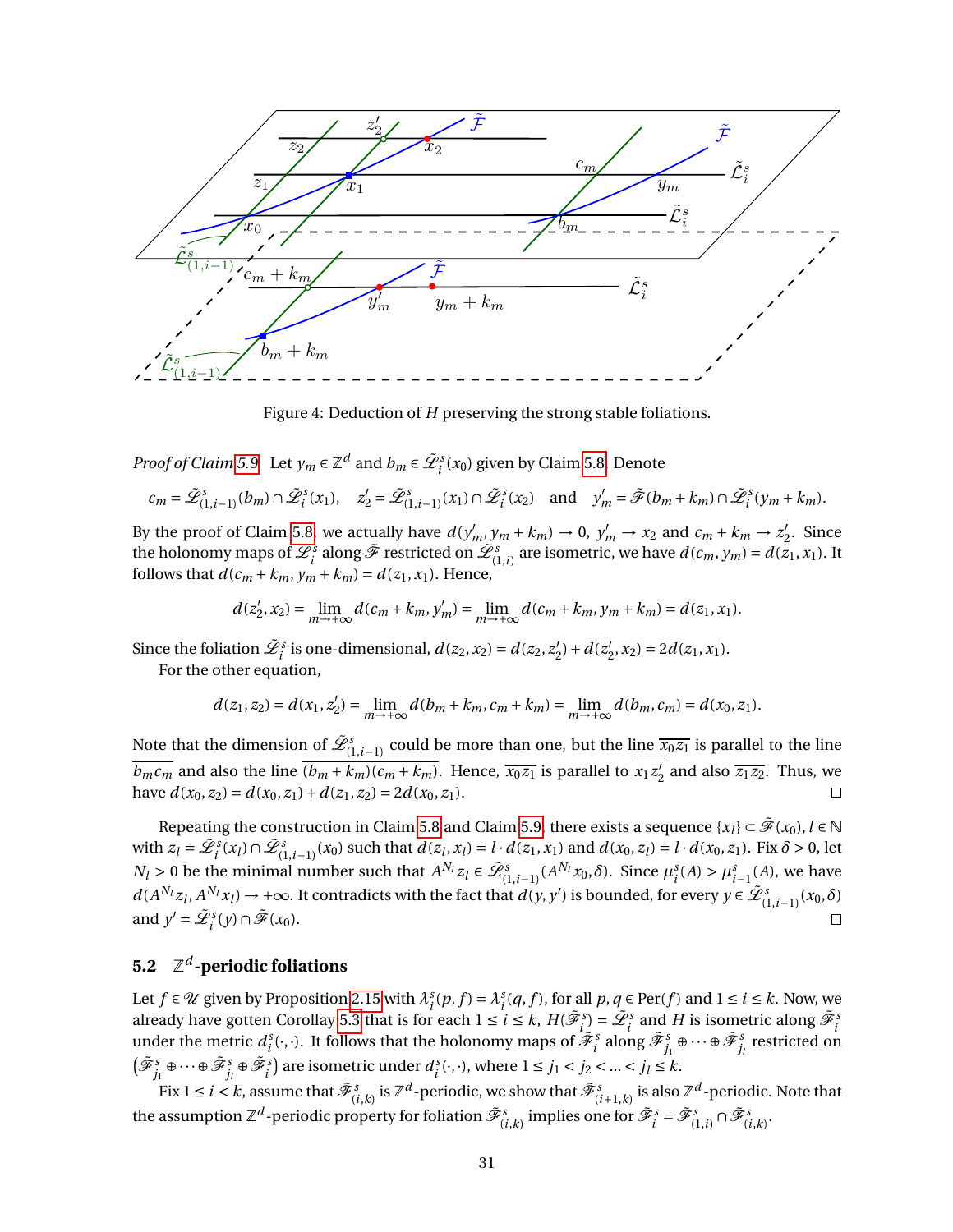Figure 4: Deduction of $H$ preserving the strong stable foliations.

*Proof of Claim 5.9.* Let $y_m \in \mathbb{Z}^d$ and $b_m \in \tilde{\mathscr{L}}_i^s(x_0)$ given by Claim 5.8. Denote

$$c_m = \tilde{\mathscr{L}}^s_{(1,i-1)}(b_m) \cap \tilde{\mathscr{L}}_i^s(x_1), \quad z_2' = \tilde{\mathscr{L}}^s_{(1,i-1)}(x_1) \cap \tilde{\mathscr{L}}_i^s(x_2) \quad \text{and} \quad y_m' = \tilde{\mathscr{F}}(b_m + k_m) \cap \tilde{\mathscr{L}}_i^s(y_m + k_m).$$

By the proof of Claim 5.8, we actually have $d(y_m', y_m + k_m) \to 0$, $y_m' \to x_2$ and $c_m + k_m \to z_2'$. Since the holonomy maps of $\tilde{\mathscr{L}}_i^s$ along $\tilde{\mathscr{F}}$ restricted on $\tilde{\mathscr{L}}^s_{(1,i)}$ are isometric, we have $d(c_m, y_m) = d(z_1, x_1)$. It follows that $d(c_m + k_m, y_m + k_m) = d(z_1, x_1)$. Hence,

$$d(z_2', x_2) = \lim_{m\to+\infty} d(c_m + k_m, y_m') = \lim_{m\to+\infty} d(c_m + k_m, y_m + k_m) = d(z_1, x_1).$$

Since the foliation $\tilde{\mathscr{L}}_i^s$ is one-dimensional, $d(z_2, x_2) = d(z_2, z_2') + d(z_2', x_2) = 2d(z_1, x_1)$.

For the other equation,

$$d(z_1, z_2) = d(x_1, z_2') = \lim_{m\to+\infty} d(b_m + k_m, c_m + k_m) = \lim_{m\to+\infty} d(b_m, c_m) = d(x_0, z_1).$$

Note that the dimension of $\tilde{\mathscr{L}}^s_{(1,i-1)}$ could be more than one, but the line $\overline{x_0 z_1}$ is parallel to the line $\overline{b_m c_m}$ and also the line $\overline{(b_m + k_m)(c_m + k_m)}$. Hence, $\overline{x_0 z_1}$ is parallel to $\overline{x_1 z_2'}$ and also $\overline{z_1 z_2}$. Thus, we have $d(x_0, z_2) = d(x_0, z_1) + d(z_1, z_2) = 2d(x_0, z_1)$. □

Repeating the construction in Claim 5.8 and Claim 5.9, there exists a sequence $\{x_l\} \subset \tilde{\mathscr{F}}(x_0)$, $l \in \mathbb{N}$ with $z_l = \tilde{\mathscr{L}}_i^s(x_l) \cap \tilde{\mathscr{L}}^s_{(1,i-1)}(x_0)$ such that $d(z_l, x_l) = l \cdot d(z_1, x_1)$ and $d(x_0, z_l) = l \cdot d(x_0, z_1)$. Fix $\delta > 0$, let $N_l > 0$ be the minimal number such that $A^{N_l} z_l \in \tilde{\mathscr{L}}^s_{(1,i-1)}(A^{N_l} x_0, \delta)$. Since $\mu_i^s(A) > \mu_{i-1}^s(A)$, we have $d(A^{N_l} z_l, A^{N_l} x_l) \to +\infty$. It contradicts with the fact that $d(y, y')$ is bounded, for every $y \in \tilde{\mathscr{L}}^s_{(1,i-1)}(x_0, \delta)$ and $y' = \tilde{\mathscr{L}}_i^s(y) \cap \tilde{\mathscr{F}}(x_0)$. □

## 5.2 $\mathbb{Z}^d$-periodic foliations

Let $f \in \mathscr{U}$ given by Proposition 2.15 with $\lambda_i^s(p, f) = \lambda_i^s(q, f)$, for all $p, q \in \text{Per}(f)$ and $1 \le i \le k$. Now, we already have gotten Corollay 5.3 that is for each $1 \le i \le k$, $H(\tilde{\mathscr{F}}_i^s) = \tilde{\mathscr{L}}_i^s$ and $H$ is isometric along $\tilde{\mathscr{F}}_i^s$ under the metric $d_i^s(\cdot,\cdot)$. It follows that the holonomy maps of $\tilde{\mathscr{F}}_i^s$ along $\tilde{\mathscr{F}}_{j_1}^s \oplus \cdots \oplus \tilde{\mathscr{F}}_{j_l}^s$ restricted on $\big(\tilde{\mathscr{F}}_{j_1}^s \oplus \cdots \oplus \tilde{\mathscr{F}}_{j_l}^s \oplus \tilde{\mathscr{F}}_i^s\big)$ are isometric under $d_i^s(\cdot,\cdot)$, where $1 \le j_1 < j_2 < \ldots < j_l \le k$.

Fix $1 \le i < k$, assume that $\tilde{\mathscr{F}}^s_{(i,k)}$ is $\mathbb{Z}^d$-periodic, we show that $\tilde{\mathscr{F}}^s_{(i+1,k)}$ is also $\mathbb{Z}^d$-periodic. Note that the assumption $\mathbb{Z}^d$-periodic property for foliation $\tilde{\mathscr{F}}^s_{(i,k)}$ implies one for $\tilde{\mathscr{F}}_i^s = \tilde{\mathscr{F}}^s_{(1,i)} \cap \tilde{\mathscr{F}}^s_{(i,k)}$.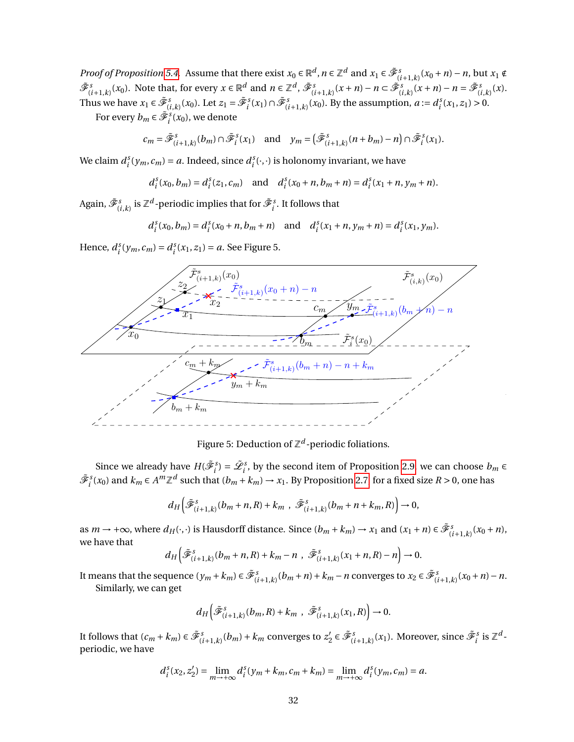*Proof of Proposition 5.4.* Assume that there exist $x_0 \in \mathbb{R}^d$, $n \in \mathbb{Z}^d$ and $x_1 \in \tilde{\mathscr{F}}^s_{(i+1,k)}(x_0+n)-n$, but $x_1 \notin \tilde{\mathscr{F}}^s_{(i+1,k)}(x_0)$. Note that, for every $x \in \mathbb{R}^d$ and $n \in \mathbb{Z}^d$, $\tilde{\mathscr{F}}^s_{(i+1,k)}(x+n)-n \subset \tilde{\mathscr{F}}^s_{(i,k)}(x+n)-n = \tilde{\mathscr{F}}^s_{(i,k)}(x)$. Thus we have $x_1 \in \tilde{\mathscr{F}}^s_{(i,k)}(x_0)$. Let $z_1 = \tilde{\mathscr{F}}^s_i(x_1) \cap \tilde{\mathscr{F}}^s_{(i+1,k)}(x_0)$. By the assumption, $a := d^s_i(x_1, z_1) > 0$.

For every $b_m \in \tilde{\mathscr{F}}^s_i(x_0)$, we denote

$$c_m = \tilde{\mathscr{F}}^s_{(i+1,k)}(b_m) \cap \tilde{\mathscr{F}}^s_i(x_1) \quad \text{and} \quad y_m = \big(\tilde{\mathscr{F}}^s_{(i+1,k)}(n+b_m)-n\big) \cap \tilde{\mathscr{F}}^s_i(x_1).$$

We claim $d^s_i(y_m, c_m) = a$. Indeed, since $d^s_i(\cdot,\cdot)$ is holonomy invariant, we have

$$d^s_i(x_0, b_m) = d^s_i(z_1, c_m) \quad \text{and} \quad d^s_i(x_0+n, b_m+n) = d^s_i(x_1+n, y_m+n).$$

Again, $\tilde{\mathscr{F}}^s_{(i,k)}$ is $\mathbb{Z}^d$-periodic implies that for $\tilde{\mathscr{F}}^s_i$. It follows that

$$d^s_i(x_0, b_m) = d^s_i(x_0+n, b_m+n) \quad \text{and} \quad d^s_i(x_1+n, y_m+n) = d^s_i(x_1, y_m).$$

Hence, $d^s_i(y_m, c_m) = d^s_i(x_1, z_1) = a$. See Figure 5.

Figure 5: Deduction of $\mathbb{Z}^d$-periodic foliations.

Since we already have $H(\tilde{\mathscr{F}}^s_i) = \tilde{\mathscr{L}}^s_i$, by the second item of Proposition 2.9, we can choose $b_m \in \tilde{\mathscr{F}}^s_i(x_0)$ and $k_m \in A^m\mathbb{Z}^d$ such that $(b_m + k_m) \to x_1$. By Proposition 2.7, for a fixed size $R > 0$, one has

$$d_H\Big(\tilde{\mathscr{F}}^s_{(i+1,k)}(b_m+n, R) + k_m \ , \ \tilde{\mathscr{F}}^s_{(i+1,k)}(b_m+n+k_m, R)\Big) \to 0,$$

as $m \to +\infty$, where $d_H(\cdot,\cdot)$ is Hausdorff distance. Since $(b_m+k_m) \to x_1$ and $(x_1+n) \in \tilde{\mathscr{F}}^s_{(i+1,k)}(x_0+n)$, we have that

$$d_H\Big(\tilde{\mathscr{F}}^s_{(i+1,k)}(b_m+n, R) + k_m - n \ , \ \tilde{\mathscr{F}}^s_{(i+1,k)}(x_1+n, R) - n\Big) \to 0.$$

It means that the sequence $(y_m + k_m) \in \tilde{\mathscr{F}}^s_{(i+1,k)}(b_m+n) + k_m - n$ converges to $x_2 \in \tilde{\mathscr{F}}^s_{(i+1,k)}(x_0+n) - n$.

Similarly, we can get

$$d_H\Big(\tilde{\mathscr{F}}^s_{(i+1,k)}(b_m, R) + k_m \ , \ \tilde{\mathscr{F}}^s_{(i+1,k)}(x_1, R)\Big) \to 0.$$

It follows that $(c_m + k_m) \in \tilde{\mathscr{F}}^s_{(i+1,k)}(b_m) + k_m$ converges to $z'_2 \in \tilde{\mathscr{F}}^s_{(i+1,k)}(x_1)$. Moreover, since $\tilde{\mathscr{F}}^s_i$ is $\mathbb{Z}^d$-periodic, we have

$$d^s_i(x_2, z'_2) = \lim_{m\to+\infty} d^s_i(y_m+k_m, c_m+k_m) = \lim_{m\to+\infty} d^s_i(y_m, c_m) = a.$$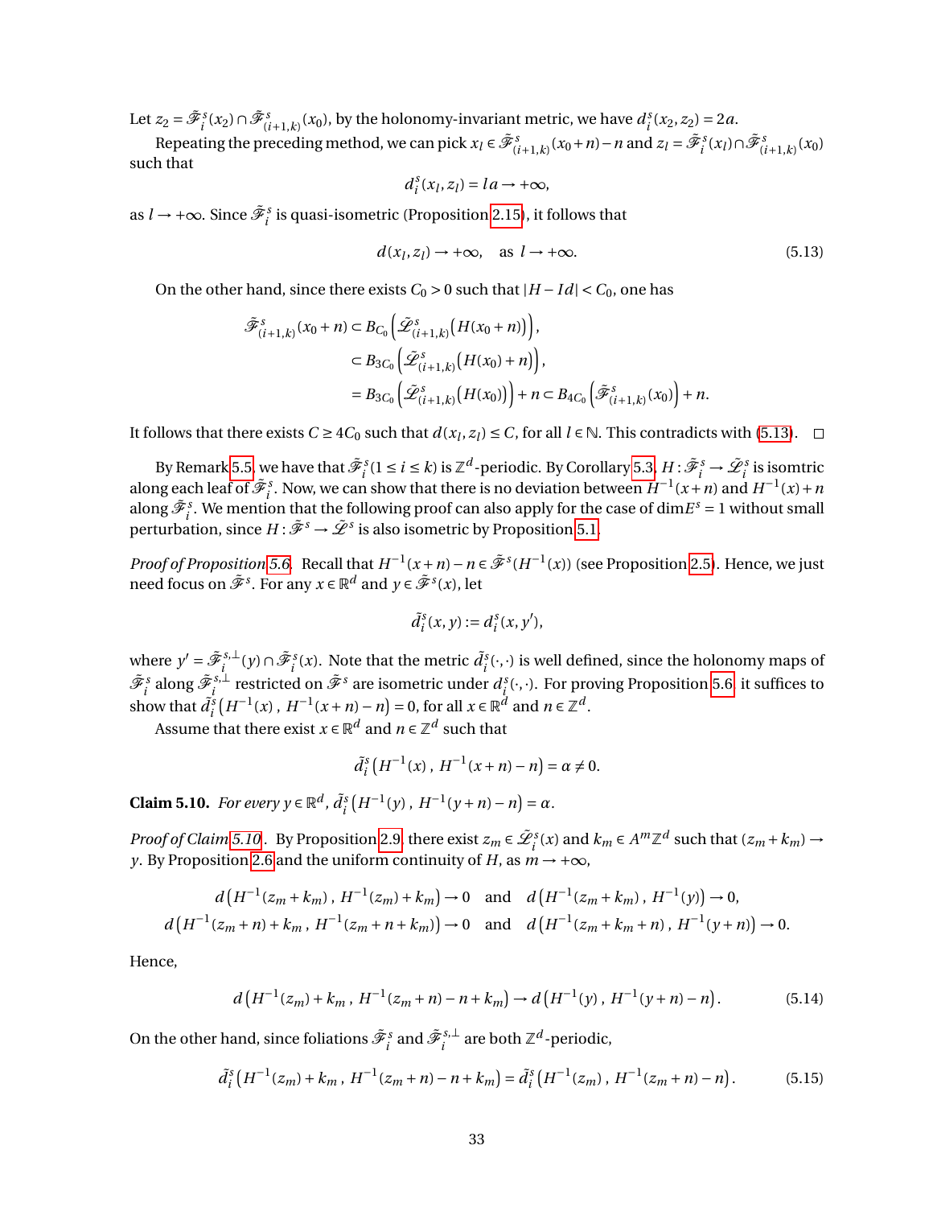Let $z_2 = \tilde{\mathscr{F}}_i^s(x_2) \cap \tilde{\mathscr{F}}_{(i+1,k)}^s(x_0)$, by the holonomy-invariant metric, we have $d_i^s(x_2, z_2) = 2a$.

Repeating the preceding method, we can pick $x_l \in \tilde{\mathscr{F}}_{(i+1,k)}^s(x_0+n) - n$ and $z_l = \tilde{\mathscr{F}}_i^s(x_l) \cap \tilde{\mathscr{F}}_{(i+1,k)}^s(x_0)$ such that

$$d_i^s(x_l, z_l) = la \to +\infty,$$

as $l \to +\infty$. Since $\tilde{\mathscr{F}}_i^s$ is quasi-isometric (Proposition 2.15), it follows that

$$d(x_l, z_l) \to +\infty, \quad \text{as } l \to +\infty. \tag{5.13}$$

On the other hand, since there exists $C_0 > 0$ such that $|H - Id| < C_0$, one has

$$\begin{aligned}
\tilde{\mathscr{F}}_{(i+1,k)}^s(x_0+n) &\subset B_{C_0}\left(\tilde{\mathscr{L}}_{(i+1,k)}^s\big(H(x_0+n)\big)\right),\\
&\subset B_{3C_0}\left(\tilde{\mathscr{L}}_{(i+1,k)}^s\big(H(x_0)+n\big)\right),\\
&= B_{3C_0}\left(\tilde{\mathscr{L}}_{(i+1,k)}^s\big(H(x_0)\big)\right) + n \subset B_{4C_0}\left(\tilde{\mathscr{F}}_{(i+1,k)}^s(x_0)\right) + n.
\end{aligned}$$

It follows that there exists $C \geq 4C_0$ such that $d(x_l, z_l) \leq C$, for all $l \in \mathbb{N}$. This contradicts with (5.13). $\square$

By Remark 5.5, we have that $\tilde{\mathscr{F}}_i^s (1 \leq i \leq k)$ is $\mathbb{Z}^d$-periodic. By Corollary 5.3, $H : \tilde{\mathscr{F}}_i^s \to \tilde{\mathscr{L}}_i^s$ is isomtric along each leaf of $\tilde{\mathscr{F}}_i^s$. Now, we can show that there is no deviation between $H^{-1}(x+n)$ and $H^{-1}(x)+n$ along $\tilde{\mathscr{F}}_i^s$. We mention that the following proof can also apply for the case of $\dim E^s = 1$ without small perturbation, since $H : \tilde{\mathscr{F}}^s \to \tilde{\mathscr{L}}^s$ is also isometric by Proposition 5.1.

*Proof of Proposition 5.6.* Recall that $H^{-1}(x+n) - n \in \tilde{\mathscr{F}}^s(H^{-1}(x))$ (see Proposition 2.5). Hence, we just need focus on $\tilde{\mathscr{F}}^s$. For any $x \in \mathbb{R}^d$ and $y \in \tilde{\mathscr{F}}^s(x)$, let

$$\tilde{d}_i^s(x, y) := d_i^s(x, y'),$$

where $y' = \tilde{\mathscr{F}}_i^{s,\perp}(y) \cap \tilde{\mathscr{F}}_i^s(x)$. Note that the metric $\tilde{d}_i^s(\cdot,\cdot)$ is well defined, since the holonomy maps of $\tilde{\mathscr{F}}_i^s$ along $\tilde{\mathscr{F}}_i^{s,\perp}$ restricted on $\tilde{\mathscr{F}}^s$ are isometric under $d_i^s(\cdot,\cdot)$. For proving Proposition 5.6, it suffices to show that $\tilde{d}_i^s\left(H^{-1}(x)\,,\, H^{-1}(x+n)-n\right) = 0$, for all $x \in \mathbb{R}^d$ and $n \in \mathbb{Z}^d$.

Assume that there exist $x \in \mathbb{R}^d$ and $n \in \mathbb{Z}^d$ such that

$$\tilde{d}_i^s\left(H^{-1}(x)\,,\, H^{-1}(x+n)-n\right) = \alpha \neq 0.$$

**Claim 5.10.** *For every $y \in \mathbb{R}^d$, $\tilde{d}_i^s\left(H^{-1}(y)\,,\, H^{-1}(y+n)-n\right) = \alpha$.*

*Proof of Claim 5.10.* By Proposition 2.9, there exist $z_m \in \tilde{\mathscr{L}}_i^s(x)$ and $k_m \in A^m\mathbb{Z}^d$ such that $(z_m + k_m) \to y$. By Proposition 2.6 and the uniform continuity of $H$, as $m \to +\infty$,

$$\begin{aligned}
d\left(H^{-1}(z_m+k_m)\,,\, H^{-1}(z_m)+k_m\right) \to 0 \quad &\text{and} \quad d\left(H^{-1}(z_m+k_m)\,,\, H^{-1}(y)\right) \to 0,\\
d\left(H^{-1}(z_m+n)+k_m\,,\, H^{-1}(z_m+n+k_m)\right) \to 0 \quad &\text{and} \quad d\left(H^{-1}(z_m+k_m+n)\,,\, H^{-1}(y+n)\right) \to 0.
\end{aligned}$$

Hence,

$$d\left(H^{-1}(z_m)+k_m\,,\, H^{-1}(z_m+n)-n+k_m\right) \to d\left(H^{-1}(y)\,,\, H^{-1}(y+n)-n\right). \tag{5.14}$$

On the other hand, since foliations $\tilde{\mathscr{F}}_i^s$ and $\tilde{\mathscr{F}}_i^{s,\perp}$ are both $\mathbb{Z}^d$-periodic,

$$\tilde{d}_i^s\left(H^{-1}(z_m)+k_m\,,\, H^{-1}(z_m+n)-n+k_m\right) = \tilde{d}_i^s\left(H^{-1}(z_m)\,,\, H^{-1}(z_m+n)-n\right). \tag{5.15}$$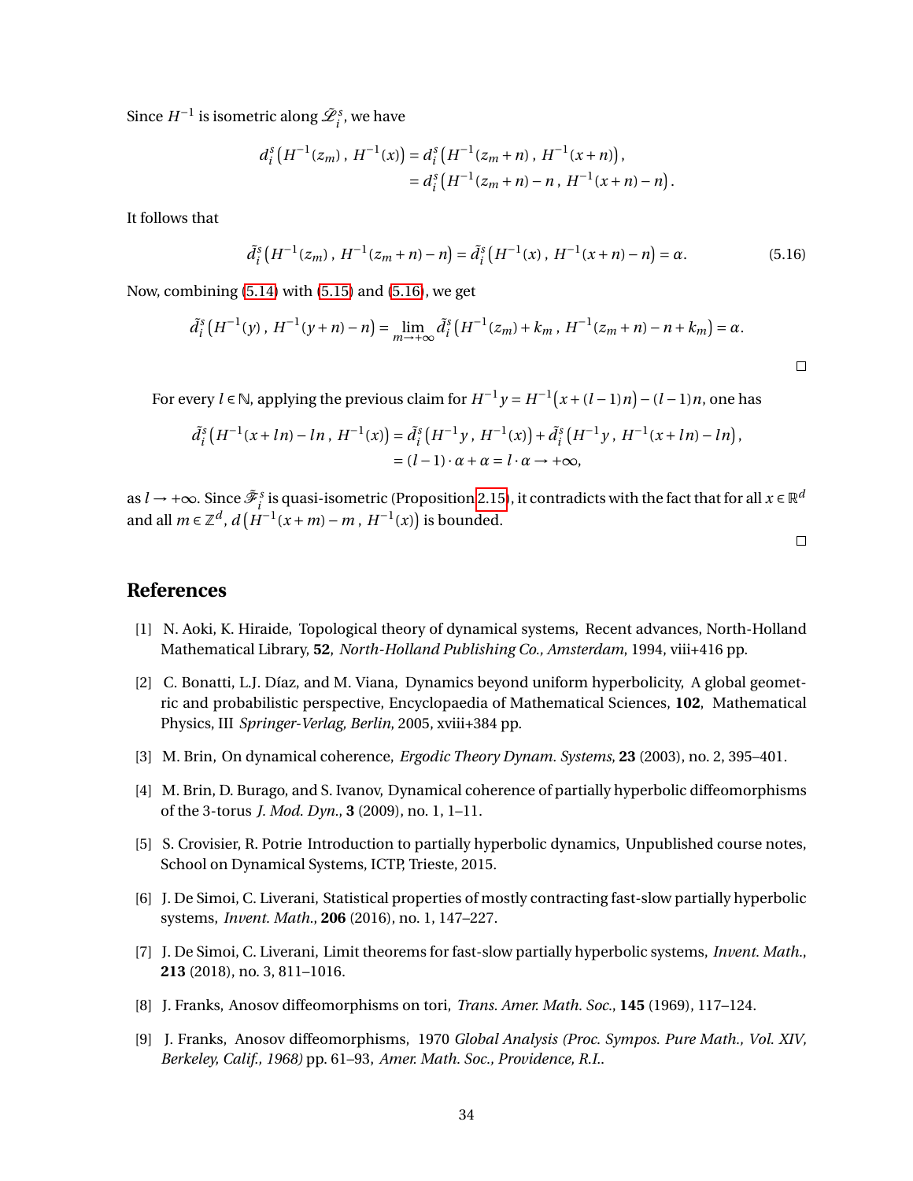Since $H^{-1}$ is isometric along $\tilde{\mathscr{L}}_i^s$, we have

$$
\begin{aligned}
d_i^s\big(H^{-1}(z_m)\,,\,H^{-1}(x)\big) &= d_i^s\big(H^{-1}(z_m+n)\,,\,H^{-1}(x+n)\big),\\
&= d_i^s\big(H^{-1}(z_m+n)-n\,,\,H^{-1}(x+n)-n\big).
\end{aligned}
$$

It follows that

$$
\tilde{d}_i^s\big(H^{-1}(z_m)\,,\,H^{-1}(z_m+n)-n\big) = \tilde{d}_i^s\big(H^{-1}(x)\,,\,H^{-1}(x+n)-n\big) = \alpha. \tag{5.16}
$$

Now, combining (5.14) with (5.15) and (5.16), we get

$$
\tilde{d}_i^s\big(H^{-1}(y)\,,\,H^{-1}(y+n)-n\big) = \lim_{m\to+\infty} \tilde{d}_i^s\big(H^{-1}(z_m)+k_m\,,\,H^{-1}(z_m+n)-n+k_m\big) = \alpha.
$$

□

For every $l\in\mathbb{N}$, applying the previous claim for $H^{-1}y = H^{-1}\big(x+(l-1)n\big)-(l-1)n$, one has

$$
\begin{aligned}
\tilde{d}_i^s\big(H^{-1}(x+ln)-ln\,,\,H^{-1}(x)\big) &= \tilde{d}_i^s\big(H^{-1}y\,,\,H^{-1}(x)\big)+\tilde{d}_i^s\big(H^{-1}y\,,\,H^{-1}(x+ln)-ln\big),\\
&= (l-1)\cdot\alpha+\alpha = l\cdot\alpha \to +\infty,
\end{aligned}
$$

as $l\to+\infty$. Since $\tilde{\mathscr{F}}_i^s$ is quasi-isometric (Proposition 2.15), it contradicts with the fact that for all $x\in\mathbb{R}^d$ and all $m\in\mathbb{Z}^d$, $d\big(H^{-1}(x+m)-m\,,\,H^{-1}(x)\big)$ is bounded.

□

## References

[1] N. Aoki, K. Hiraide, Topological theory of dynamical systems, Recent advances, North-Holland Mathematical Library, **52**, *North-Holland Publishing Co., Amsterdam*, 1994, viii+416 pp.

[2] C. Bonatti, L.J. Díaz, and M. Viana, Dynamics beyond uniform hyperbolicity, A global geometric and probabilistic perspective, Encyclopaedia of Mathematical Sciences, **102**, Mathematical Physics, III *Springer-Verlag, Berlin*, 2005, xviii+384 pp.

[3] M. Brin, On dynamical coherence, *Ergodic Theory Dynam. Systems*, **23** (2003), no. 2, 395–401.

[4] M. Brin, D. Burago, and S. Ivanov, Dynamical coherence of partially hyperbolic diffeomorphisms of the 3-torus *J. Mod. Dyn.*, **3** (2009), no. 1, 1–11.

[5] S. Crovisier, R. Potrie Introduction to partially hyperbolic dynamics, Unpublished course notes, School on Dynamical Systems, ICTP, Trieste, 2015.

[6] J. De Simoi, C. Liverani, Statistical properties of mostly contracting fast-slow partially hyperbolic systems, *Invent. Math.*, **206** (2016), no. 1, 147–227.

[7] J. De Simoi, C. Liverani, Limit theorems for fast-slow partially hyperbolic systems, *Invent. Math.*, **213** (2018), no. 3, 811–1016.

[8] J. Franks, Anosov diffeomorphisms on tori, *Trans. Amer. Math. Soc.*, **145** (1969), 117–124.

[9] J. Franks, Anosov diffeomorphisms, 1970 *Global Analysis (Proc. Sympos. Pure Math., Vol. XIV, Berkeley, Calif., 1968)* pp. 61–93, *Amer. Math. Soc., Providence, R.I.*.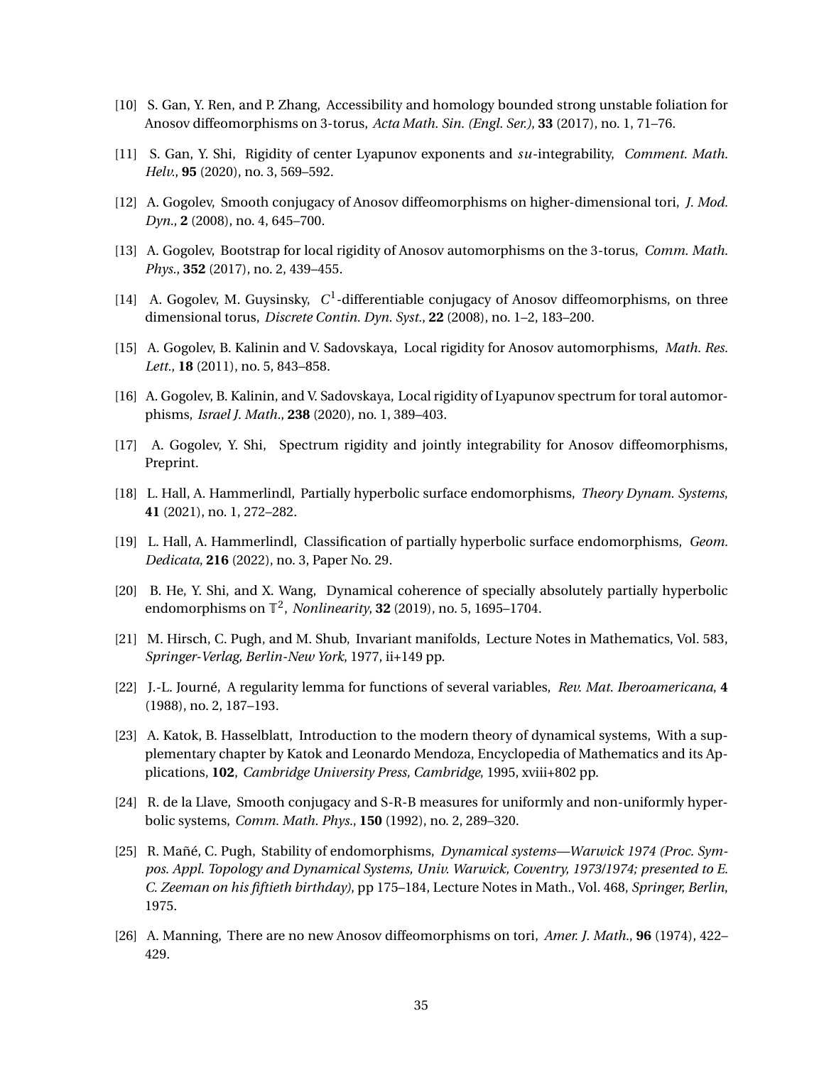[10] S. Gan, Y. Ren, and P. Zhang, Accessibility and homology bounded strong unstable foliation for Anosov diffeomorphisms on 3-torus, *Acta Math. Sin. (Engl. Ser.)*, **33** (2017), no. 1, 71–76.

[11] S. Gan, Y. Shi, Rigidity of center Lyapunov exponents and $su$-integrability, *Comment. Math. Helv.*, **95** (2020), no. 3, 569–592.

[12] A. Gogolev, Smooth conjugacy of Anosov diffeomorphisms on higher-dimensional tori, *J. Mod. Dyn.*, **2** (2008), no. 4, 645–700.

[13] A. Gogolev, Bootstrap for local rigidity of Anosov automorphisms on the 3-torus, *Comm. Math. Phys.*, **352** (2017), no. 2, 439–455.

[14] A. Gogolev, M. Guysinsky, $C^1$-differentiable conjugacy of Anosov diffeomorphisms, on three dimensional torus, *Discrete Contin. Dyn. Syst.*, **22** (2008), no. 1–2, 183–200.

[15] A. Gogolev, B. Kalinin and V. Sadovskaya, Local rigidity for Anosov automorphisms, *Math. Res. Lett.*, **18** (2011), no. 5, 843–858.

[16] A. Gogolev, B. Kalinin, and V. Sadovskaya, Local rigidity of Lyapunov spectrum for toral automorphisms, *Israel J. Math.*, **238** (2020), no. 1, 389–403.

[17] A. Gogolev, Y. Shi, Spectrum rigidity and jointly integrability for Anosov diffeomorphisms, Preprint.

[18] L. Hall, A. Hammerlindl, Partially hyperbolic surface endomorphisms, *Theory Dynam. Systems*, **41** (2021), no. 1, 272–282.

[19] L. Hall, A. Hammerlindl, Classification of partially hyperbolic surface endomorphisms, *Geom. Dedicata*, **216** (2022), no. 3, Paper No. 29.

[20] B. He, Y. Shi, and X. Wang, Dynamical coherence of specially absolutely partially hyperbolic endomorphisms on $\mathbb{T}^2$, *Nonlinearity*, **32** (2019), no. 5, 1695–1704.

[21] M. Hirsch, C. Pugh, and M. Shub, Invariant manifolds, Lecture Notes in Mathematics, Vol. 583, *Springer-Verlag, Berlin-New York*, 1977, ii+149 pp.

[22] J.-L. Journé, A regularity lemma for functions of several variables, *Rev. Mat. Iberoamericana*, **4** (1988), no. 2, 187–193.

[23] A. Katok, B. Hasselblatt, Introduction to the modern theory of dynamical systems, With a supplementary chapter by Katok and Leonardo Mendoza, Encyclopedia of Mathematics and its Applications, **102**, *Cambridge University Press, Cambridge*, 1995, xviii+802 pp.

[24] R. de la Llave, Smooth conjugacy and S-R-B measures for uniformly and non-uniformly hyperbolic systems, *Comm. Math. Phys.*, **150** (1992), no. 2, 289–320.

[25] R. Mañé, C. Pugh, Stability of endomorphisms, *Dynamical systems—Warwick 1974 (Proc. Sympos. Appl. Topology and Dynamical Systems, Univ. Warwick, Coventry, 1973/1974; presented to E. C. Zeeman on his fiftieth birthday)*, pp 175–184, Lecture Notes in Math., Vol. 468, *Springer, Berlin*, 1975.

[26] A. Manning, There are no new Anosov diffeomorphisms on tori, *Amer. J. Math.*, **96** (1974), 422–429.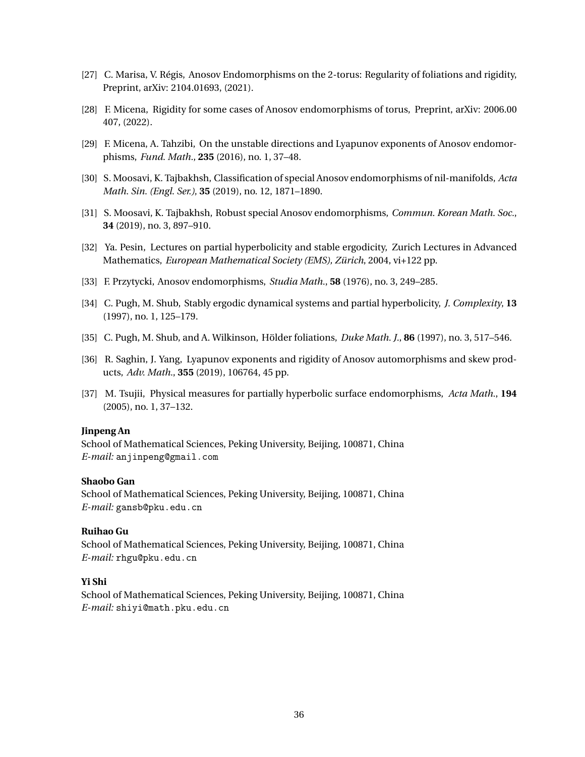[27] C. Marisa, V. Régis, Anosov Endomorphisms on the 2-torus: Regularity of foliations and rigidity, Preprint, arXiv: 2104.01693, (2021).

[28] F. Micena, Rigidity for some cases of Anosov endomorphisms of torus, Preprint, arXiv: 2006.00 407, (2022).

[29] F. Micena, A. Tahzibi, On the unstable directions and Lyapunov exponents of Anosov endomorphisms, *Fund. Math.*, **235** (2016), no. 1, 37–48.

[30] S. Moosavi, K. Tajbakhsh, Classification of special Anosov endomorphisms of nil-manifolds, *Acta Math. Sin. (Engl. Ser.)*, **35** (2019), no. 12, 1871–1890.

[31] S. Moosavi, K. Tajbakhsh, Robust special Anosov endomorphisms, *Commun. Korean Math. Soc.*, **34** (2019), no. 3, 897–910.

[32] Ya. Pesin, Lectures on partial hyperbolicity and stable ergodicity, Zurich Lectures in Advanced Mathematics, *European Mathematical Society (EMS), Zürich*, 2004, vi+122 pp.

[33] F. Przytycki, Anosov endomorphisms, *Studia Math.*, **58** (1976), no. 3, 249–285.

[34] C. Pugh, M. Shub, Stably ergodic dynamical systems and partial hyperbolicity, *J. Complexity*, **13** (1997), no. 1, 125–179.

[35] C. Pugh, M. Shub, and A. Wilkinson, Hölder foliations, *Duke Math. J.*, **86** (1997), no. 3, 517–546.

[36] R. Saghin, J. Yang, Lyapunov exponents and rigidity of Anosov automorphisms and skew products, *Adv. Math.*, **355** (2019), 106764, 45 pp.

[37] M. Tsujii, Physical measures for partially hyperbolic surface endomorphisms, *Acta Math.*, **194** (2005), no. 1, 37–132.

**Jinpeng An**
School of Mathematical Sciences, Peking University, Beijing, 100871, China
*E-mail:* anjinpeng@gmail.com

**Shaobo Gan**
School of Mathematical Sciences, Peking University, Beijing, 100871, China
*E-mail:* gansb@pku.edu.cn

**Ruihao Gu**
School of Mathematical Sciences, Peking University, Beijing, 100871, China
*E-mail:* rhgu@pku.edu.cn

**Yi Shi**
School of Mathematical Sciences, Peking University, Beijing, 100871, China
*E-mail:* shiyi@math.pku.edu.cn